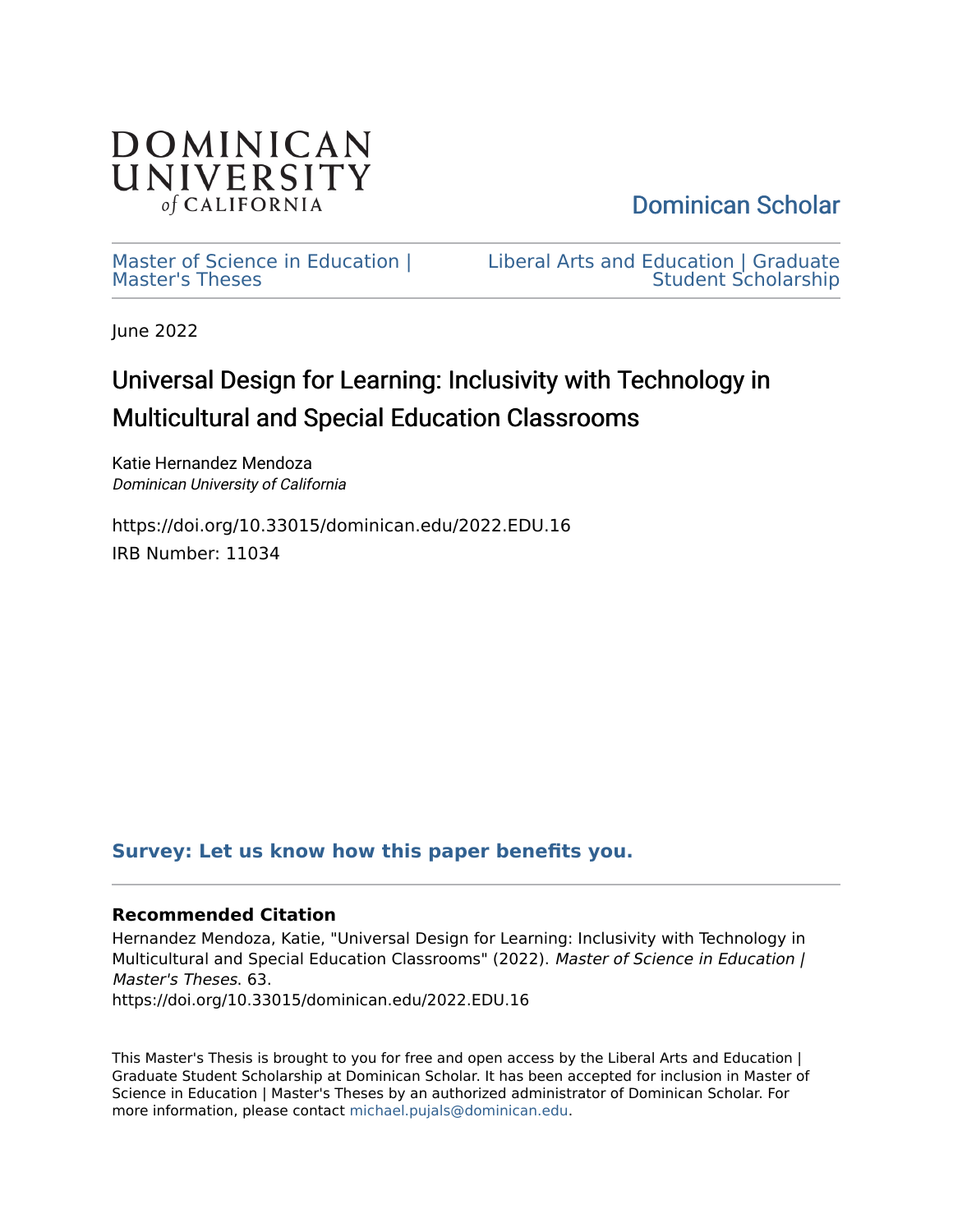DOMINICAN UNIVERSITY of CALIFORNIA

Dominican Scholar

Master of Science in Education | Master's Theses

Liberal Arts and Education | Graduate Student Scholarship

June 2022

# Universal Design for Learning: Inclusivity with Technology in Multicultural and Special Education Classrooms

Katie Hernandez Mendoza
*Dominican University of California*

https://doi.org/10.33015/dominican.edu/2022.EDU.16
IRB Number: 11034

**Survey: Let us know how this paper benefits you.**

**Recommended Citation**

Hernandez Mendoza, Katie, "Universal Design for Learning: Inclusivity with Technology in Multicultural and Special Education Classrooms" (2022). *Master of Science in Education | Master's Theses*. 63.
https://doi.org/10.33015/dominican.edu/2022.EDU.16

This Master's Thesis is brought to you for free and open access by the Liberal Arts and Education | Graduate Student Scholarship at Dominican Scholar. It has been accepted for inclusion in Master of Science in Education | Master's Theses by an authorized administrator of Dominican Scholar. For more information, please contact michael.pujals@dominican.edu.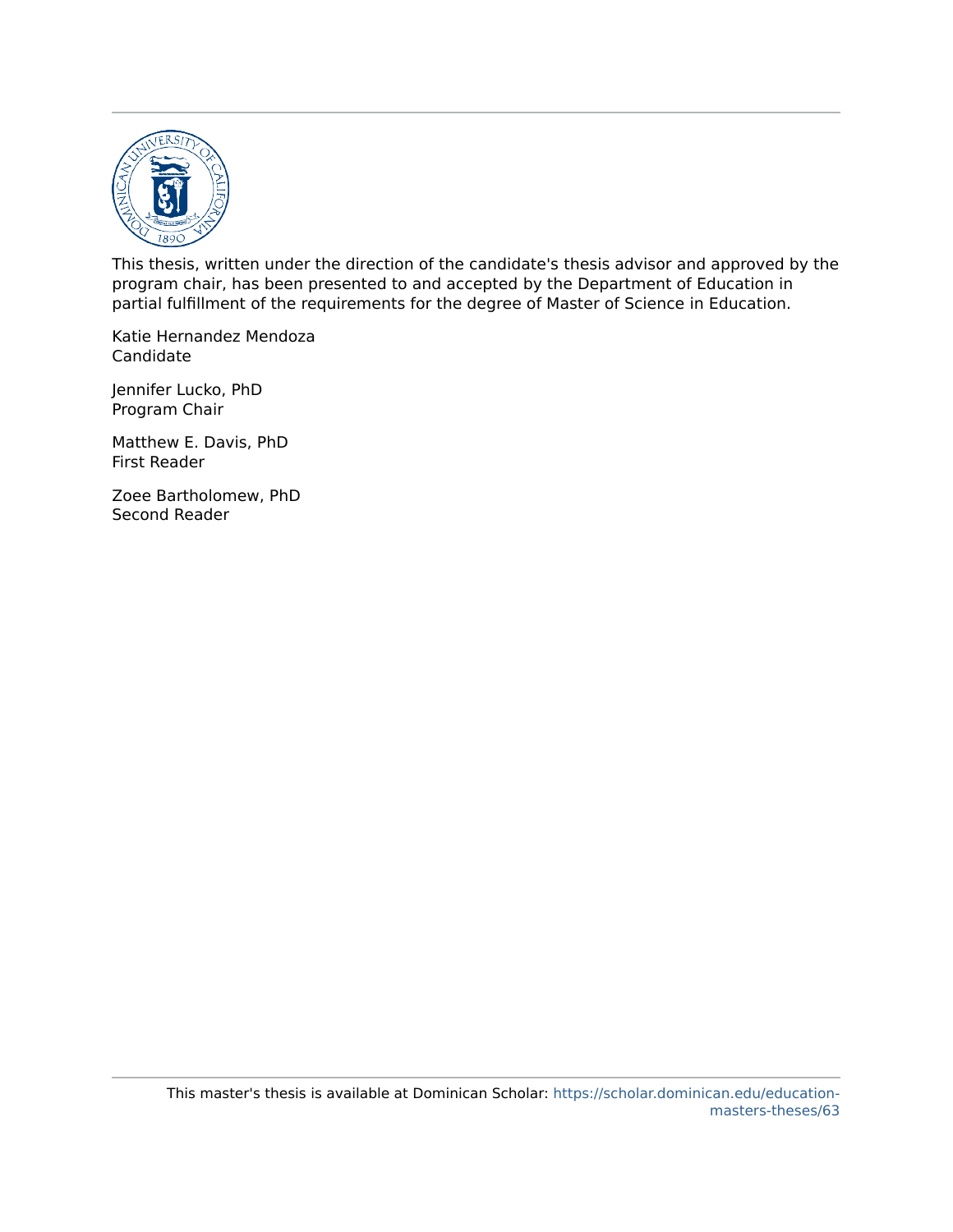This thesis, written under the direction of the candidate's thesis advisor and approved by the program chair, has been presented to and accepted by the Department of Education in partial fulfillment of the requirements for the degree of Master of Science in Education.

Katie Hernandez Mendoza
Candidate

Jennifer Lucko, PhD
Program Chair

Matthew E. Davis, PhD
First Reader

Zoee Bartholomew, PhD
Second Reader

This master's thesis is available at Dominican Scholar: https://scholar.dominican.edu/education-masters-theses/63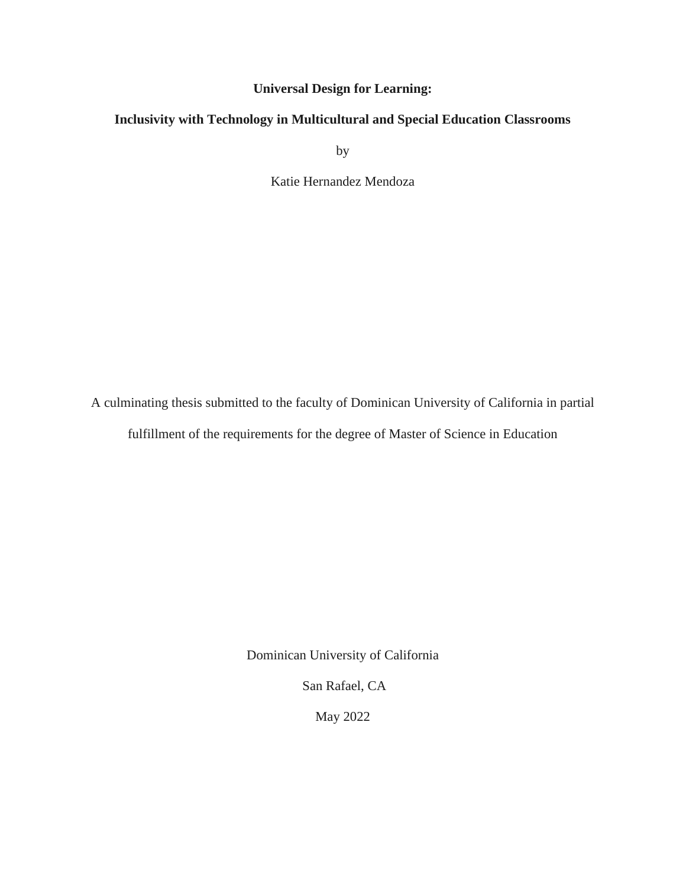# Universal Design for Learning:

# Inclusivity with Technology in Multicultural and Special Education Classrooms

by

Katie Hernandez Mendoza

A culminating thesis submitted to the faculty of Dominican University of California in partial fulfillment of the requirements for the degree of Master of Science in Education

Dominican University of California

San Rafael, CA

May 2022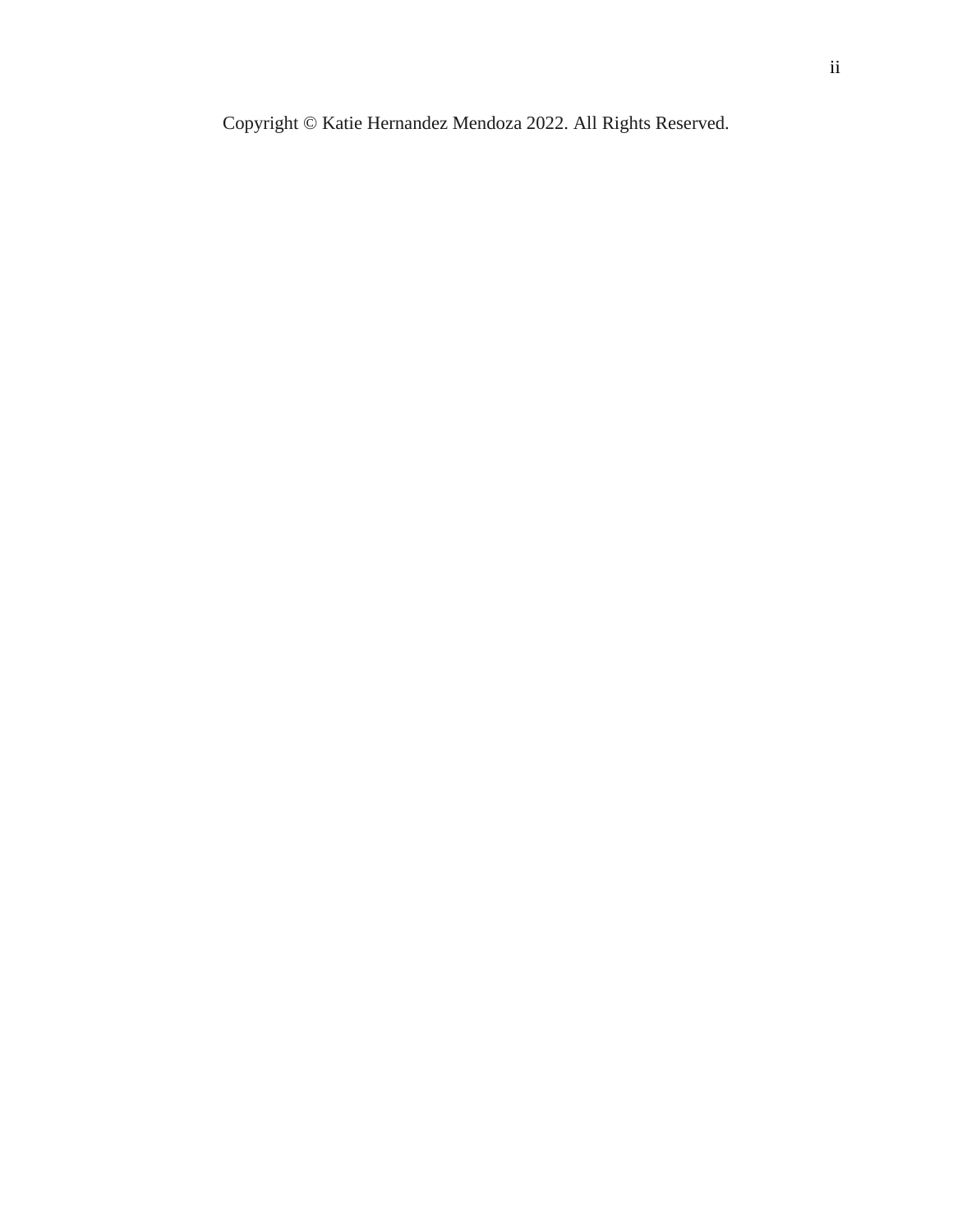Copyright © Katie Hernandez Mendoza 2022. All Rights Reserved.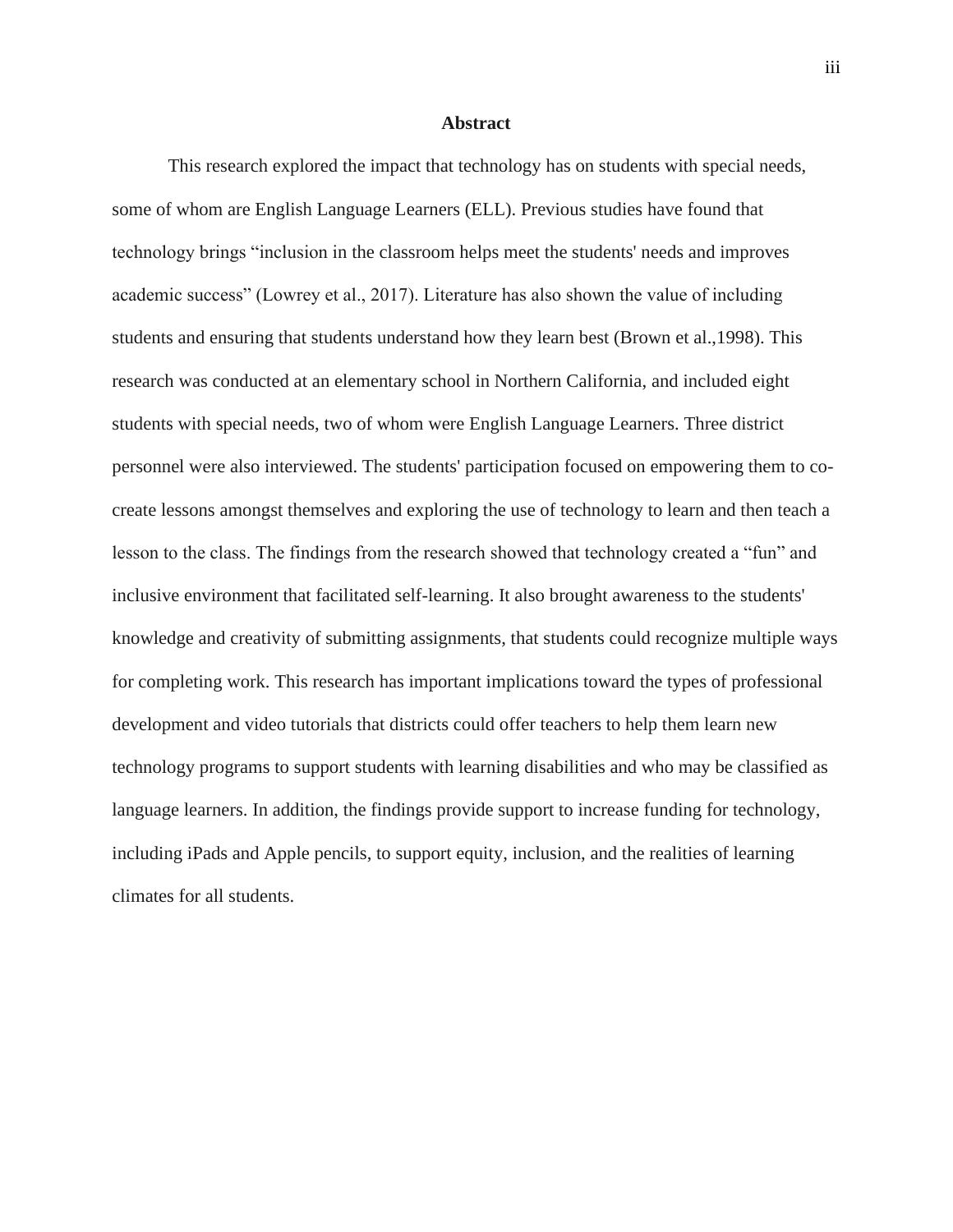## Abstract

This research explored the impact that technology has on students with special needs, some of whom are English Language Learners (ELL). Previous studies have found that technology brings "inclusion in the classroom helps meet the students' needs and improves academic success" (Lowrey et al., 2017). Literature has also shown the value of including students and ensuring that students understand how they learn best (Brown et al.,1998). This research was conducted at an elementary school in Northern California, and included eight students with special needs, two of whom were English Language Learners. Three district personnel were also interviewed. The students' participation focused on empowering them to co-create lessons amongst themselves and exploring the use of technology to learn and then teach a lesson to the class. The findings from the research showed that technology created a "fun" and inclusive environment that facilitated self-learning. It also brought awareness to the students' knowledge and creativity of submitting assignments, that students could recognize multiple ways for completing work. This research has important implications toward the types of professional development and video tutorials that districts could offer teachers to help them learn new technology programs to support students with learning disabilities and who may be classified as language learners. In addition, the findings provide support to increase funding for technology, including iPads and Apple pencils, to support equity, inclusion, and the realities of learning climates for all students.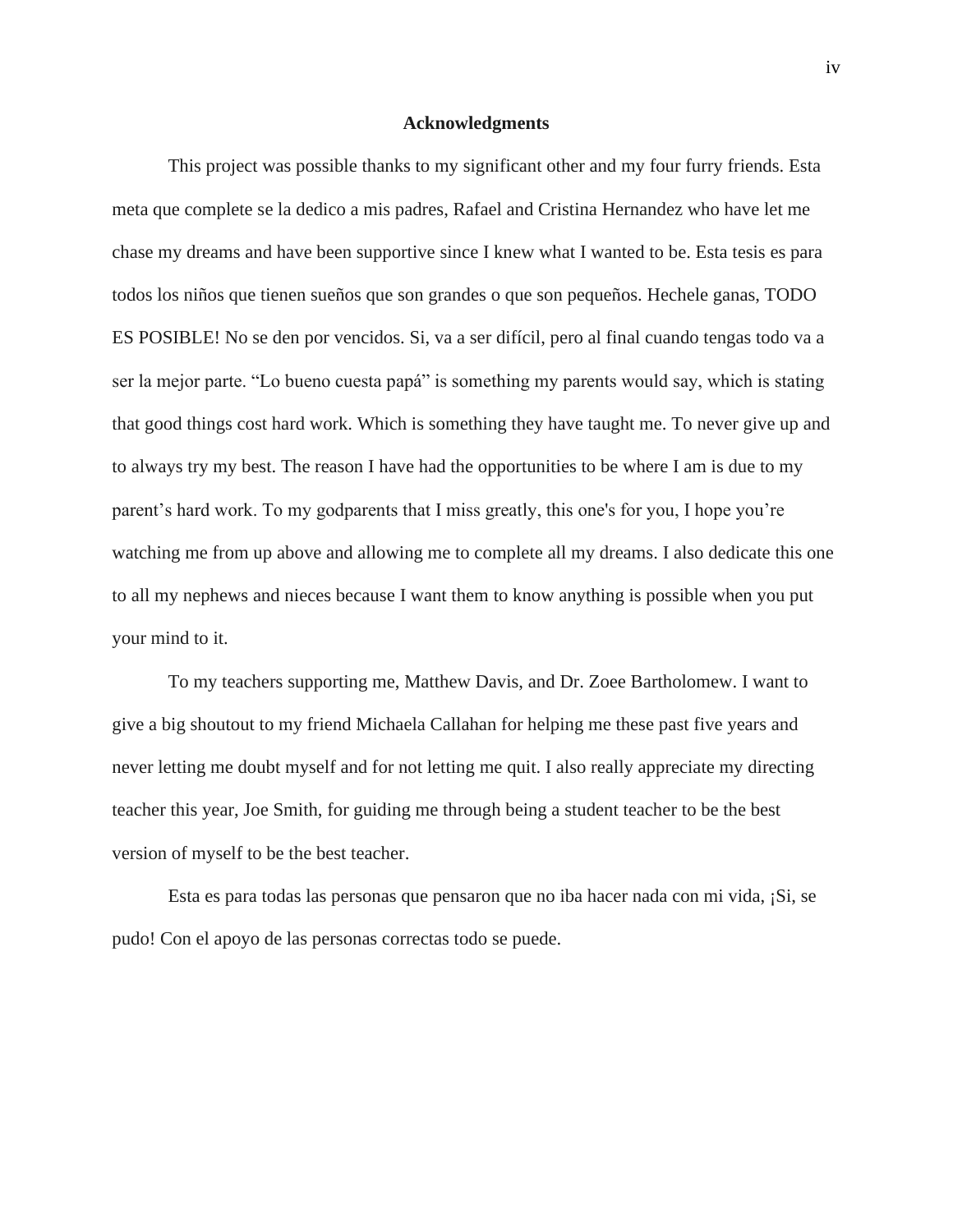## Acknowledgments

This project was possible thanks to my significant other and my four furry friends. Esta meta que complete se la dedico a mis padres, Rafael and Cristina Hernandez who have let me chase my dreams and have been supportive since I knew what I wanted to be. Esta tesis es para todos los niños que tienen sueños que son grandes o que son pequeños. Hechele ganas, TODO ES POSIBLE! No se den por vencidos. Si, va a ser difícil, pero al final cuando tengas todo va a ser la mejor parte. "Lo bueno cuesta papá" is something my parents would say, which is stating that good things cost hard work. Which is something they have taught me. To never give up and to always try my best. The reason I have had the opportunities to be where I am is due to my parent's hard work. To my godparents that I miss greatly, this one's for you, I hope you're watching me from up above and allowing me to complete all my dreams. I also dedicate this one to all my nephews and nieces because I want them to know anything is possible when you put your mind to it.

To my teachers supporting me, Matthew Davis, and Dr. Zoee Bartholomew. I want to give a big shoutout to my friend Michaela Callahan for helping me these past five years and never letting me doubt myself and for not letting me quit. I also really appreciate my directing teacher this year, Joe Smith, for guiding me through being a student teacher to be the best version of myself to be the best teacher.

Esta es para todas las personas que pensaron que no iba hacer nada con mi vida, ¡Si, se pudo! Con el apoyo de las personas correctas todo se puede.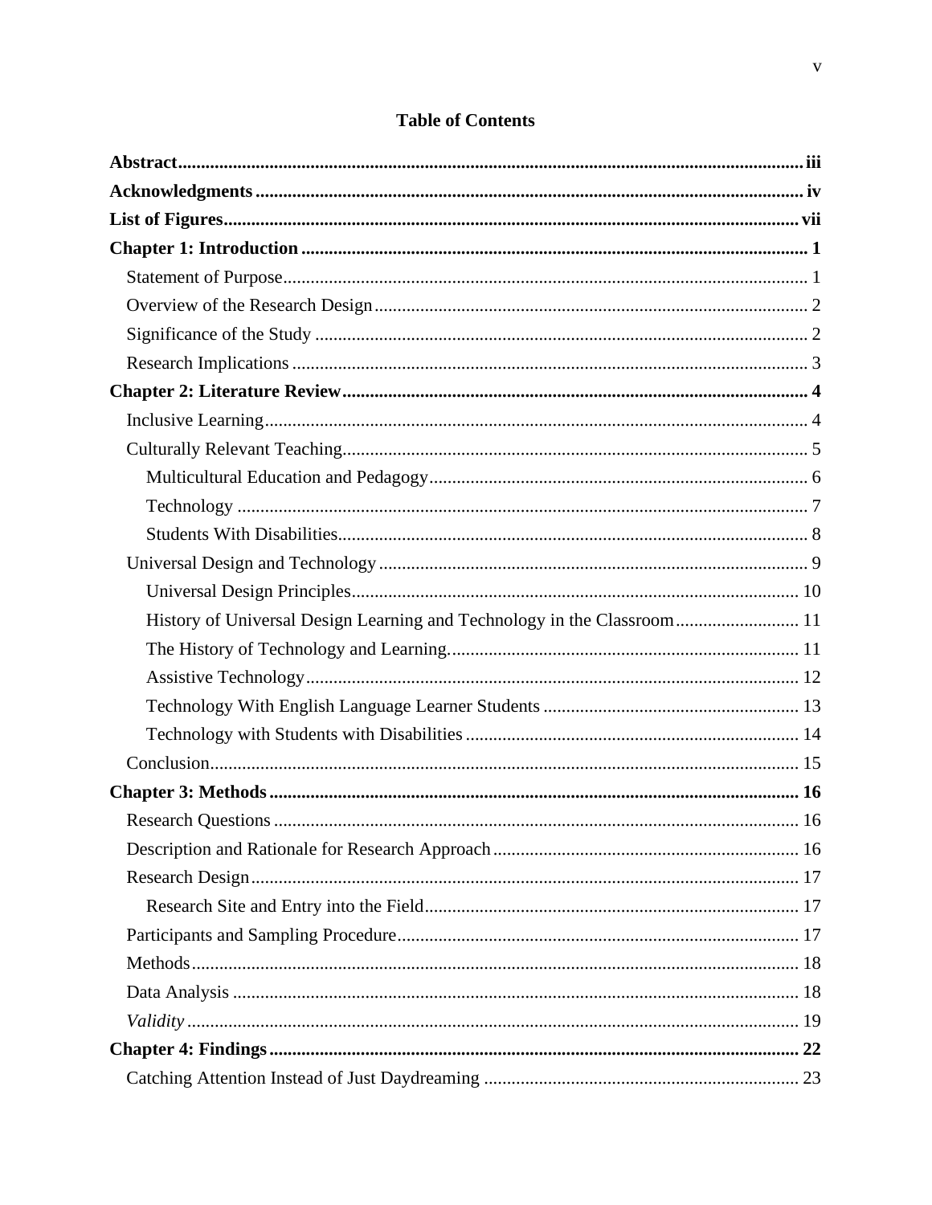# Table of Contents

**Abstract** ........ iii

**Acknowledgments** ........ iv

**List of Figures** ........ vii

**Chapter 1: Introduction** ........ 1

- Statement of Purpose ........ 1
- Overview of the Research Design ........ 2
- Significance of the Study ........ 2
- Research Implications ........ 3

**Chapter 2: Literature Review** ........ 4

- Inclusive Learning ........ 4
- Culturally Relevant Teaching ........ 5
  - Multicultural Education and Pedagogy ........ 6
  - Technology ........ 7
  - Students With Disabilities ........ 8
- Universal Design and Technology ........ 9
  - Universal Design Principles ........ 10
  - History of Universal Design Learning and Technology in the Classroom ........ 11
  - The History of Technology and Learning ........ 11
  - Assistive Technology ........ 12
  - Technology With English Language Learner Students ........ 13
  - Technology with Students with Disabilities ........ 14
- Conclusion ........ 15

**Chapter 3: Methods** ........ 16

- Research Questions ........ 16
- Description and Rationale for Research Approach ........ 16
- Research Design ........ 17
  - Research Site and Entry into the Field ........ 17
- Participants and Sampling Procedure ........ 17
- Methods ........ 18
- Data Analysis ........ 18
- *Validity* ........ 19

**Chapter 4: Findings** ........ 22

- Catching Attention Instead of Just Daydreaming ........ 23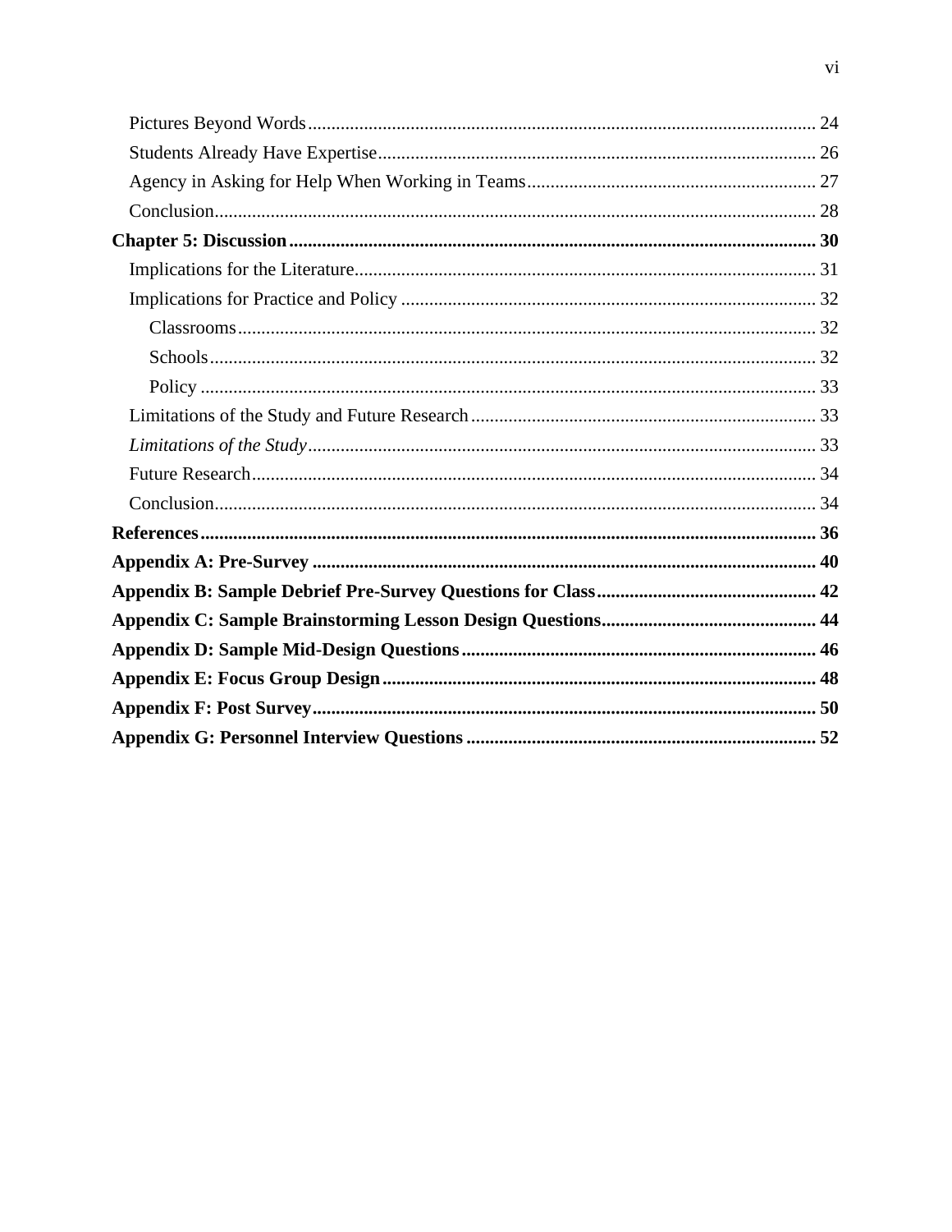Pictures Beyond Words ... 24

Students Already Have Expertise ... 26

Agency in Asking for Help When Working in Teams ... 27

Conclusion ... 28

**Chapter 5: Discussion ... 30**

Implications for the Literature ... 31

Implications for Practice and Policy ... 32

Classrooms ... 32

Schools ... 32

Policy ... 33

Limitations of the Study and Future Research ... 33

*Limitations of the Study* ... 33

Future Research ... 34

Conclusion ... 34

**References ... 36**

**Appendix A: Pre-Survey ... 40**

**Appendix B: Sample Debrief Pre-Survey Questions for Class ... 42**

**Appendix C: Sample Brainstorming Lesson Design Questions ... 44**

**Appendix D: Sample Mid-Design Questions ... 46**

**Appendix E: Focus Group Design ... 48**

**Appendix F: Post Survey ... 50**

**Appendix G: Personnel Interview Questions ... 52**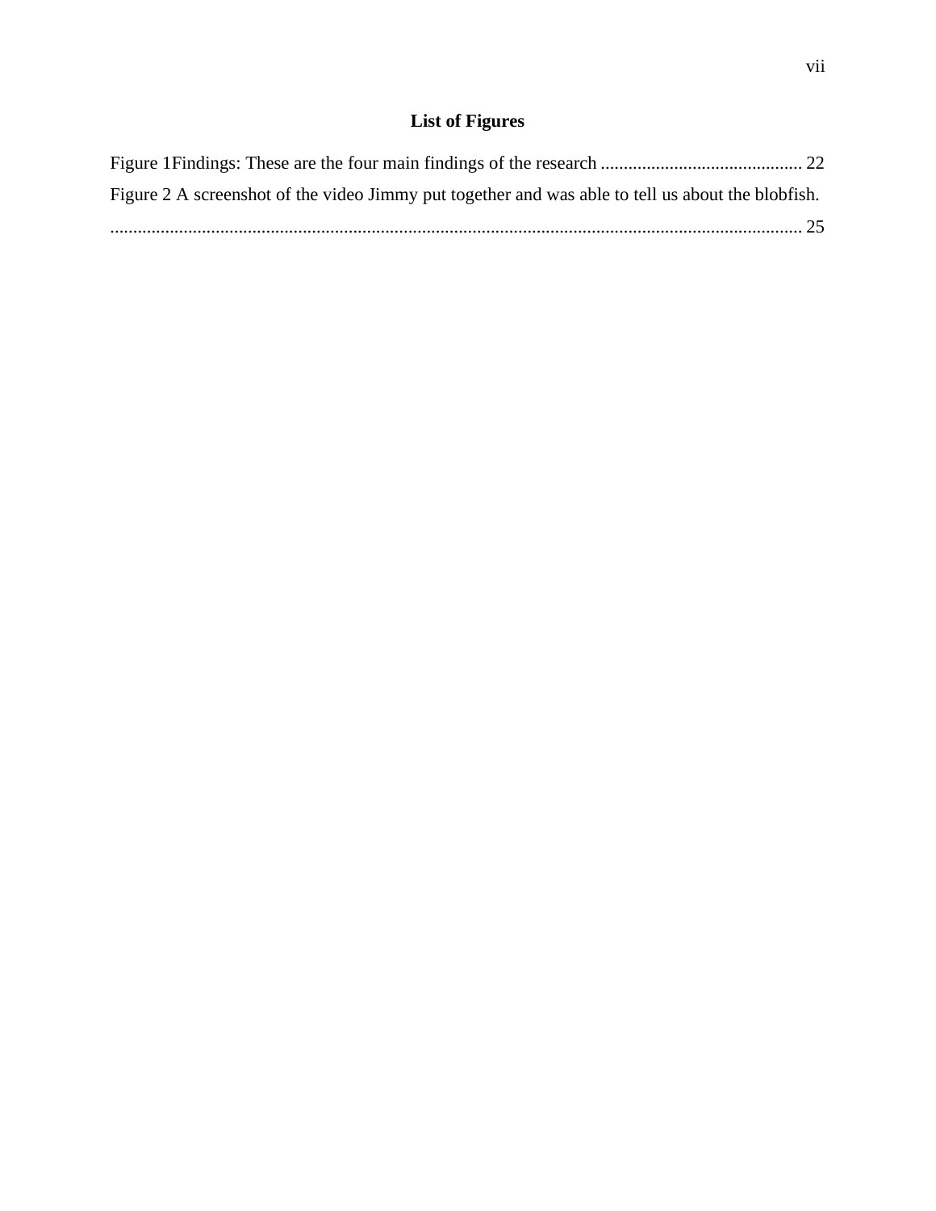# List of Figures

Figure 1Findings: These are the four main findings of the research ............................................ 22

Figure 2 A screenshot of the video Jimmy put together and was able to tell us about the blobfish. ........................................................................................................................................ 25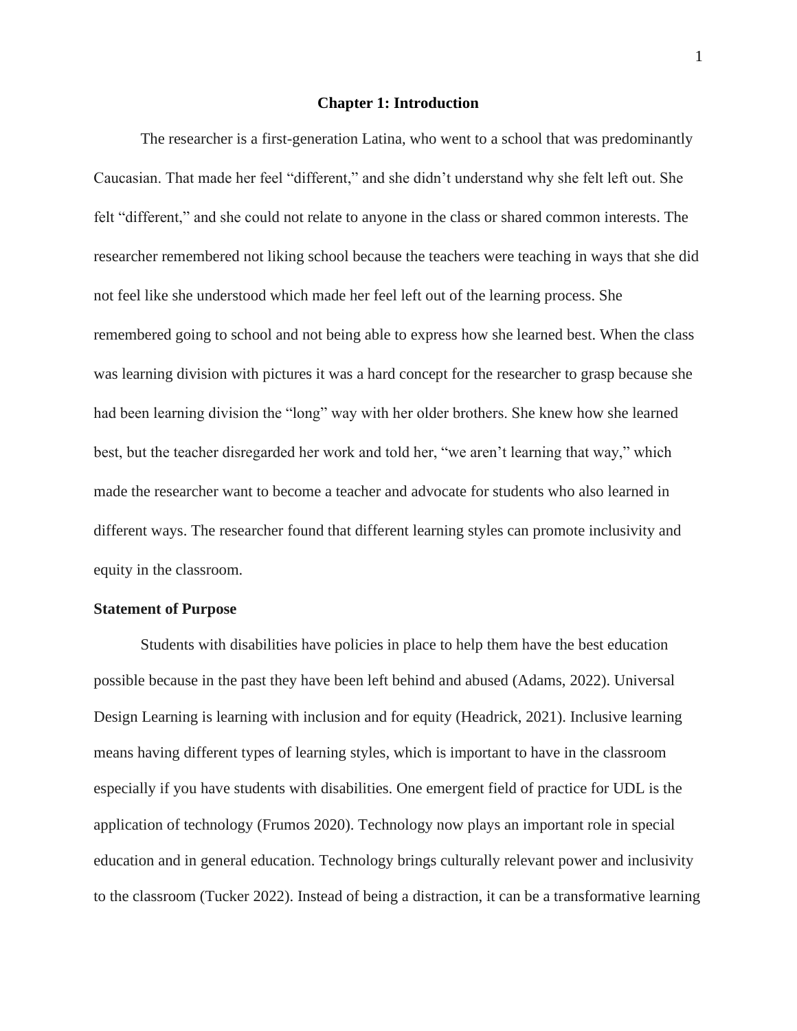# Chapter 1: Introduction

The researcher is a first-generation Latina, who went to a school that was predominantly Caucasian. That made her feel "different," and she didn't understand why she felt left out. She felt "different," and she could not relate to anyone in the class or shared common interests. The researcher remembered not liking school because the teachers were teaching in ways that she did not feel like she understood which made her feel left out of the learning process. She remembered going to school and not being able to express how she learned best. When the class was learning division with pictures it was a hard concept for the researcher to grasp because she had been learning division the "long" way with her older brothers. She knew how she learned best, but the teacher disregarded her work and told her, "we aren't learning that way," which made the researcher want to become a teacher and advocate for students who also learned in different ways. The researcher found that different learning styles can promote inclusivity and equity in the classroom.

## Statement of Purpose

Students with disabilities have policies in place to help them have the best education possible because in the past they have been left behind and abused (Adams, 2022). Universal Design Learning is learning with inclusion and for equity (Headrick, 2021). Inclusive learning means having different types of learning styles, which is important to have in the classroom especially if you have students with disabilities. One emergent field of practice for UDL is the application of technology (Frumos 2020). Technology now plays an important role in special education and in general education. Technology brings culturally relevant power and inclusivity to the classroom (Tucker 2022). Instead of being a distraction, it can be a transformative learning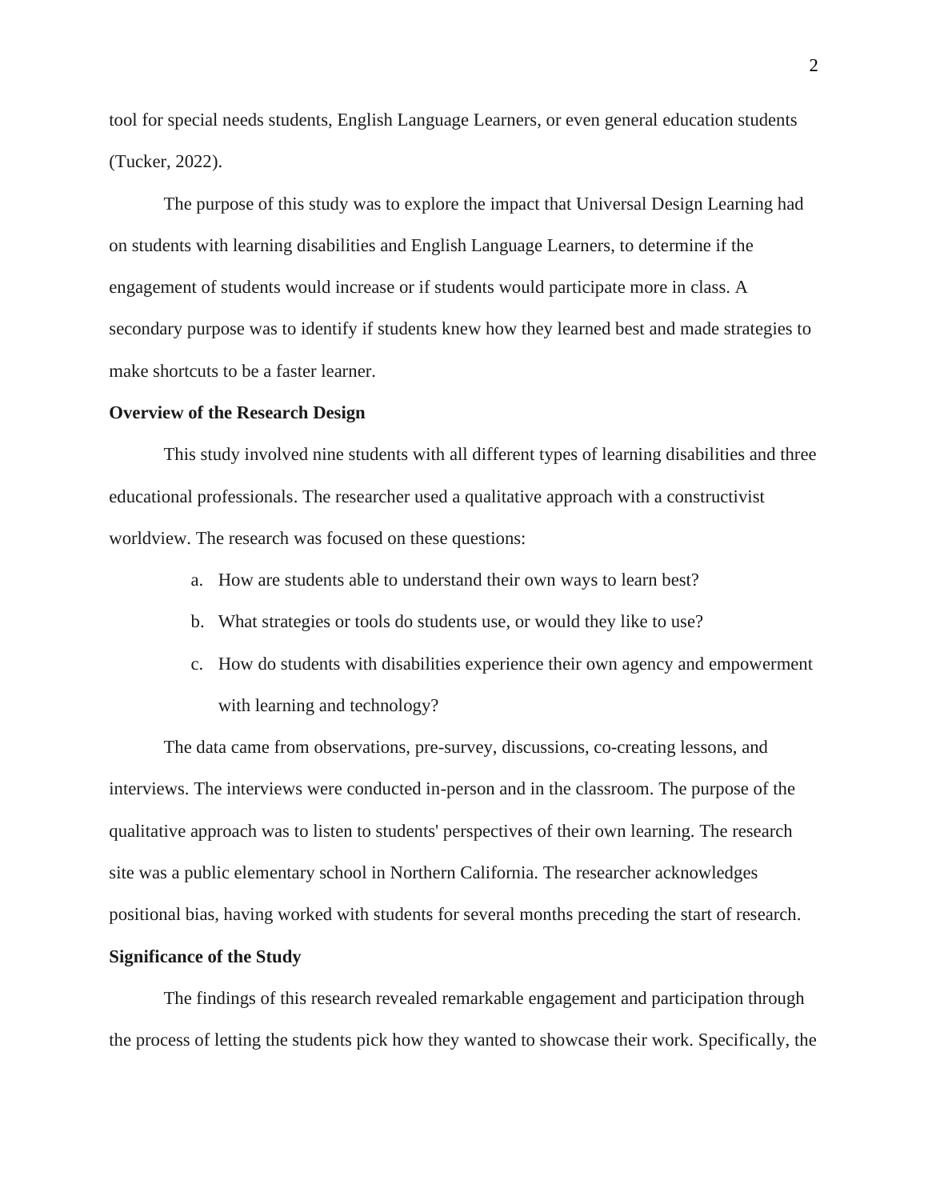tool for special needs students, English Language Learners, or even general education students (Tucker, 2022).

The purpose of this study was to explore the impact that Universal Design Learning had on students with learning disabilities and English Language Learners, to determine if the engagement of students would increase or if students would participate more in class. A secondary purpose was to identify if students knew how they learned best and made strategies to make shortcuts to be a faster learner.

**Overview of the Research Design**

This study involved nine students with all different types of learning disabilities and three educational professionals. The researcher used a qualitative approach with a constructivist worldview. The research was focused on these questions:

a. How are students able to understand their own ways to learn best?
b. What strategies or tools do students use, or would they like to use?
c. How do students with disabilities experience their own agency and empowerment with learning and technology?

The data came from observations, pre-survey, discussions, co-creating lessons, and interviews. The interviews were conducted in-person and in the classroom. The purpose of the qualitative approach was to listen to students' perspectives of their own learning. The research site was a public elementary school in Northern California. The researcher acknowledges positional bias, having worked with students for several months preceding the start of research.

**Significance of the Study**

The findings of this research revealed remarkable engagement and participation through the process of letting the students pick how they wanted to showcase their work. Specifically, the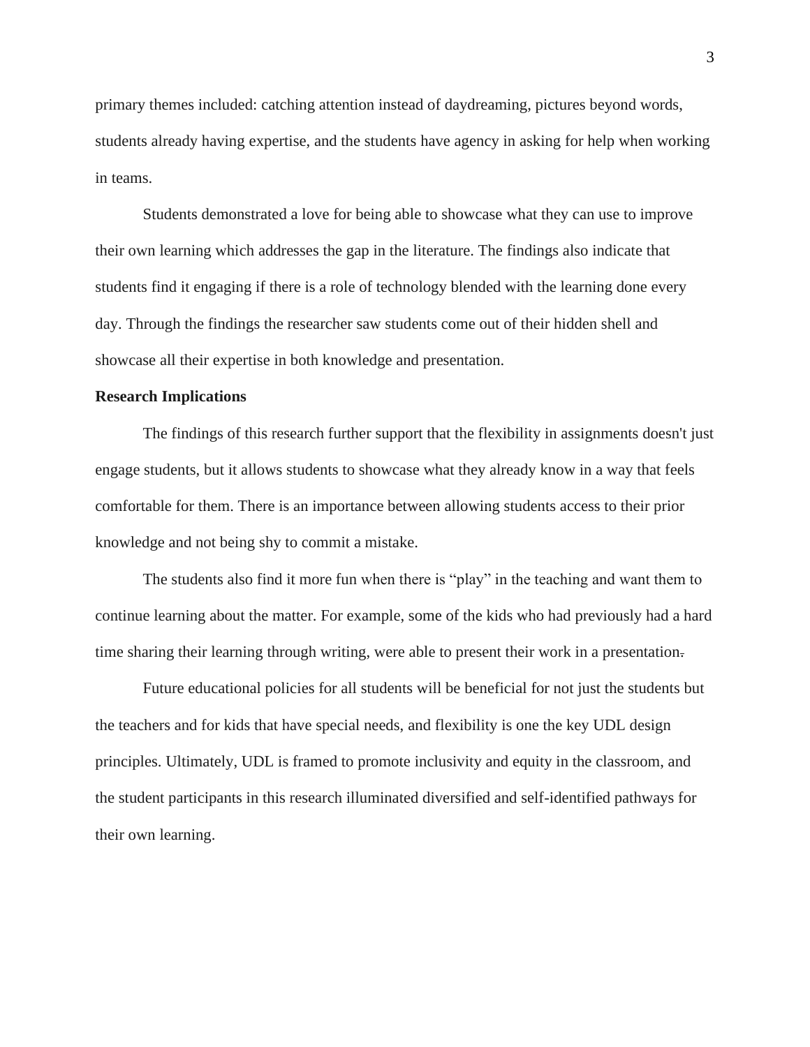primary themes included: catching attention instead of daydreaming, pictures beyond words, students already having expertise, and the students have agency in asking for help when working in teams.

Students demonstrated a love for being able to showcase what they can use to improve their own learning which addresses the gap in the literature. The findings also indicate that students find it engaging if there is a role of technology blended with the learning done every day. Through the findings the researcher saw students come out of their hidden shell and showcase all their expertise in both knowledge and presentation.

**Research Implications**

The findings of this research further support that the flexibility in assignments doesn't just engage students, but it allows students to showcase what they already know in a way that feels comfortable for them. There is an importance between allowing students access to their prior knowledge and not being shy to commit a mistake.

The students also find it more fun when there is "play" in the teaching and want them to continue learning about the matter. For example, some of the kids who had previously had a hard time sharing their learning through writing, were able to present their work in a presentation.

Future educational policies for all students will be beneficial for not just the students but the teachers and for kids that have special needs, and flexibility is one the key UDL design principles. Ultimately, UDL is framed to promote inclusivity and equity in the classroom, and the student participants in this research illuminated diversified and self-identified pathways for their own learning.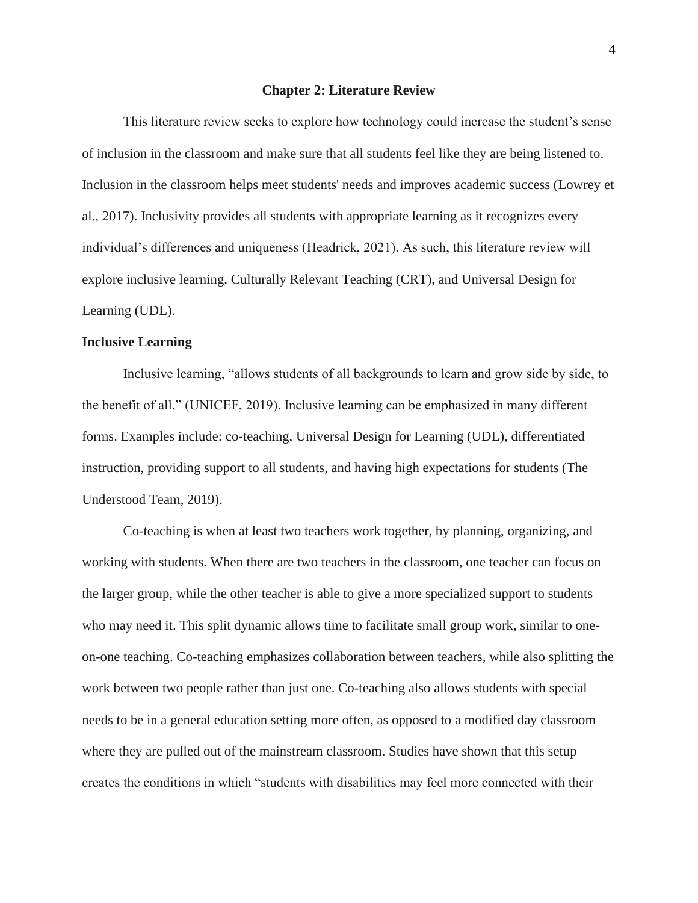## Chapter 2: Literature Review

This literature review seeks to explore how technology could increase the student's sense of inclusion in the classroom and make sure that all students feel like they are being listened to. Inclusion in the classroom helps meet students' needs and improves academic success (Lowrey et al., 2017). Inclusivity provides all students with appropriate learning as it recognizes every individual's differences and uniqueness (Headrick, 2021). As such, this literature review will explore inclusive learning, Culturally Relevant Teaching (CRT), and Universal Design for Learning (UDL).

### Inclusive Learning

Inclusive learning, "allows students of all backgrounds to learn and grow side by side, to the benefit of all," (UNICEF, 2019). Inclusive learning can be emphasized in many different forms. Examples include: co-teaching, Universal Design for Learning (UDL), differentiated instruction, providing support to all students, and having high expectations for students (The Understood Team, 2019).

Co-teaching is when at least two teachers work together, by planning, organizing, and working with students. When there are two teachers in the classroom, one teacher can focus on the larger group, while the other teacher is able to give a more specialized support to students who may need it. This split dynamic allows time to facilitate small group work, similar to one-on-one teaching. Co-teaching emphasizes collaboration between teachers, while also splitting the work between two people rather than just one. Co-teaching also allows students with special needs to be in a general education setting more often, as opposed to a modified day classroom where they are pulled out of the mainstream classroom. Studies have shown that this setup creates the conditions in which "students with disabilities may feel more connected with their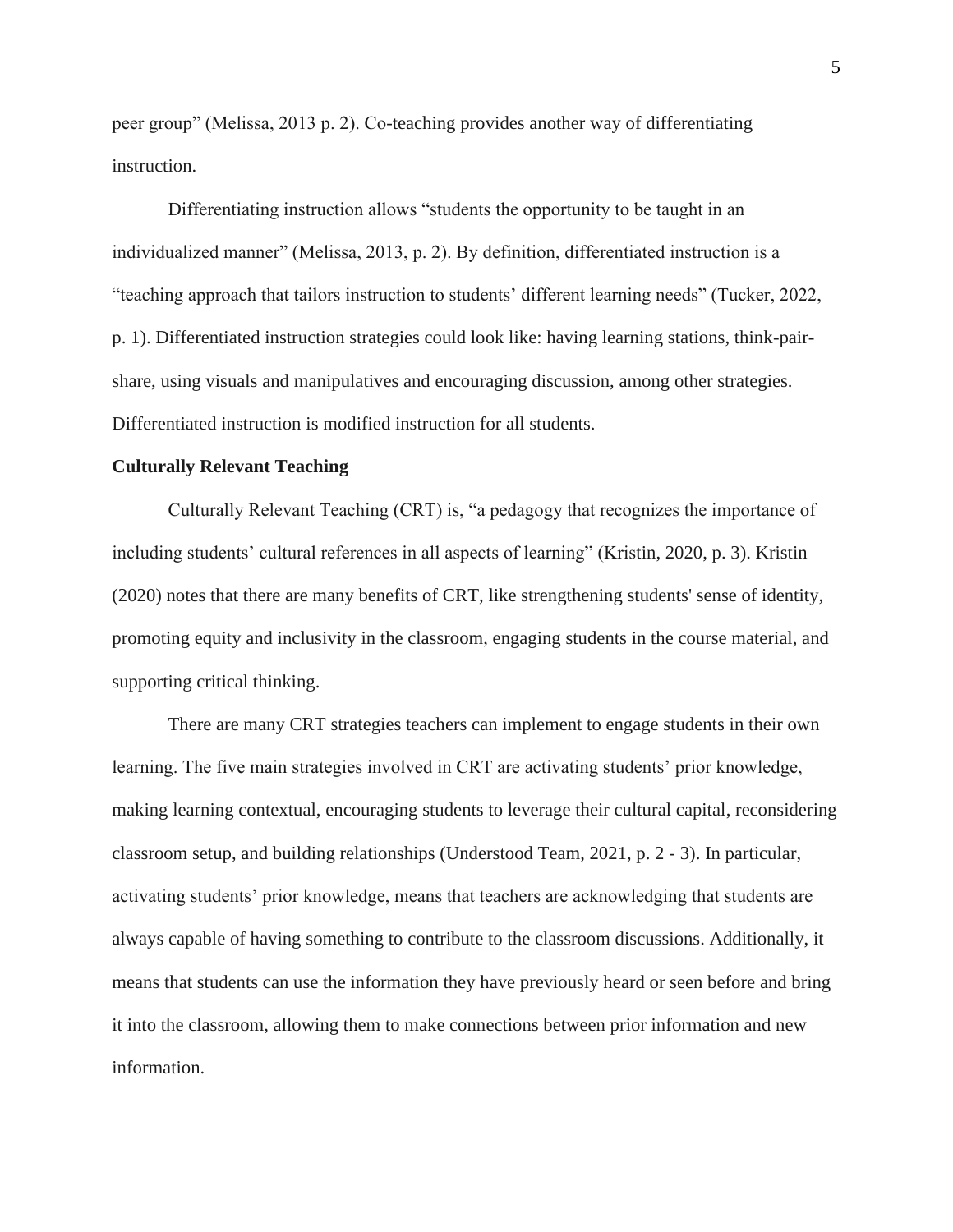peer group" (Melissa, 2013 p. 2). Co-teaching provides another way of differentiating instruction.

Differentiating instruction allows "students the opportunity to be taught in an individualized manner" (Melissa, 2013, p. 2). By definition, differentiated instruction is a "teaching approach that tailors instruction to students' different learning needs" (Tucker, 2022, p. 1). Differentiated instruction strategies could look like: having learning stations, think-pair-share, using visuals and manipulatives and encouraging discussion, among other strategies. Differentiated instruction is modified instruction for all students.

**Culturally Relevant Teaching**

Culturally Relevant Teaching (CRT) is, "a pedagogy that recognizes the importance of including students' cultural references in all aspects of learning" (Kristin, 2020, p. 3). Kristin (2020) notes that there are many benefits of CRT, like strengthening students' sense of identity, promoting equity and inclusivity in the classroom, engaging students in the course material, and supporting critical thinking.

There are many CRT strategies teachers can implement to engage students in their own learning. The five main strategies involved in CRT are activating students' prior knowledge, making learning contextual, encouraging students to leverage their cultural capital, reconsidering classroom setup, and building relationships (Understood Team, 2021, p. 2 - 3). In particular, activating students' prior knowledge, means that teachers are acknowledging that students are always capable of having something to contribute to the classroom discussions. Additionally, it means that students can use the information they have previously heard or seen before and bring it into the classroom, allowing them to make connections between prior information and new information.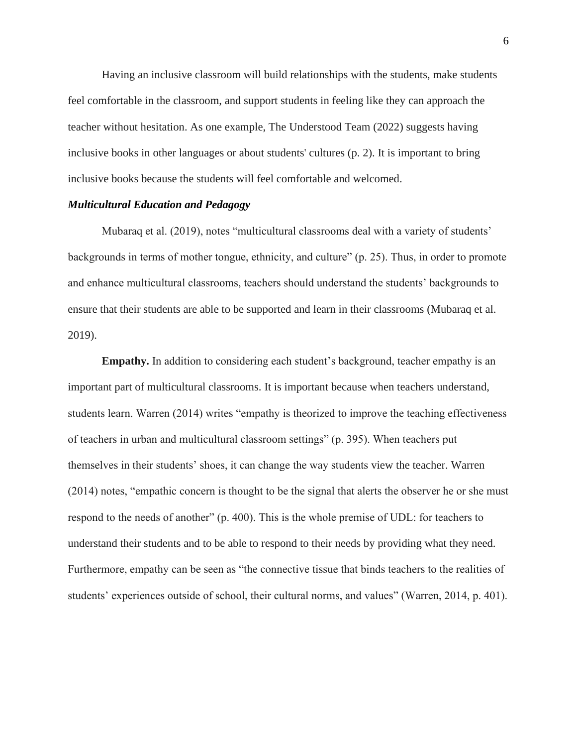Having an inclusive classroom will build relationships with the students, make students feel comfortable in the classroom, and support students in feeling like they can approach the teacher without hesitation. As one example, The Understood Team (2022) suggests having inclusive books in other languages or about students' cultures (p. 2). It is important to bring inclusive books because the students will feel comfortable and welcomed.

### ***Multicultural Education and Pedagogy***

Mubaraq et al. (2019), notes "multicultural classrooms deal with a variety of students' backgrounds in terms of mother tongue, ethnicity, and culture" (p. 25). Thus, in order to promote and enhance multicultural classrooms, teachers should understand the students' backgrounds to ensure that their students are able to be supported and learn in their classrooms (Mubaraq et al. 2019).

**Empathy.** In addition to considering each student's background, teacher empathy is an important part of multicultural classrooms. It is important because when teachers understand, students learn. Warren (2014) writes "empathy is theorized to improve the teaching effectiveness of teachers in urban and multicultural classroom settings" (p. 395). When teachers put themselves in their students' shoes, it can change the way students view the teacher. Warren (2014) notes, "empathic concern is thought to be the signal that alerts the observer he or she must respond to the needs of another" (p. 400). This is the whole premise of UDL: for teachers to understand their students and to be able to respond to their needs by providing what they need. Furthermore, empathy can be seen as "the connective tissue that binds teachers to the realities of students' experiences outside of school, their cultural norms, and values" (Warren, 2014, p. 401).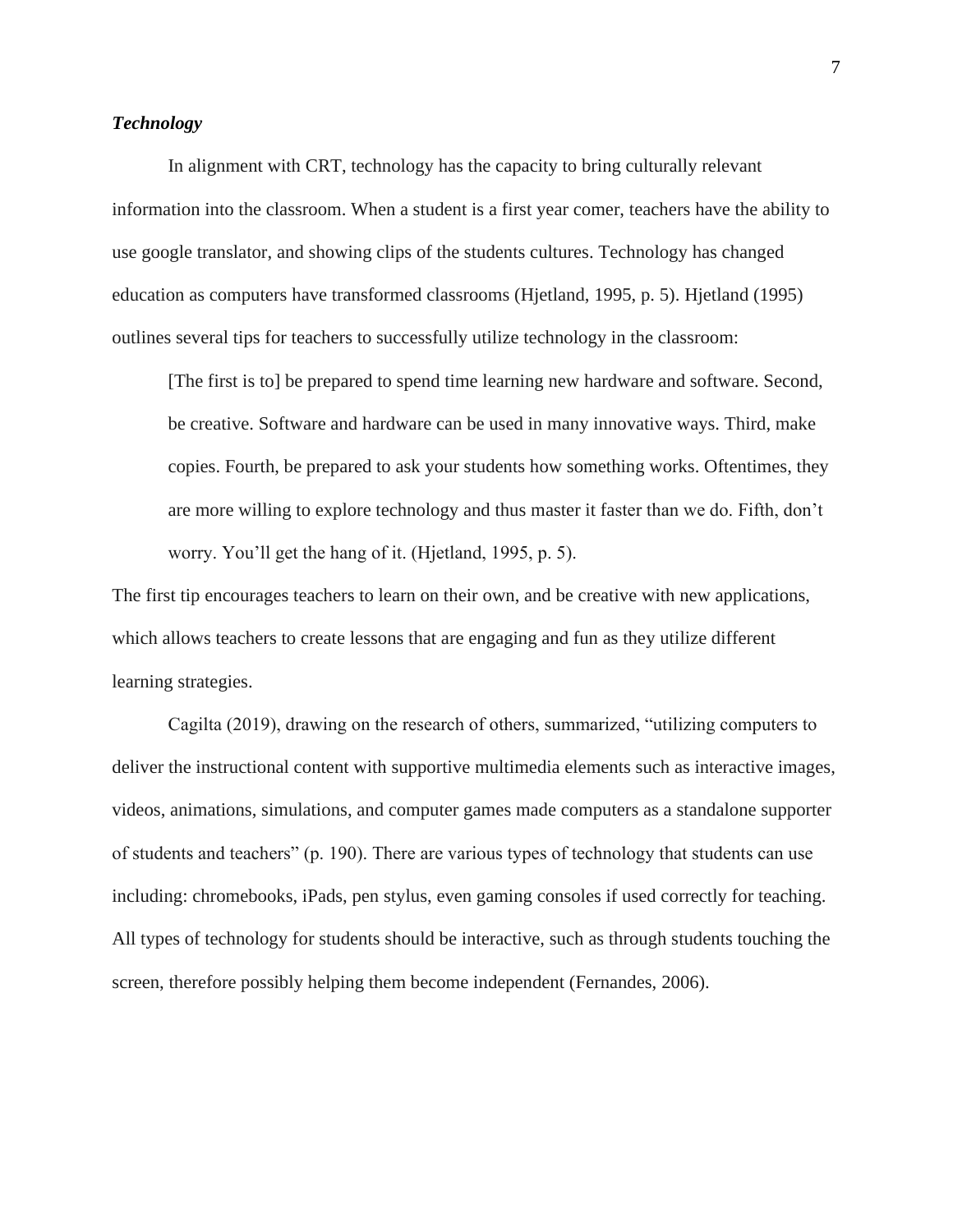### *Technology*

In alignment with CRT, technology has the capacity to bring culturally relevant information into the classroom. When a student is a first year comer, teachers have the ability to use google translator, and showing clips of the students cultures. Technology has changed education as computers have transformed classrooms (Hjetland, 1995, p. 5). Hjetland (1995) outlines several tips for teachers to successfully utilize technology in the classroom:

> [The first is to] be prepared to spend time learning new hardware and software. Second, be creative. Software and hardware can be used in many innovative ways. Third, make copies. Fourth, be prepared to ask your students how something works. Oftentimes, they are more willing to explore technology and thus master it faster than we do. Fifth, don't worry. You'll get the hang of it. (Hjetland, 1995, p. 5).

The first tip encourages teachers to learn on their own, and be creative with new applications, which allows teachers to create lessons that are engaging and fun as they utilize different learning strategies.

Cagilta (2019), drawing on the research of others, summarized, "utilizing computers to deliver the instructional content with supportive multimedia elements such as interactive images, videos, animations, simulations, and computer games made computers as a standalone supporter of students and teachers" (p. 190). There are various types of technology that students can use including: chromebooks, iPads, pen stylus, even gaming consoles if used correctly for teaching. All types of technology for students should be interactive, such as through students touching the screen, therefore possibly helping them become independent (Fernandes, 2006).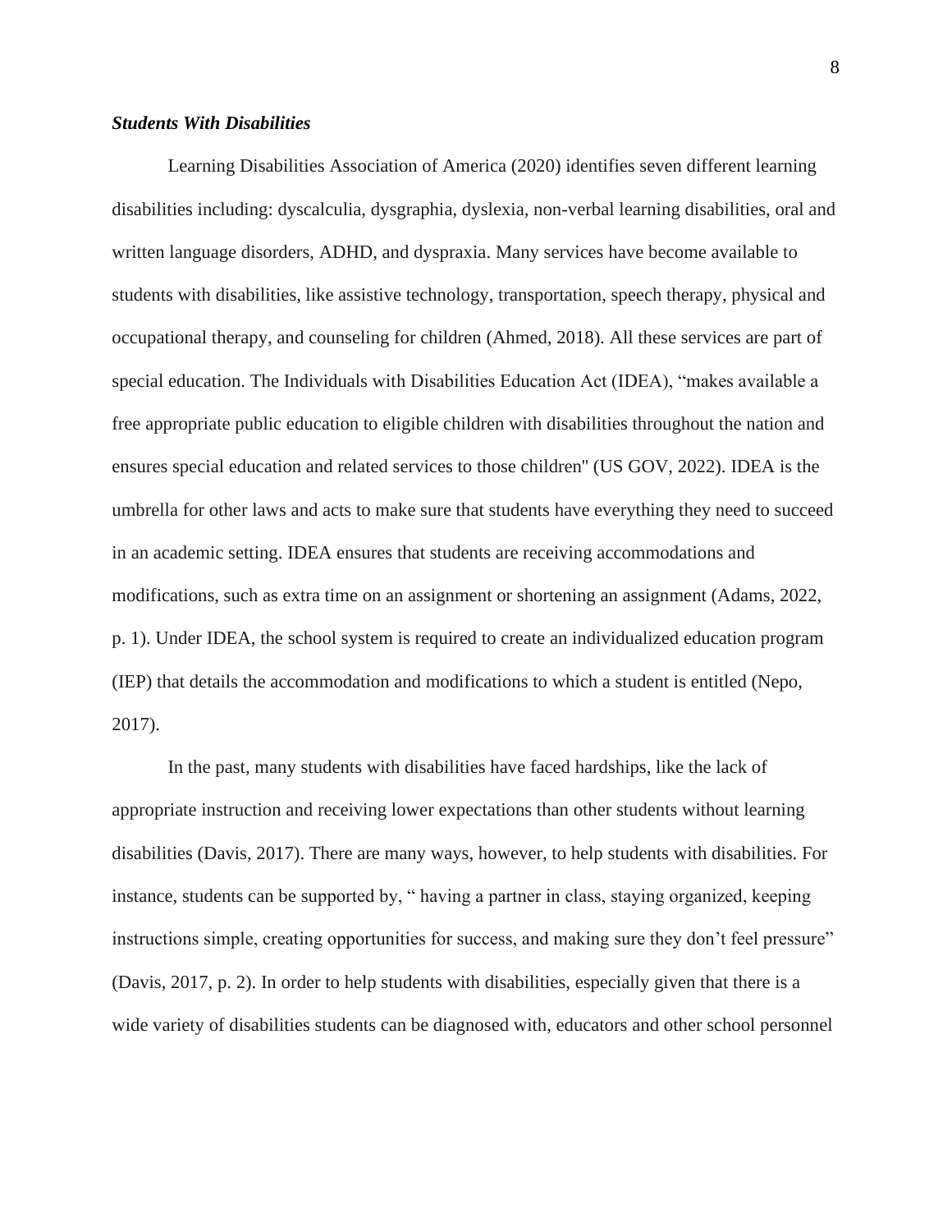### ***Students With Disabilities***

Learning Disabilities Association of America (2020) identifies seven different learning disabilities including: dyscalculia, dysgraphia, dyslexia, non-verbal learning disabilities, oral and written language disorders, ADHD, and dyspraxia. Many services have become available to students with disabilities, like assistive technology, transportation, speech therapy, physical and occupational therapy, and counseling for children (Ahmed, 2018). All these services are part of special education. The Individuals with Disabilities Education Act (IDEA), "makes available a free appropriate public education to eligible children with disabilities throughout the nation and ensures special education and related services to those children" (US GOV, 2022). IDEA is the umbrella for other laws and acts to make sure that students have everything they need to succeed in an academic setting. IDEA ensures that students are receiving accommodations and modifications, such as extra time on an assignment or shortening an assignment (Adams, 2022, p. 1). Under IDEA, the school system is required to create an individualized education program (IEP) that details the accommodation and modifications to which a student is entitled (Nepo, 2017).

In the past, many students with disabilities have faced hardships, like the lack of appropriate instruction and receiving lower expectations than other students without learning disabilities (Davis, 2017). There are many ways, however, to help students with disabilities. For instance, students can be supported by, " having a partner in class, staying organized, keeping instructions simple, creating opportunities for success, and making sure they don't feel pressure" (Davis, 2017, p. 2). In order to help students with disabilities, especially given that there is a wide variety of disabilities students can be diagnosed with, educators and other school personnel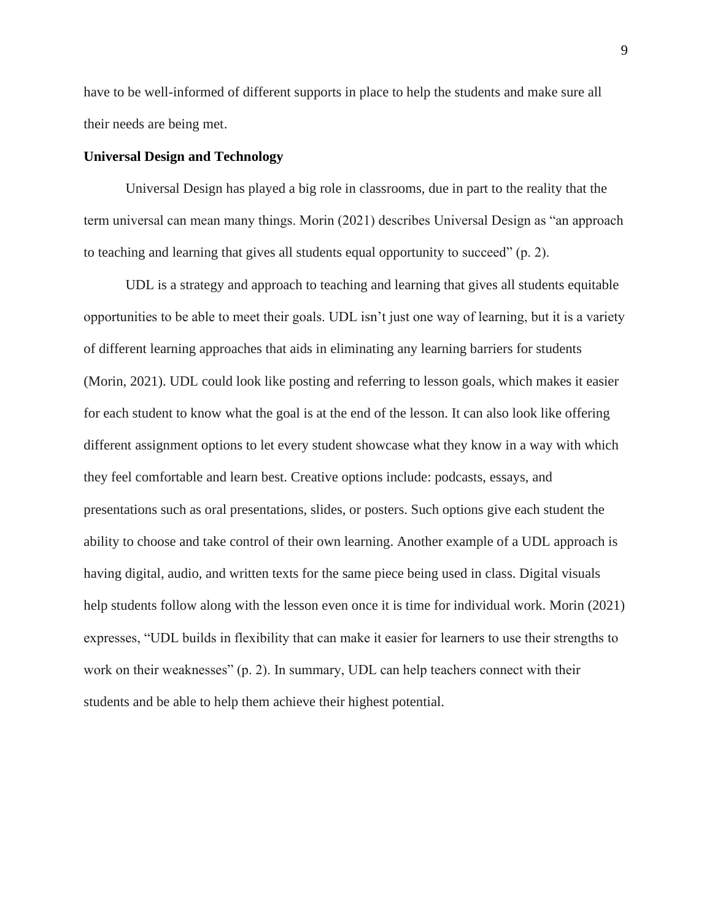have to be well-informed of different supports in place to help the students and make sure all their needs are being met.

**Universal Design and Technology**

Universal Design has played a big role in classrooms, due in part to the reality that the term universal can mean many things. Morin (2021) describes Universal Design as "an approach to teaching and learning that gives all students equal opportunity to succeed" (p. 2).

UDL is a strategy and approach to teaching and learning that gives all students equitable opportunities to be able to meet their goals. UDL isn't just one way of learning, but it is a variety of different learning approaches that aids in eliminating any learning barriers for students (Morin, 2021). UDL could look like posting and referring to lesson goals, which makes it easier for each student to know what the goal is at the end of the lesson. It can also look like offering different assignment options to let every student showcase what they know in a way with which they feel comfortable and learn best. Creative options include: podcasts, essays, and presentations such as oral presentations, slides, or posters. Such options give each student the ability to choose and take control of their own learning. Another example of a UDL approach is having digital, audio, and written texts for the same piece being used in class. Digital visuals help students follow along with the lesson even once it is time for individual work. Morin (2021) expresses, "UDL builds in flexibility that can make it easier for learners to use their strengths to work on their weaknesses" (p. 2). In summary, UDL can help teachers connect with their students and be able to help them achieve their highest potential.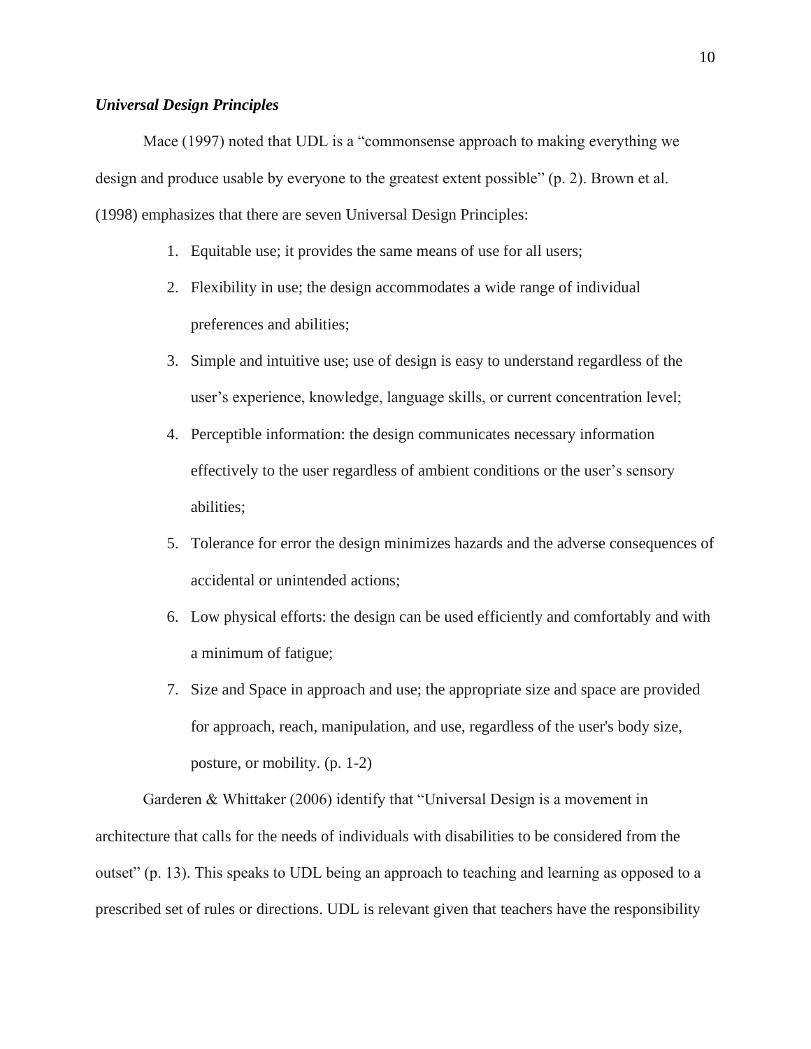### ***Universal Design Principles***

Mace (1997) noted that UDL is a "commonsense approach to making everything we design and produce usable by everyone to the greatest extent possible" (p. 2). Brown et al. (1998) emphasizes that there are seven Universal Design Principles:

1. Equitable use; it provides the same means of use for all users;
2. Flexibility in use; the design accommodates a wide range of individual preferences and abilities;
3. Simple and intuitive use; use of design is easy to understand regardless of the user's experience, knowledge, language skills, or current concentration level;
4. Perceptible information: the design communicates necessary information effectively to the user regardless of ambient conditions or the user's sensory abilities;
5. Tolerance for error the design minimizes hazards and the adverse consequences of accidental or unintended actions;
6. Low physical efforts: the design can be used efficiently and comfortably and with a minimum of fatigue;
7. Size and Space in approach and use; the appropriate size and space are provided for approach, reach, manipulation, and use, regardless of the user's body size, posture, or mobility. (p. 1-2)

Garderen & Whittaker (2006) identify that "Universal Design is a movement in architecture that calls for the needs of individuals with disabilities to be considered from the outset" (p. 13). This speaks to UDL being an approach to teaching and learning as opposed to a prescribed set of rules or directions. UDL is relevant given that teachers have the responsibility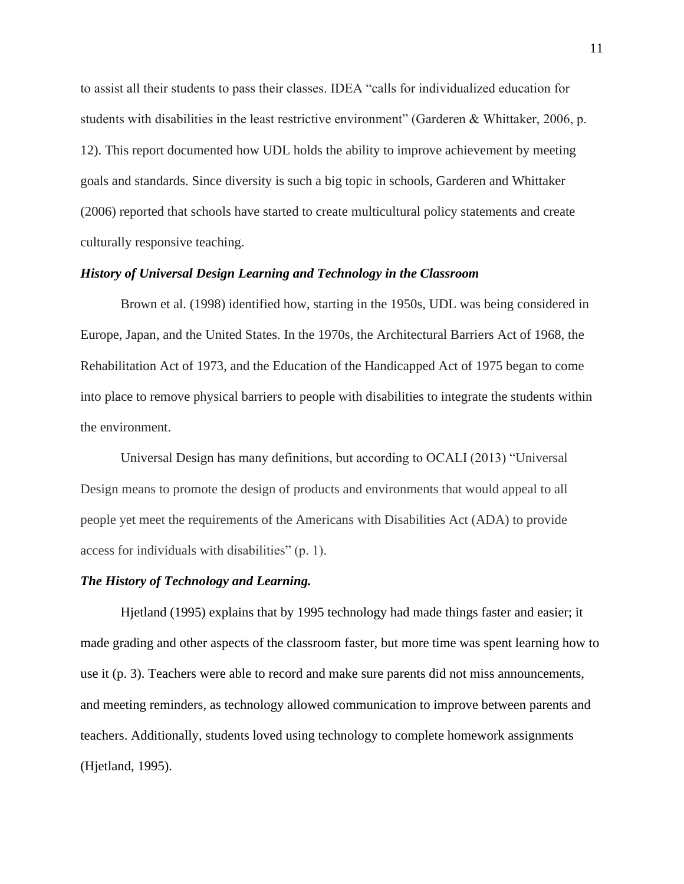to assist all their students to pass their classes. IDEA "calls for individualized education for students with disabilities in the least restrictive environment" (Garderen & Whittaker, 2006, p. 12). This report documented how UDL holds the ability to improve achievement by meeting goals and standards. Since diversity is such a big topic in schools, Garderen and Whittaker (2006) reported that schools have started to create multicultural policy statements and create culturally responsive teaching.

### *History of Universal Design Learning and Technology in the Classroom*

Brown et al. (1998) identified how, starting in the 1950s, UDL was being considered in Europe, Japan, and the United States. In the 1970s, the Architectural Barriers Act of 1968, the Rehabilitation Act of 1973, and the Education of the Handicapped Act of 1975 began to come into place to remove physical barriers to people with disabilities to integrate the students within the environment.

Universal Design has many definitions, but according to OCALI (2013) "Universal Design means to promote the design of products and environments that would appeal to all people yet meet the requirements of the Americans with Disabilities Act (ADA) to provide access for individuals with disabilities" (p. 1).

### *The History of Technology and Learning.*

Hjetland (1995) explains that by 1995 technology had made things faster and easier; it made grading and other aspects of the classroom faster, but more time was spent learning how to use it (p. 3). Teachers were able to record and make sure parents did not miss announcements, and meeting reminders, as technology allowed communication to improve between parents and teachers. Additionally, students loved using technology to complete homework assignments (Hjetland, 1995).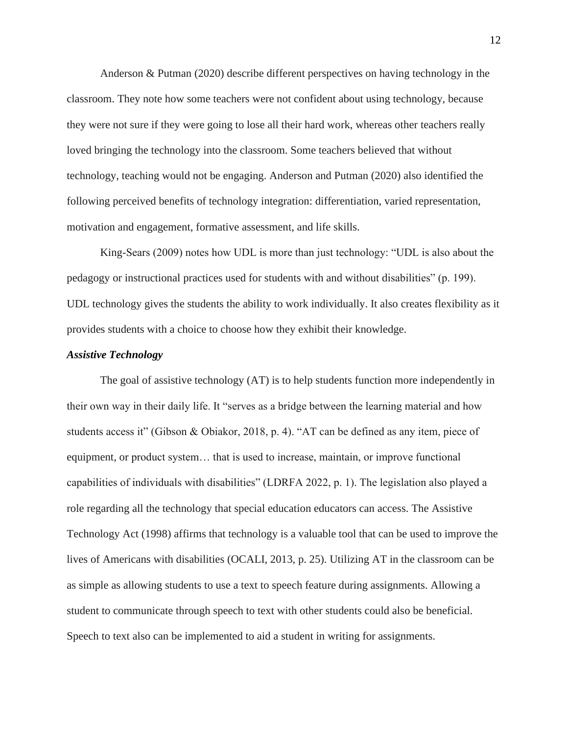Anderson & Putman (2020) describe different perspectives on having technology in the classroom. They note how some teachers were not confident about using technology, because they were not sure if they were going to lose all their hard work, whereas other teachers really loved bringing the technology into the classroom. Some teachers believed that without technology, teaching would not be engaging. Anderson and Putman (2020) also identified the following perceived benefits of technology integration: differentiation, varied representation, motivation and engagement, formative assessment, and life skills.

King-Sears (2009) notes how UDL is more than just technology: "UDL is also about the pedagogy or instructional practices used for students with and without disabilities" (p. 199). UDL technology gives the students the ability to work individually. It also creates flexibility as it provides students with a choice to choose how they exhibit their knowledge.

### ***Assistive Technology***

The goal of assistive technology (AT) is to help students function more independently in their own way in their daily life. It "serves as a bridge between the learning material and how students access it" (Gibson & Obiakor, 2018, p. 4). "AT can be defined as any item, piece of equipment, or product system… that is used to increase, maintain, or improve functional capabilities of individuals with disabilities" (LDRFA 2022, p. 1). The legislation also played a role regarding all the technology that special education educators can access. The Assistive Technology Act (1998) affirms that technology is a valuable tool that can be used to improve the lives of Americans with disabilities (OCALI, 2013, p. 25). Utilizing AT in the classroom can be as simple as allowing students to use a text to speech feature during assignments. Allowing a student to communicate through speech to text with other students could also be beneficial. Speech to text also can be implemented to aid a student in writing for assignments.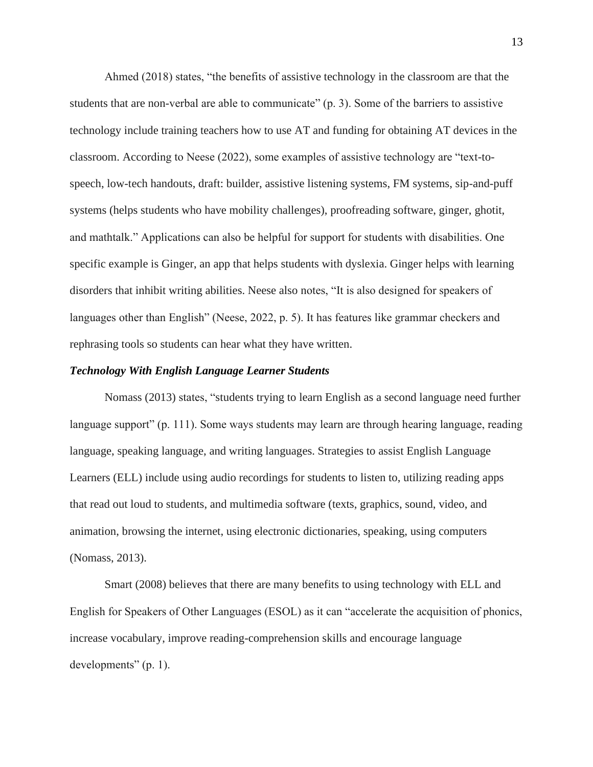Ahmed (2018) states, "the benefits of assistive technology in the classroom are that the students that are non-verbal are able to communicate" (p. 3). Some of the barriers to assistive technology include training teachers how to use AT and funding for obtaining AT devices in the classroom. According to Neese (2022), some examples of assistive technology are "text-to-speech, low-tech handouts, draft: builder, assistive listening systems, FM systems, sip-and-puff systems (helps students who have mobility challenges), proofreading software, ginger, ghotit, and mathtalk." Applications can also be helpful for support for students with disabilities. One specific example is Ginger, an app that helps students with dyslexia. Ginger helps with learning disorders that inhibit writing abilities. Neese also notes, "It is also designed for speakers of languages other than English" (Neese, 2022, p. 5). It has features like grammar checkers and rephrasing tools so students can hear what they have written.

### ***Technology With English Language Learner Students***

Nomass (2013) states, "students trying to learn English as a second language need further language support" (p. 111). Some ways students may learn are through hearing language, reading language, speaking language, and writing languages. Strategies to assist English Language Learners (ELL) include using audio recordings for students to listen to, utilizing reading apps that read out loud to students, and multimedia software (texts, graphics, sound, video, and animation, browsing the internet, using electronic dictionaries, speaking, using computers (Nomass, 2013).

Smart (2008) believes that there are many benefits to using technology with ELL and English for Speakers of Other Languages (ESOL) as it can "accelerate the acquisition of phonics, increase vocabulary, improve reading-comprehension skills and encourage language developments" (p. 1).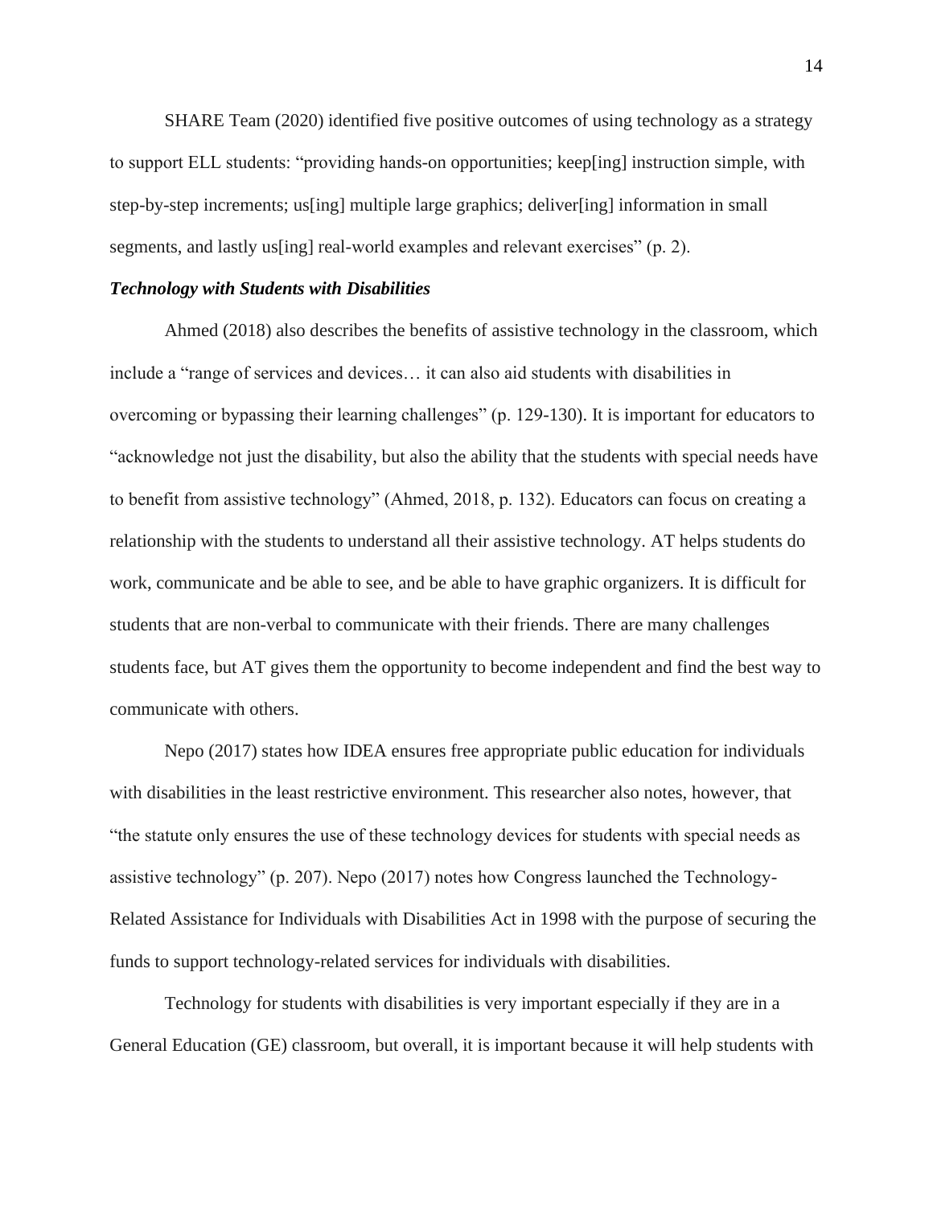SHARE Team (2020) identified five positive outcomes of using technology as a strategy to support ELL students: "providing hands-on opportunities; keep[ing] instruction simple, with step-by-step increments; us[ing] multiple large graphics; deliver[ing] information in small segments, and lastly us[ing] real-world examples and relevant exercises" (p. 2).

### *Technology with Students with Disabilities*

Ahmed (2018) also describes the benefits of assistive technology in the classroom, which include a "range of services and devices… it can also aid students with disabilities in overcoming or bypassing their learning challenges" (p. 129-130). It is important for educators to "acknowledge not just the disability, but also the ability that the students with special needs have to benefit from assistive technology" (Ahmed, 2018, p. 132). Educators can focus on creating a relationship with the students to understand all their assistive technology. AT helps students do work, communicate and be able to see, and be able to have graphic organizers. It is difficult for students that are non-verbal to communicate with their friends. There are many challenges students face, but AT gives them the opportunity to become independent and find the best way to communicate with others.

Nepo (2017) states how IDEA ensures free appropriate public education for individuals with disabilities in the least restrictive environment. This researcher also notes, however, that "the statute only ensures the use of these technology devices for students with special needs as assistive technology" (p. 207). Nepo (2017) notes how Congress launched the Technology-Related Assistance for Individuals with Disabilities Act in 1998 with the purpose of securing the funds to support technology-related services for individuals with disabilities.

Technology for students with disabilities is very important especially if they are in a General Education (GE) classroom, but overall, it is important because it will help students with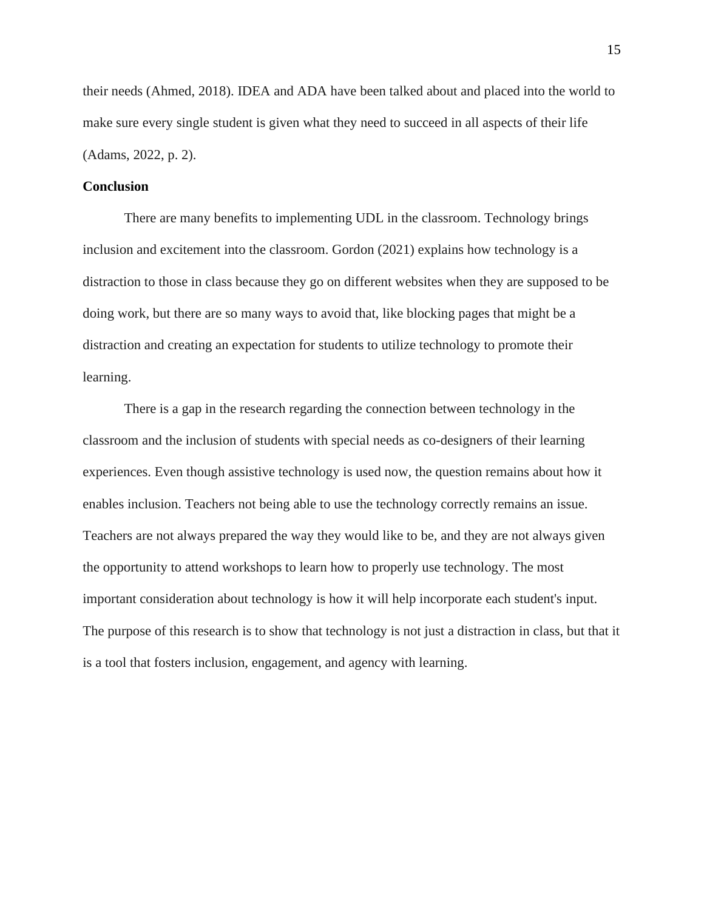their needs (Ahmed, 2018). IDEA and ADA have been talked about and placed into the world to make sure every single student is given what they need to succeed in all aspects of their life (Adams, 2022, p. 2).

**Conclusion**

There are many benefits to implementing UDL in the classroom. Technology brings inclusion and excitement into the classroom. Gordon (2021) explains how technology is a distraction to those in class because they go on different websites when they are supposed to be doing work, but there are so many ways to avoid that, like blocking pages that might be a distraction and creating an expectation for students to utilize technology to promote their learning.

There is a gap in the research regarding the connection between technology in the classroom and the inclusion of students with special needs as co-designers of their learning experiences. Even though assistive technology is used now, the question remains about how it enables inclusion. Teachers not being able to use the technology correctly remains an issue. Teachers are not always prepared the way they would like to be, and they are not always given the opportunity to attend workshops to learn how to properly use technology. The most important consideration about technology is how it will help incorporate each student's input. The purpose of this research is to show that technology is not just a distraction in class, but that it is a tool that fosters inclusion, engagement, and agency with learning.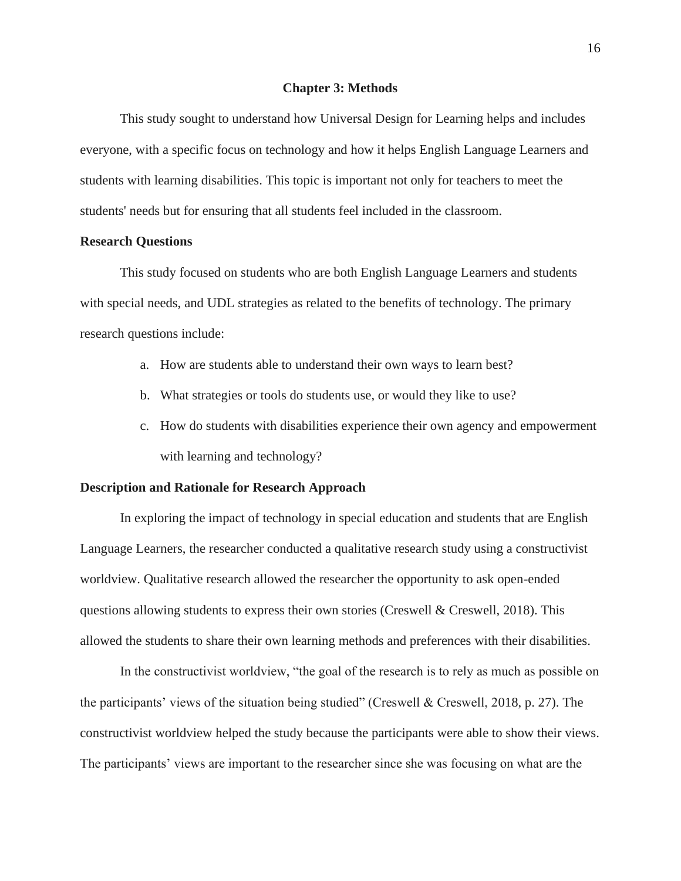# Chapter 3: Methods

This study sought to understand how Universal Design for Learning helps and includes everyone, with a specific focus on technology and how it helps English Language Learners and students with learning disabilities. This topic is important not only for teachers to meet the students' needs but for ensuring that all students feel included in the classroom.

## Research Questions

This study focused on students who are both English Language Learners and students with special needs, and UDL strategies as related to the benefits of technology. The primary research questions include:

a. How are students able to understand their own ways to learn best?
b. What strategies or tools do students use, or would they like to use?
c. How do students with disabilities experience their own agency and empowerment with learning and technology?

## Description and Rationale for Research Approach

In exploring the impact of technology in special education and students that are English Language Learners, the researcher conducted a qualitative research study using a constructivist worldview. Qualitative research allowed the researcher the opportunity to ask open-ended questions allowing students to express their own stories (Creswell & Creswell, 2018). This allowed the students to share their own learning methods and preferences with their disabilities.

In the constructivist worldview, "the goal of the research is to rely as much as possible on the participants' views of the situation being studied" (Creswell & Creswell, 2018, p. 27). The constructivist worldview helped the study because the participants were able to show their views. The participants' views are important to the researcher since she was focusing on what are the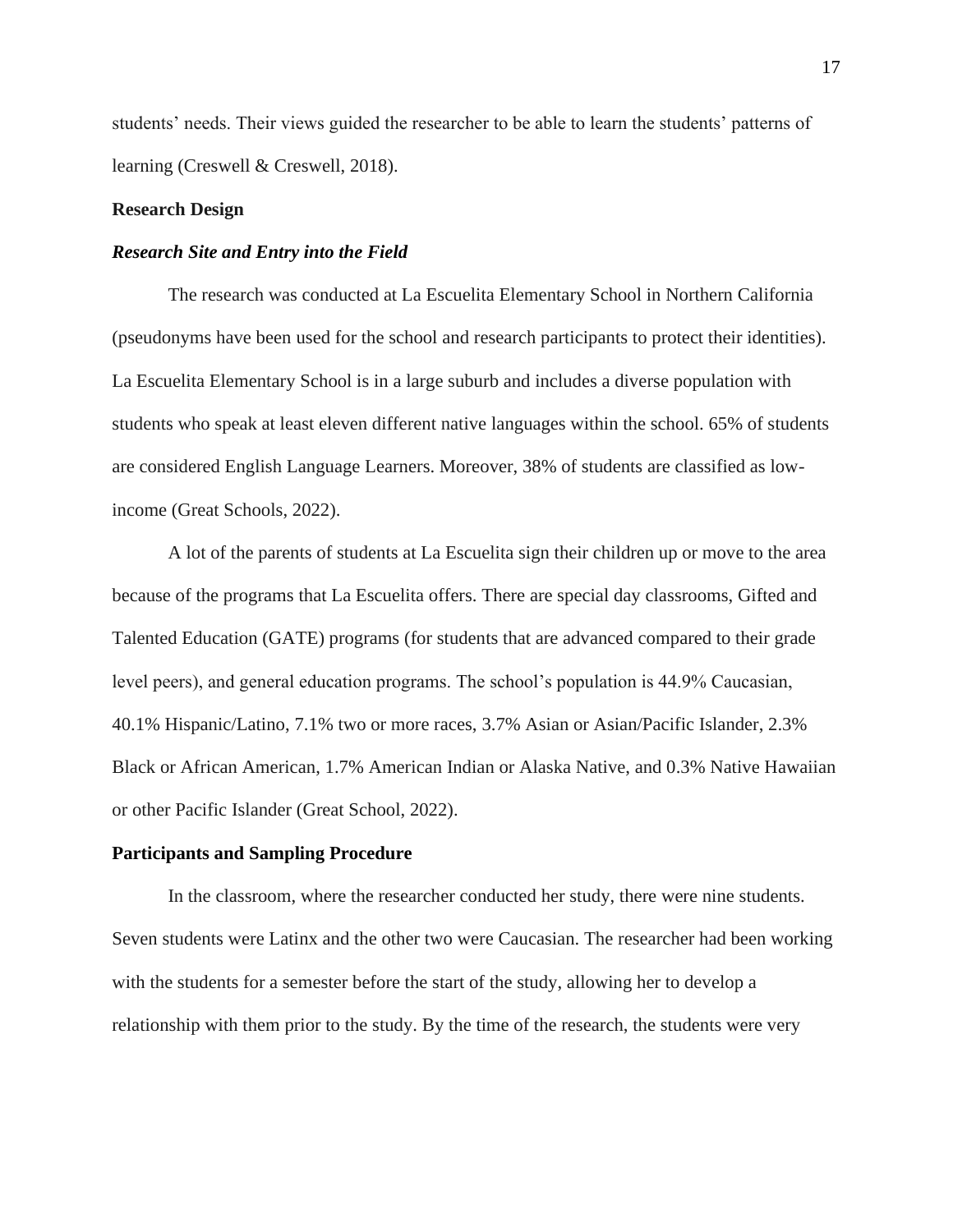students' needs. Their views guided the researcher to be able to learn the students' patterns of learning (Creswell & Creswell, 2018).

## Research Design

### *Research Site and Entry into the Field*

The research was conducted at La Escuelita Elementary School in Northern California (pseudonyms have been used for the school and research participants to protect their identities). La Escuelita Elementary School is in a large suburb and includes a diverse population with students who speak at least eleven different native languages within the school. 65% of students are considered English Language Learners. Moreover, 38% of students are classified as low-income (Great Schools, 2022).

A lot of the parents of students at La Escuelita sign their children up or move to the area because of the programs that La Escuelita offers. There are special day classrooms, Gifted and Talented Education (GATE) programs (for students that are advanced compared to their grade level peers), and general education programs. The school's population is 44.9% Caucasian, 40.1% Hispanic/Latino, 7.1% two or more races, 3.7% Asian or Asian/Pacific Islander, 2.3% Black or African American, 1.7% American Indian or Alaska Native, and 0.3% Native Hawaiian or other Pacific Islander (Great School, 2022).

## Participants and Sampling Procedure

In the classroom, where the researcher conducted her study, there were nine students. Seven students were Latinx and the other two were Caucasian. The researcher had been working with the students for a semester before the start of the study, allowing her to develop a relationship with them prior to the study. By the time of the research, the students were very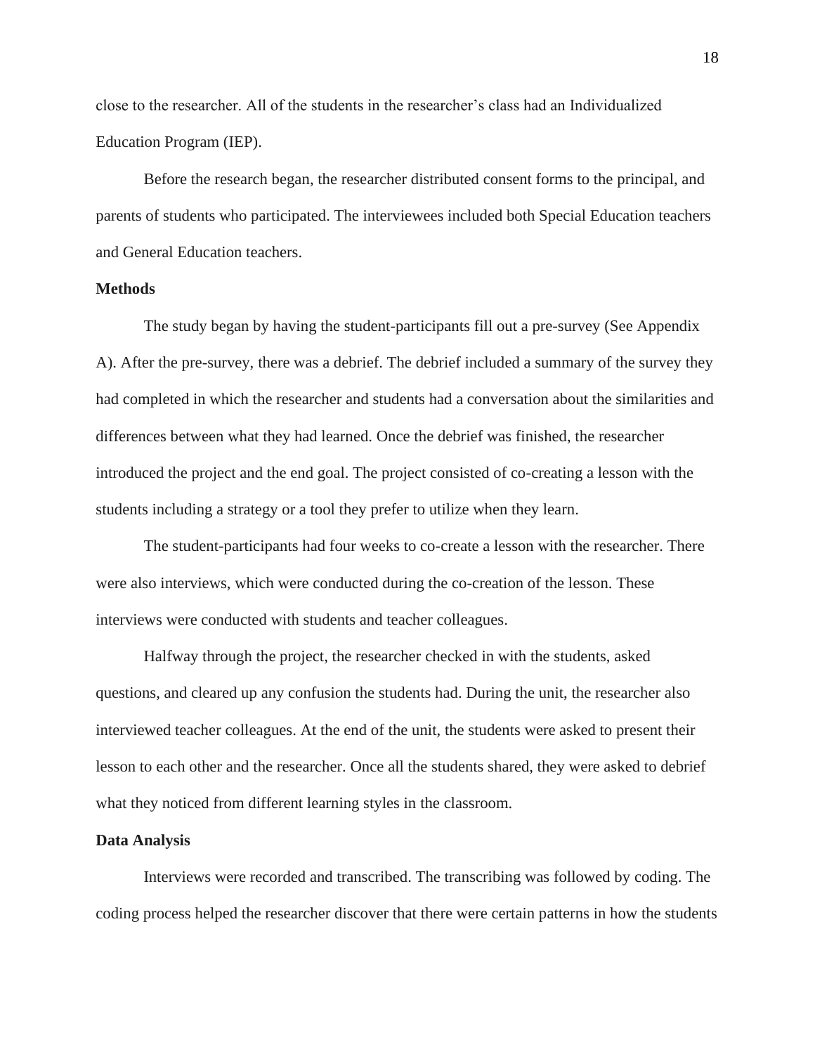close to the researcher. All of the students in the researcher's class had an Individualized Education Program (IEP).

Before the research began, the researcher distributed consent forms to the principal, and parents of students who participated. The interviewees included both Special Education teachers and General Education teachers.

## Methods

The study began by having the student-participants fill out a pre-survey (See Appendix A). After the pre-survey, there was a debrief. The debrief included a summary of the survey they had completed in which the researcher and students had a conversation about the similarities and differences between what they had learned. Once the debrief was finished, the researcher introduced the project and the end goal. The project consisted of co-creating a lesson with the students including a strategy or a tool they prefer to utilize when they learn.

The student-participants had four weeks to co-create a lesson with the researcher. There were also interviews, which were conducted during the co-creation of the lesson. These interviews were conducted with students and teacher colleagues.

Halfway through the project, the researcher checked in with the students, asked questions, and cleared up any confusion the students had. During the unit, the researcher also interviewed teacher colleagues. At the end of the unit, the students were asked to present their lesson to each other and the researcher. Once all the students shared, they were asked to debrief what they noticed from different learning styles in the classroom.

## Data Analysis

Interviews were recorded and transcribed. The transcribing was followed by coding. The coding process helped the researcher discover that there were certain patterns in how the students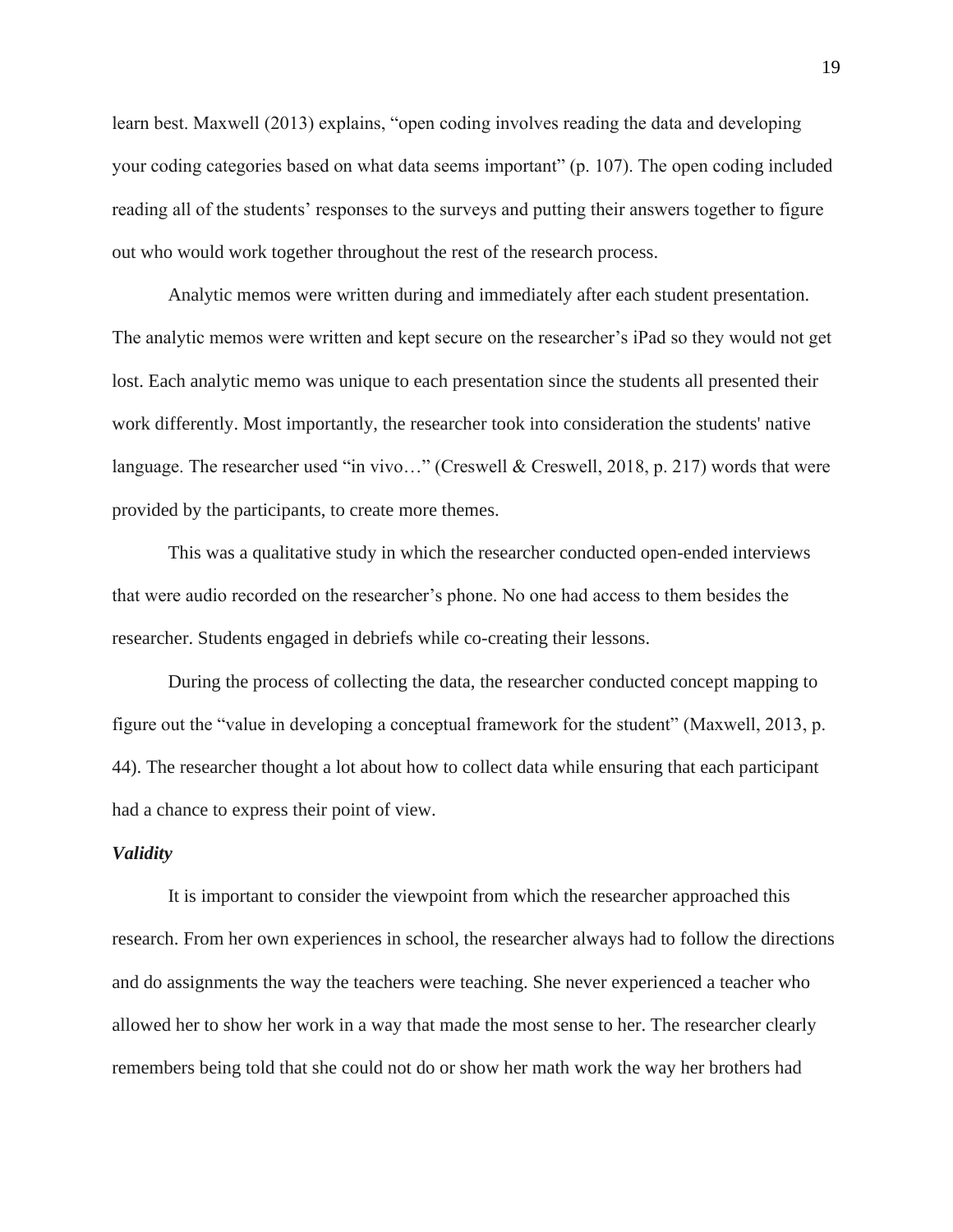learn best. Maxwell (2013) explains, "open coding involves reading the data and developing your coding categories based on what data seems important" (p. 107). The open coding included reading all of the students' responses to the surveys and putting their answers together to figure out who would work together throughout the rest of the research process.

Analytic memos were written during and immediately after each student presentation. The analytic memos were written and kept secure on the researcher's iPad so they would not get lost. Each analytic memo was unique to each presentation since the students all presented their work differently. Most importantly, the researcher took into consideration the students' native language. The researcher used "in vivo…" (Creswell & Creswell, 2018, p. 217) words that were provided by the participants, to create more themes.

This was a qualitative study in which the researcher conducted open-ended interviews that were audio recorded on the researcher's phone. No one had access to them besides the researcher. Students engaged in debriefs while co-creating their lessons.

During the process of collecting the data, the researcher conducted concept mapping to figure out the "value in developing a conceptual framework for the student" (Maxwell, 2013, p. 44). The researcher thought a lot about how to collect data while ensuring that each participant had a chance to express their point of view.

### *Validity*

It is important to consider the viewpoint from which the researcher approached this research. From her own experiences in school, the researcher always had to follow the directions and do assignments the way the teachers were teaching. She never experienced a teacher who allowed her to show her work in a way that made the most sense to her. The researcher clearly remembers being told that she could not do or show her math work the way her brothers had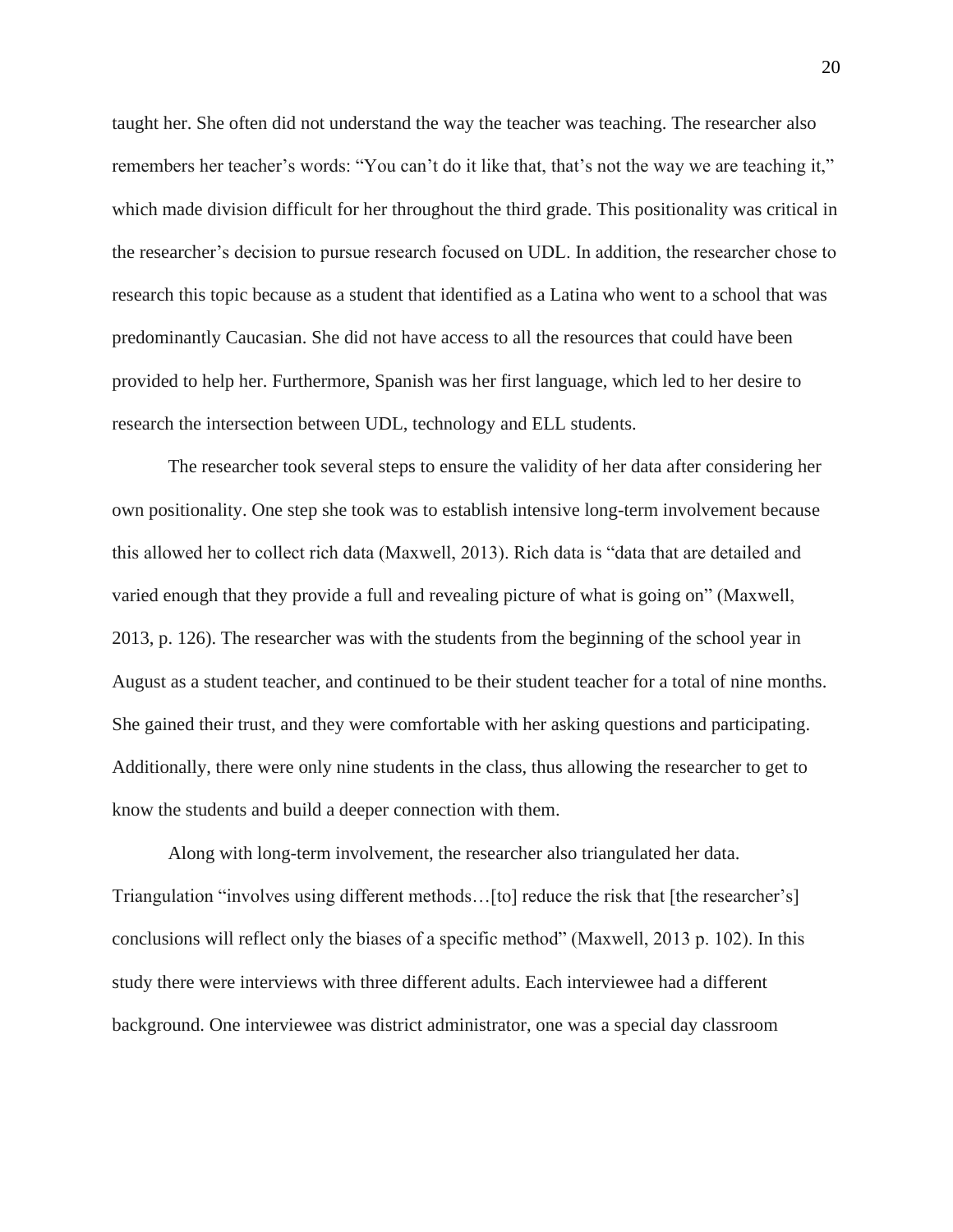taught her. She often did not understand the way the teacher was teaching. The researcher also remembers her teacher's words: "You can't do it like that, that's not the way we are teaching it," which made division difficult for her throughout the third grade. This positionality was critical in the researcher's decision to pursue research focused on UDL. In addition, the researcher chose to research this topic because as a student that identified as a Latina who went to a school that was predominantly Caucasian. She did not have access to all the resources that could have been provided to help her. Furthermore, Spanish was her first language, which led to her desire to research the intersection between UDL, technology and ELL students.

The researcher took several steps to ensure the validity of her data after considering her own positionality. One step she took was to establish intensive long-term involvement because this allowed her to collect rich data (Maxwell, 2013). Rich data is "data that are detailed and varied enough that they provide a full and revealing picture of what is going on" (Maxwell, 2013, p. 126). The researcher was with the students from the beginning of the school year in August as a student teacher, and continued to be their student teacher for a total of nine months. She gained their trust, and they were comfortable with her asking questions and participating. Additionally, there were only nine students in the class, thus allowing the researcher to get to know the students and build a deeper connection with them.

Along with long-term involvement, the researcher also triangulated her data. Triangulation "involves using different methods…[to] reduce the risk that [the researcher's] conclusions will reflect only the biases of a specific method" (Maxwell, 2013 p. 102). In this study there were interviews with three different adults. Each interviewee had a different background. One interviewee was district administrator, one was a special day classroom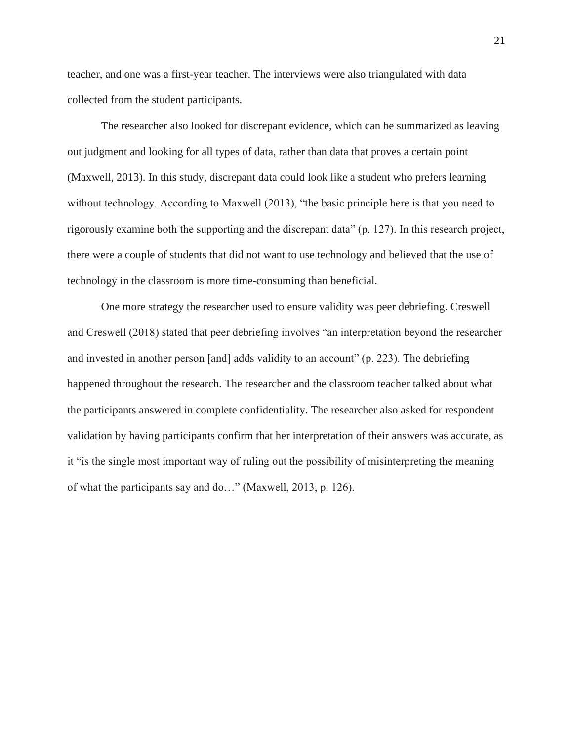teacher, and one was a first-year teacher. The interviews were also triangulated with data collected from the student participants.

The researcher also looked for discrepant evidence, which can be summarized as leaving out judgment and looking for all types of data, rather than data that proves a certain point (Maxwell, 2013). In this study, discrepant data could look like a student who prefers learning without technology. According to Maxwell (2013), "the basic principle here is that you need to rigorously examine both the supporting and the discrepant data" (p. 127). In this research project, there were a couple of students that did not want to use technology and believed that the use of technology in the classroom is more time-consuming than beneficial.

One more strategy the researcher used to ensure validity was peer debriefing. Creswell and Creswell (2018) stated that peer debriefing involves "an interpretation beyond the researcher and invested in another person [and] adds validity to an account" (p. 223). The debriefing happened throughout the research. The researcher and the classroom teacher talked about what the participants answered in complete confidentiality. The researcher also asked for respondent validation by having participants confirm that her interpretation of their answers was accurate, as it "is the single most important way of ruling out the possibility of misinterpreting the meaning of what the participants say and do…" (Maxwell, 2013, p. 126).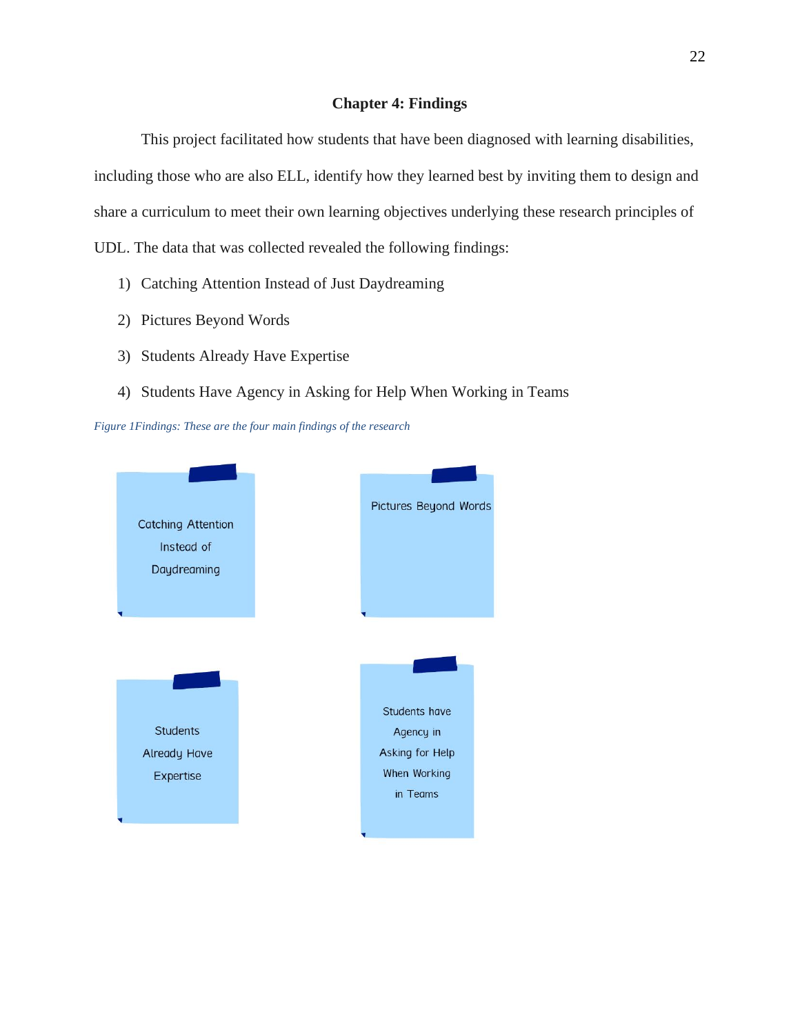# Chapter 4: Findings

This project facilitated how students that have been diagnosed with learning disabilities, including those who are also ELL, identify how they learned best by inviting them to design and share a curriculum to meet their own learning objectives underlying these research principles of UDL. The data that was collected revealed the following findings:

1) Catching Attention Instead of Just Daydreaming
2) Pictures Beyond Words
3) Students Already Have Expertise
4) Students Have Agency in Asking for Help When Working in Teams

*Figure 1Findings: These are the four main findings of the research*

Catching Attention Instead of Daydreaming

Pictures Beyond Words

Students Already Have Expertise

Students have Agency in Asking for Help When Working in Teams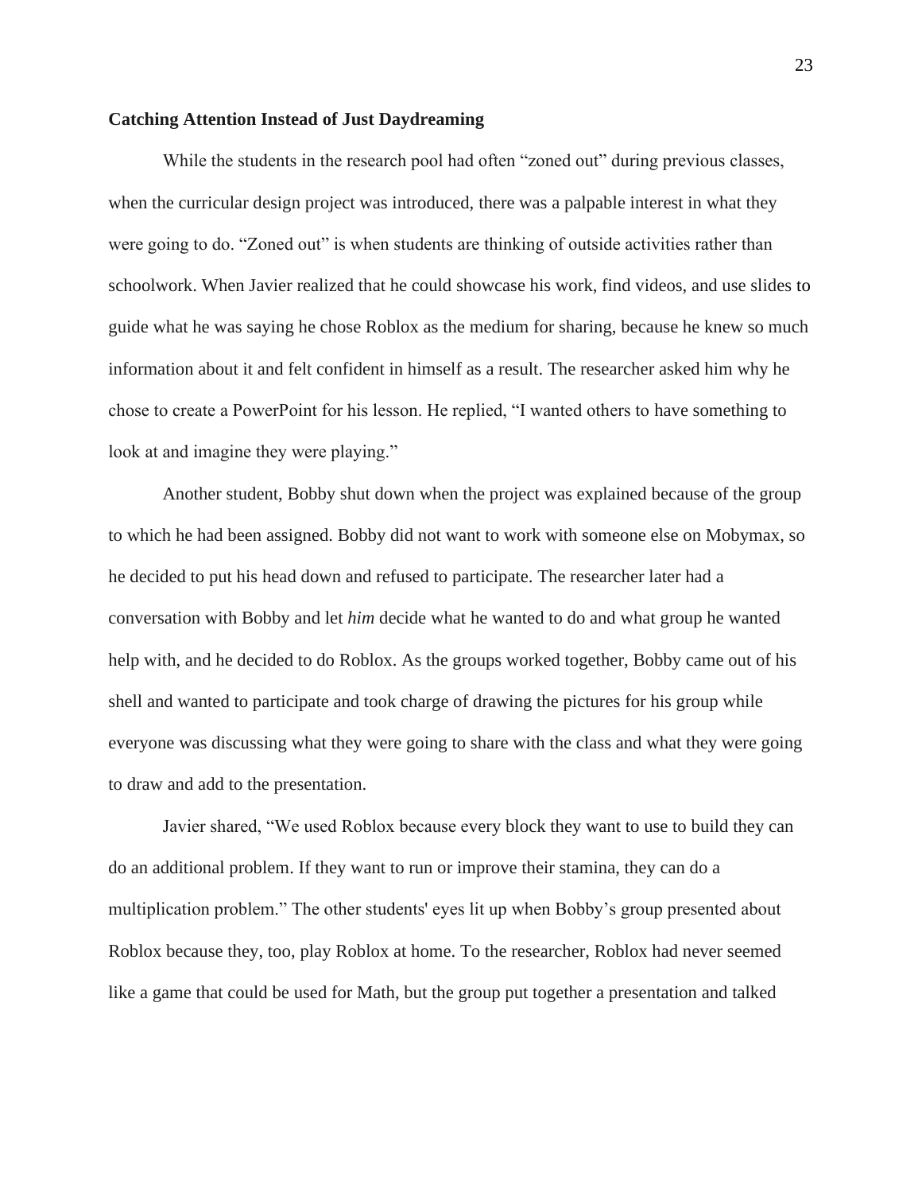### Catching Attention Instead of Just Daydreaming

While the students in the research pool had often "zoned out" during previous classes, when the curricular design project was introduced, there was a palpable interest in what they were going to do. "Zoned out" is when students are thinking of outside activities rather than schoolwork. When Javier realized that he could showcase his work, find videos, and use slides to guide what he was saying he chose Roblox as the medium for sharing, because he knew so much information about it and felt confident in himself as a result. The researcher asked him why he chose to create a PowerPoint for his lesson. He replied, "I wanted others to have something to look at and imagine they were playing."

Another student, Bobby shut down when the project was explained because of the group to which he had been assigned. Bobby did not want to work with someone else on Mobymax, so he decided to put his head down and refused to participate. The researcher later had a conversation with Bobby and let *him* decide what he wanted to do and what group he wanted help with, and he decided to do Roblox. As the groups worked together, Bobby came out of his shell and wanted to participate and took charge of drawing the pictures for his group while everyone was discussing what they were going to share with the class and what they were going to draw and add to the presentation.

Javier shared, "We used Roblox because every block they want to use to build they can do an additional problem. If they want to run or improve their stamina, they can do a multiplication problem." The other students' eyes lit up when Bobby's group presented about Roblox because they, too, play Roblox at home. To the researcher, Roblox had never seemed like a game that could be used for Math, but the group put together a presentation and talked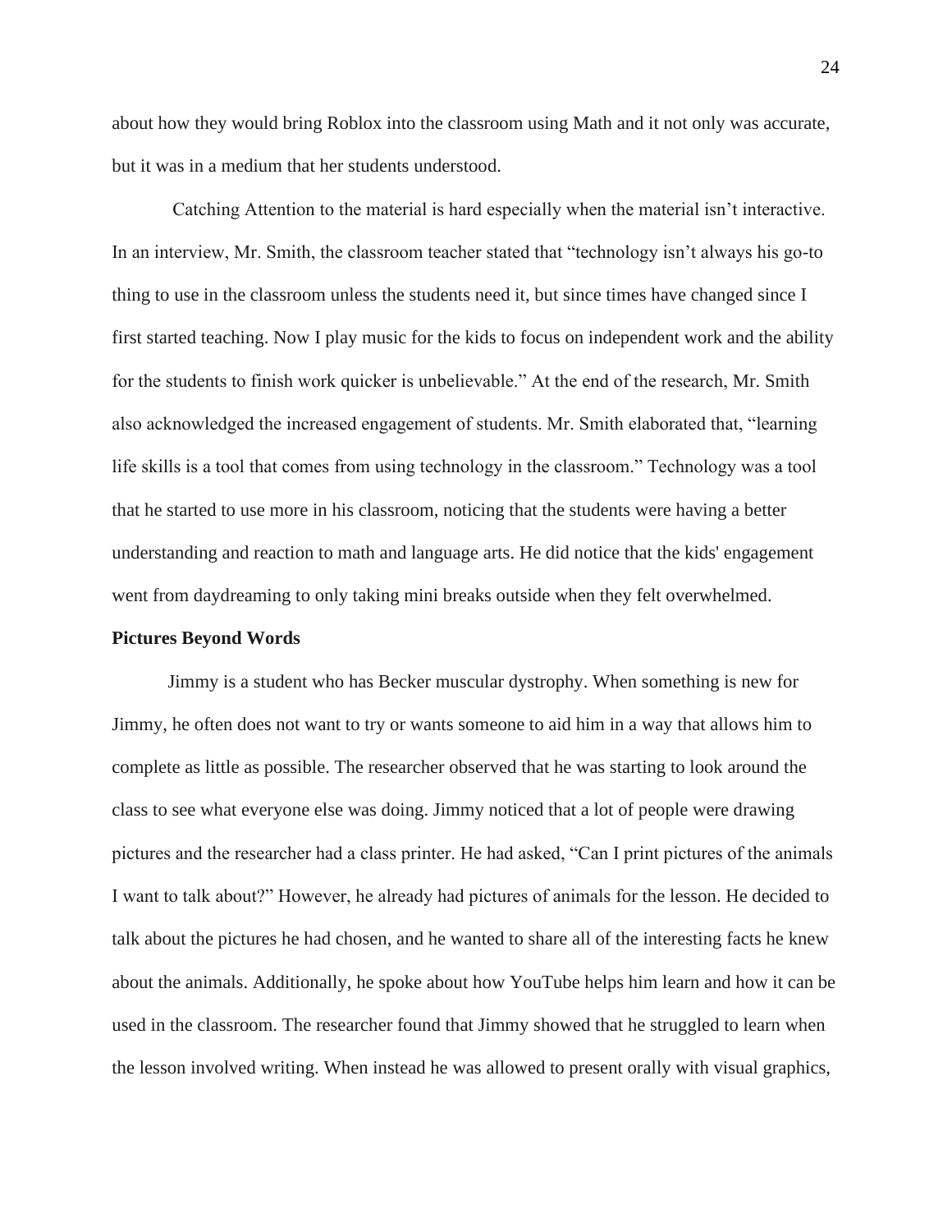about how they would bring Roblox into the classroom using Math and it not only was accurate, but it was in a medium that her students understood.

Catching Attention to the material is hard especially when the material isn't interactive. In an interview, Mr. Smith, the classroom teacher stated that "technology isn't always his go-to thing to use in the classroom unless the students need it, but since times have changed since I first started teaching. Now I play music for the kids to focus on independent work and the ability for the students to finish work quicker is unbelievable." At the end of the research, Mr. Smith also acknowledged the increased engagement of students. Mr. Smith elaborated that, "learning life skills is a tool that comes from using technology in the classroom." Technology was a tool that he started to use more in his classroom, noticing that the students were having a better understanding and reaction to math and language arts. He did notice that the kids' engagement went from daydreaming to only taking mini breaks outside when they felt overwhelmed.

**Pictures Beyond Words**

Jimmy is a student who has Becker muscular dystrophy. When something is new for Jimmy, he often does not want to try or wants someone to aid him in a way that allows him to complete as little as possible. The researcher observed that he was starting to look around the class to see what everyone else was doing. Jimmy noticed that a lot of people were drawing pictures and the researcher had a class printer. He had asked, "Can I print pictures of the animals I want to talk about?" However, he already had pictures of animals for the lesson. He decided to talk about the pictures he had chosen, and he wanted to share all of the interesting facts he knew about the animals. Additionally, he spoke about how YouTube helps him learn and how it can be used in the classroom. The researcher found that Jimmy showed that he struggled to learn when the lesson involved writing. When instead he was allowed to present orally with visual graphics,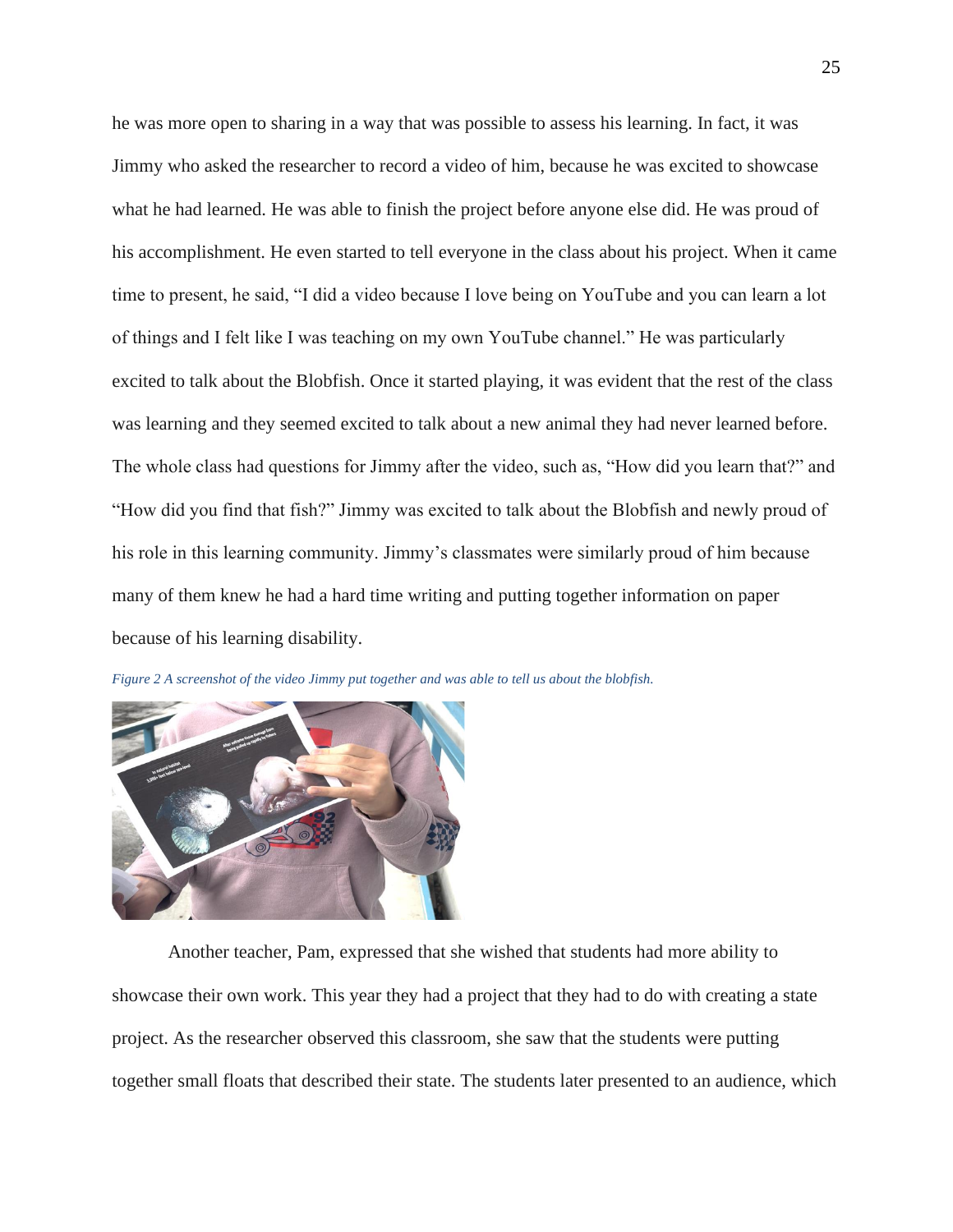he was more open to sharing in a way that was possible to assess his learning. In fact, it was Jimmy who asked the researcher to record a video of him, because he was excited to showcase what he had learned. He was able to finish the project before anyone else did. He was proud of his accomplishment. He even started to tell everyone in the class about his project. When it came time to present, he said, "I did a video because I love being on YouTube and you can learn a lot of things and I felt like I was teaching on my own YouTube channel." He was particularly excited to talk about the Blobfish. Once it started playing, it was evident that the rest of the class was learning and they seemed excited to talk about a new animal they had never learned before. The whole class had questions for Jimmy after the video, such as, "How did you learn that?" and "How did you find that fish?" Jimmy was excited to talk about the Blobfish and newly proud of his role in this learning community. Jimmy's classmates were similarly proud of him because many of them knew he had a hard time writing and putting together information on paper because of his learning disability.

*Figure 2 A screenshot of the video Jimmy put together and was able to tell us about the blobfish.*

Another teacher, Pam, expressed that she wished that students had more ability to showcase their own work. This year they had a project that they had to do with creating a state project. As the researcher observed this classroom, she saw that the students were putting together small floats that described their state. The students later presented to an audience, which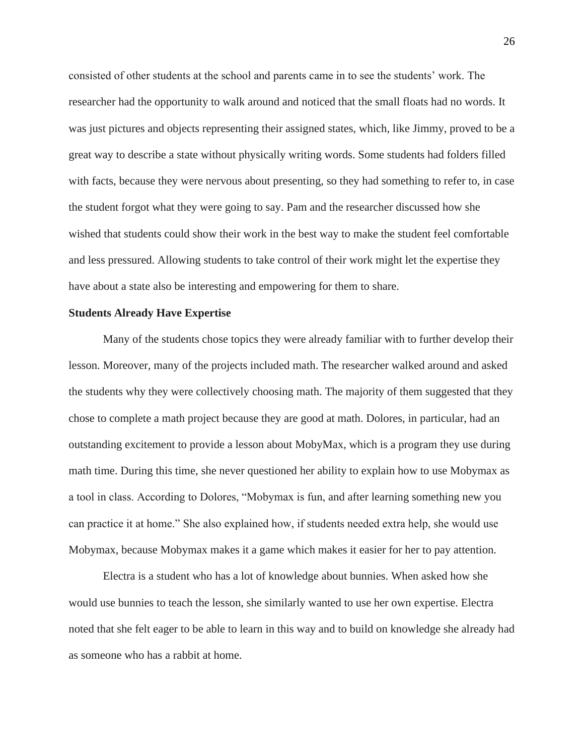consisted of other students at the school and parents came in to see the students' work. The researcher had the opportunity to walk around and noticed that the small floats had no words. It was just pictures and objects representing their assigned states, which, like Jimmy, proved to be a great way to describe a state without physically writing words. Some students had folders filled with facts, because they were nervous about presenting, so they had something to refer to, in case the student forgot what they were going to say. Pam and the researcher discussed how she wished that students could show their work in the best way to make the student feel comfortable and less pressured. Allowing students to take control of their work might let the expertise they have about a state also be interesting and empowering for them to share.

**Students Already Have Expertise**

Many of the students chose topics they were already familiar with to further develop their lesson. Moreover, many of the projects included math. The researcher walked around and asked the students why they were collectively choosing math. The majority of them suggested that they chose to complete a math project because they are good at math. Dolores, in particular, had an outstanding excitement to provide a lesson about MobyMax, which is a program they use during math time. During this time, she never questioned her ability to explain how to use Mobymax as a tool in class. According to Dolores, "Mobymax is fun, and after learning something new you can practice it at home." She also explained how, if students needed extra help, she would use Mobymax, because Mobymax makes it a game which makes it easier for her to pay attention.

Electra is a student who has a lot of knowledge about bunnies. When asked how she would use bunnies to teach the lesson, she similarly wanted to use her own expertise. Electra noted that she felt eager to be able to learn in this way and to build on knowledge she already had as someone who has a rabbit at home.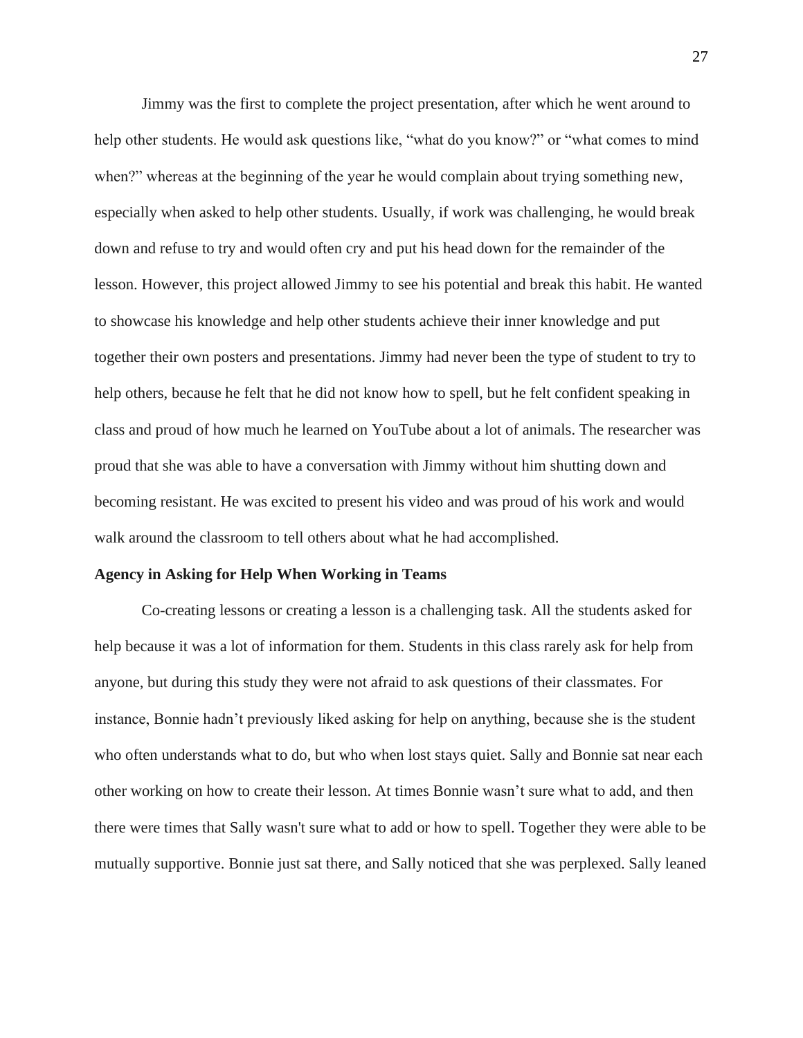Jimmy was the first to complete the project presentation, after which he went around to help other students. He would ask questions like, "what do you know?" or "what comes to mind when?" whereas at the beginning of the year he would complain about trying something new, especially when asked to help other students. Usually, if work was challenging, he would break down and refuse to try and would often cry and put his head down for the remainder of the lesson. However, this project allowed Jimmy to see his potential and break this habit. He wanted to showcase his knowledge and help other students achieve their inner knowledge and put together their own posters and presentations. Jimmy had never been the type of student to try to help others, because he felt that he did not know how to spell, but he felt confident speaking in class and proud of how much he learned on YouTube about a lot of animals. The researcher was proud that she was able to have a conversation with Jimmy without him shutting down and becoming resistant. He was excited to present his video and was proud of his work and would walk around the classroom to tell others about what he had accomplished.

**Agency in Asking for Help When Working in Teams**

Co-creating lessons or creating a lesson is a challenging task. All the students asked for help because it was a lot of information for them. Students in this class rarely ask for help from anyone, but during this study they were not afraid to ask questions of their classmates. For instance, Bonnie hadn't previously liked asking for help on anything, because she is the student who often understands what to do, but who when lost stays quiet. Sally and Bonnie sat near each other working on how to create their lesson. At times Bonnie wasn't sure what to add, and then there were times that Sally wasn't sure what to add or how to spell. Together they were able to be mutually supportive. Bonnie just sat there, and Sally noticed that she was perplexed. Sally leaned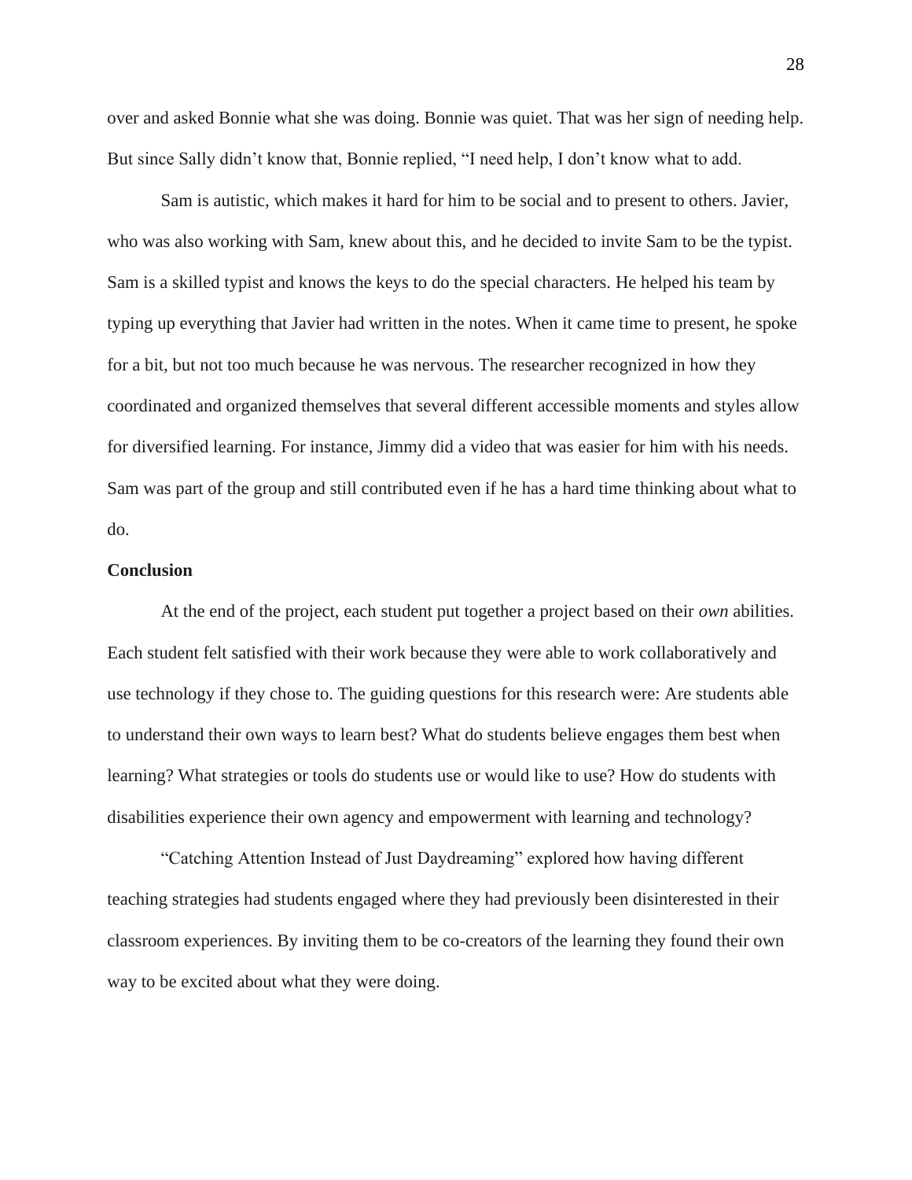over and asked Bonnie what she was doing. Bonnie was quiet. That was her sign of needing help. But since Sally didn't know that, Bonnie replied, "I need help, I don't know what to add.

Sam is autistic, which makes it hard for him to be social and to present to others. Javier, who was also working with Sam, knew about this, and he decided to invite Sam to be the typist. Sam is a skilled typist and knows the keys to do the special characters. He helped his team by typing up everything that Javier had written in the notes. When it came time to present, he spoke for a bit, but not too much because he was nervous. The researcher recognized in how they coordinated and organized themselves that several different accessible moments and styles allow for diversified learning. For instance, Jimmy did a video that was easier for him with his needs. Sam was part of the group and still contributed even if he has a hard time thinking about what to do.

**Conclusion**

At the end of the project, each student put together a project based on their *own* abilities. Each student felt satisfied with their work because they were able to work collaboratively and use technology if they chose to. The guiding questions for this research were: Are students able to understand their own ways to learn best? What do students believe engages them best when learning? What strategies or tools do students use or would like to use? How do students with disabilities experience their own agency and empowerment with learning and technology?

"Catching Attention Instead of Just Daydreaming" explored how having different teaching strategies had students engaged where they had previously been disinterested in their classroom experiences. By inviting them to be co-creators of the learning they found their own way to be excited about what they were doing.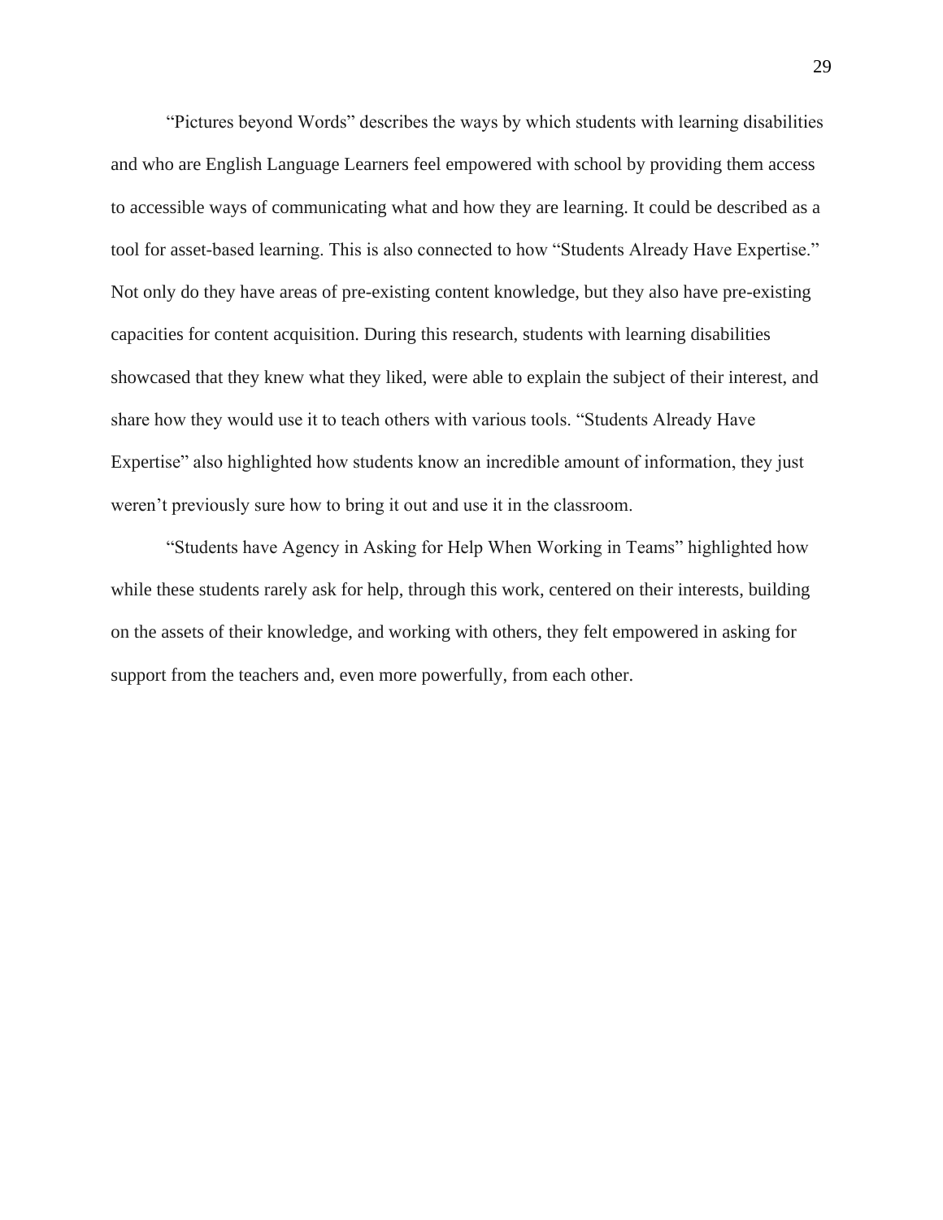"Pictures beyond Words" describes the ways by which students with learning disabilities and who are English Language Learners feel empowered with school by providing them access to accessible ways of communicating what and how they are learning. It could be described as a tool for asset-based learning. This is also connected to how "Students Already Have Expertise." Not only do they have areas of pre-existing content knowledge, but they also have pre-existing capacities for content acquisition. During this research, students with learning disabilities showcased that they knew what they liked, were able to explain the subject of their interest, and share how they would use it to teach others with various tools. "Students Already Have Expertise" also highlighted how students know an incredible amount of information, they just weren't previously sure how to bring it out and use it in the classroom.

"Students have Agency in Asking for Help When Working in Teams" highlighted how while these students rarely ask for help, through this work, centered on their interests, building on the assets of their knowledge, and working with others, they felt empowered in asking for support from the teachers and, even more powerfully, from each other.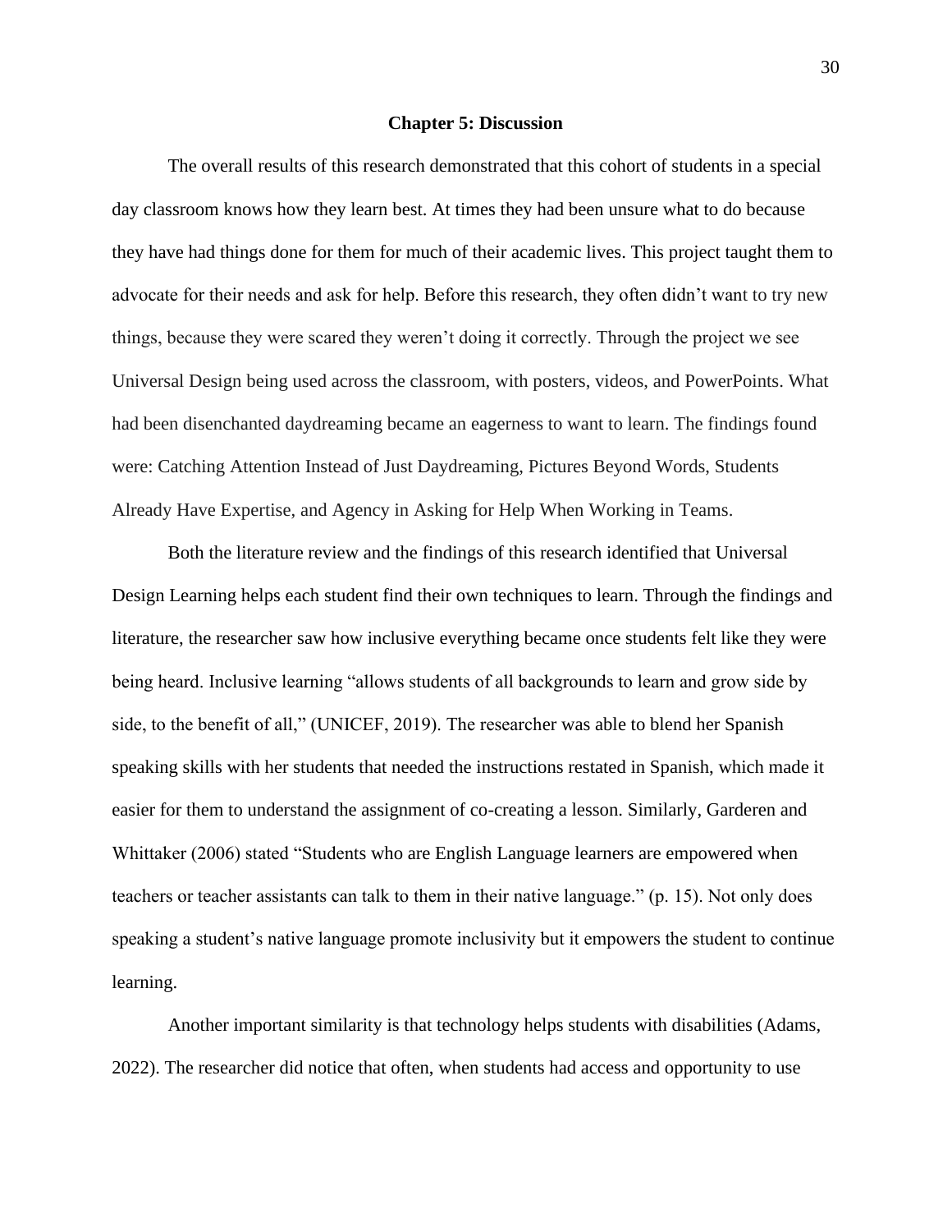## Chapter 5: Discussion

The overall results of this research demonstrated that this cohort of students in a special day classroom knows how they learn best. At times they had been unsure what to do because they have had things done for them for much of their academic lives. This project taught them to advocate for their needs and ask for help. Before this research, they often didn't want to try new things, because they were scared they weren't doing it correctly. Through the project we see Universal Design being used across the classroom, with posters, videos, and PowerPoints. What had been disenchanted daydreaming became an eagerness to want to learn. The findings found were: Catching Attention Instead of Just Daydreaming, Pictures Beyond Words, Students Already Have Expertise, and Agency in Asking for Help When Working in Teams.

Both the literature review and the findings of this research identified that Universal Design Learning helps each student find their own techniques to learn. Through the findings and literature, the researcher saw how inclusive everything became once students felt like they were being heard. Inclusive learning "allows students of all backgrounds to learn and grow side by side, to the benefit of all," (UNICEF, 2019). The researcher was able to blend her Spanish speaking skills with her students that needed the instructions restated in Spanish, which made it easier for them to understand the assignment of co-creating a lesson. Similarly, Garderen and Whittaker (2006) stated "Students who are English Language learners are empowered when teachers or teacher assistants can talk to them in their native language." (p. 15). Not only does speaking a student's native language promote inclusivity but it empowers the student to continue learning.

Another important similarity is that technology helps students with disabilities (Adams, 2022). The researcher did notice that often, when students had access and opportunity to use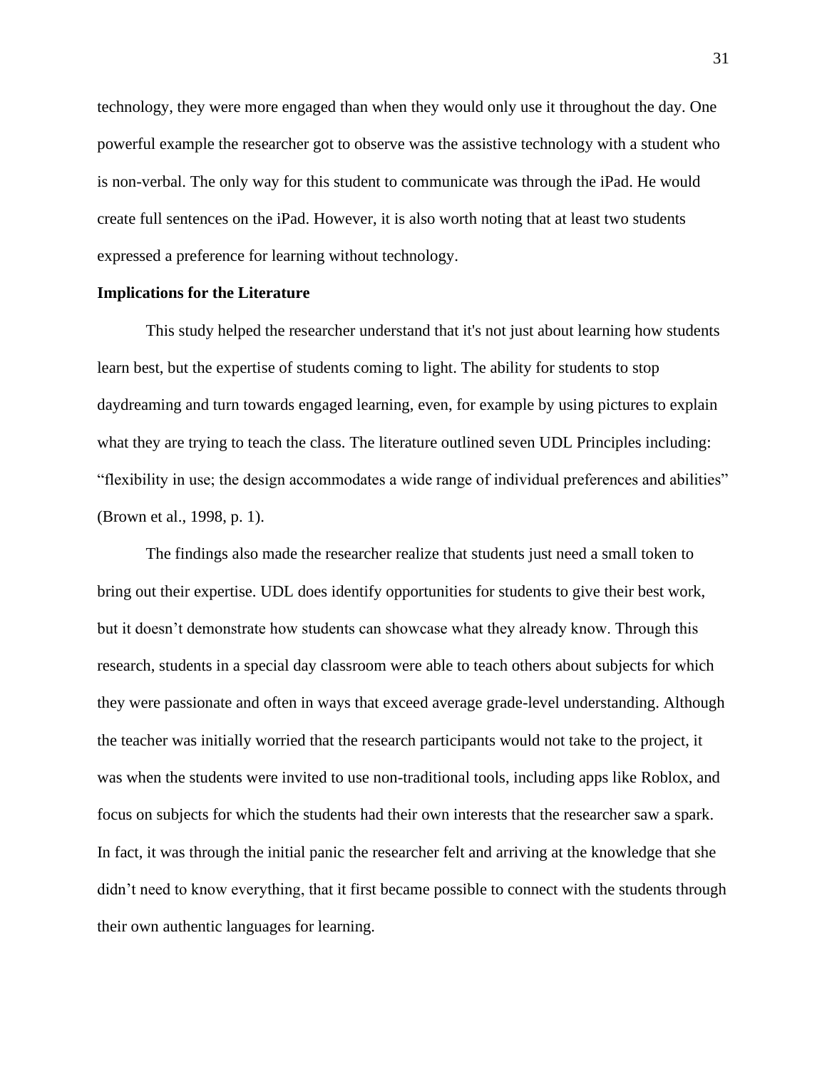technology, they were more engaged than when they would only use it throughout the day. One powerful example the researcher got to observe was the assistive technology with a student who is non-verbal. The only way for this student to communicate was through the iPad. He would create full sentences on the iPad. However, it is also worth noting that at least two students expressed a preference for learning without technology.

**Implications for the Literature**

This study helped the researcher understand that it's not just about learning how students learn best, but the expertise of students coming to light. The ability for students to stop daydreaming and turn towards engaged learning, even, for example by using pictures to explain what they are trying to teach the class. The literature outlined seven UDL Principles including: "flexibility in use; the design accommodates a wide range of individual preferences and abilities" (Brown et al., 1998, p. 1).

The findings also made the researcher realize that students just need a small token to bring out their expertise. UDL does identify opportunities for students to give their best work, but it doesn't demonstrate how students can showcase what they already know. Through this research, students in a special day classroom were able to teach others about subjects for which they were passionate and often in ways that exceed average grade-level understanding. Although the teacher was initially worried that the research participants would not take to the project, it was when the students were invited to use non-traditional tools, including apps like Roblox, and focus on subjects for which the students had their own interests that the researcher saw a spark. In fact, it was through the initial panic the researcher felt and arriving at the knowledge that she didn't need to know everything, that it first became possible to connect with the students through their own authentic languages for learning.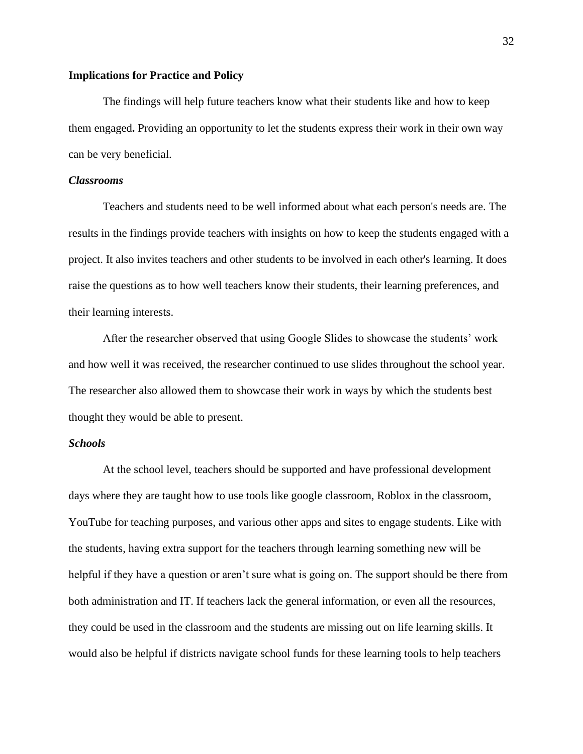## Implications for Practice and Policy

The findings will help future teachers know what their students like and how to keep them engaged**.** Providing an opportunity to let the students express their work in their own way can be very beneficial.

### *Classrooms*

Teachers and students need to be well informed about what each person's needs are. The results in the findings provide teachers with insights on how to keep the students engaged with a project. It also invites teachers and other students to be involved in each other's learning. It does raise the questions as to how well teachers know their students, their learning preferences, and their learning interests.

After the researcher observed that using Google Slides to showcase the students' work and how well it was received, the researcher continued to use slides throughout the school year. The researcher also allowed them to showcase their work in ways by which the students best thought they would be able to present.

### *Schools*

At the school level, teachers should be supported and have professional development days where they are taught how to use tools like google classroom, Roblox in the classroom, YouTube for teaching purposes, and various other apps and sites to engage students. Like with the students, having extra support for the teachers through learning something new will be helpful if they have a question or aren't sure what is going on. The support should be there from both administration and IT. If teachers lack the general information, or even all the resources, they could be used in the classroom and the students are missing out on life learning skills. It would also be helpful if districts navigate school funds for these learning tools to help teachers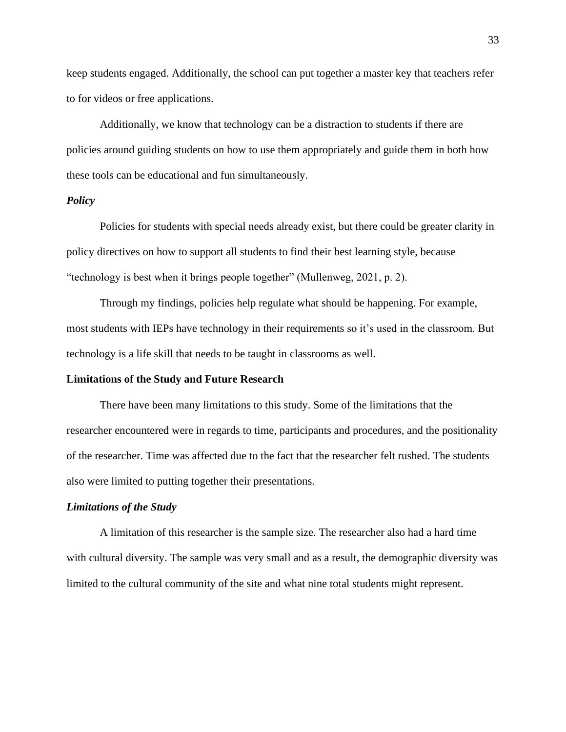keep students engaged. Additionally, the school can put together a master key that teachers refer to for videos or free applications.

Additionally, we know that technology can be a distraction to students if there are policies around guiding students on how to use them appropriately and guide them in both how these tools can be educational and fun simultaneously.

### *Policy*

Policies for students with special needs already exist, but there could be greater clarity in policy directives on how to support all students to find their best learning style, because "technology is best when it brings people together" (Mullenweg, 2021, p. 2).

Through my findings, policies help regulate what should be happening. For example, most students with IEPs have technology in their requirements so it's used in the classroom. But technology is a life skill that needs to be taught in classrooms as well.

## Limitations of the Study and Future Research

There have been many limitations to this study. Some of the limitations that the researcher encountered were in regards to time, participants and procedures, and the positionality of the researcher. Time was affected due to the fact that the researcher felt rushed. The students also were limited to putting together their presentations.

### *Limitations of the Study*

A limitation of this researcher is the sample size. The researcher also had a hard time with cultural diversity. The sample was very small and as a result, the demographic diversity was limited to the cultural community of the site and what nine total students might represent.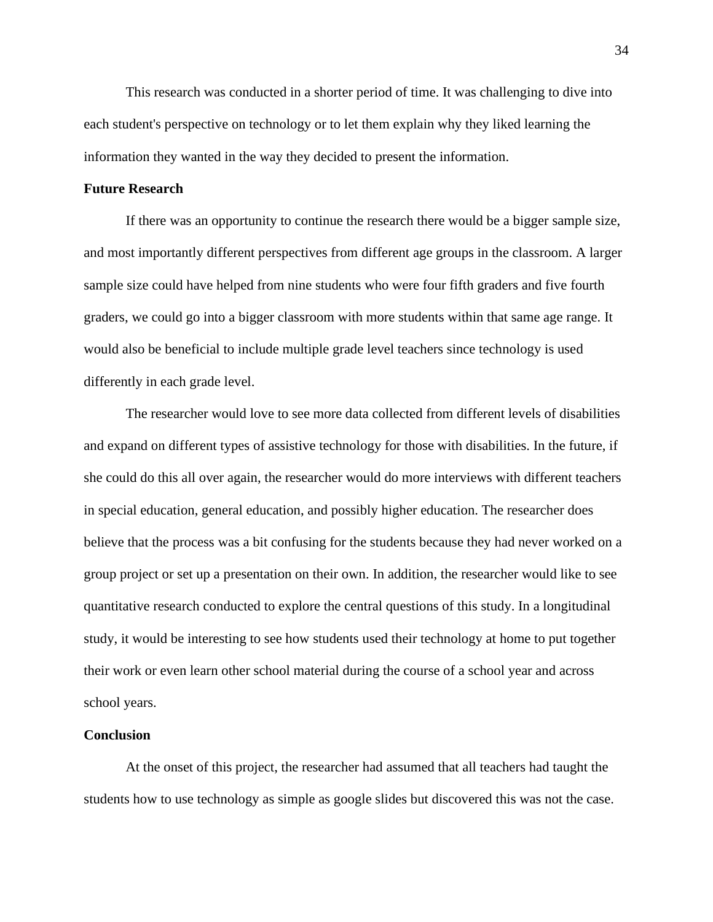This research was conducted in a shorter period of time. It was challenging to dive into each student's perspective on technology or to let them explain why they liked learning the information they wanted in the way they decided to present the information.

**Future Research**

If there was an opportunity to continue the research there would be a bigger sample size, and most importantly different perspectives from different age groups in the classroom. A larger sample size could have helped from nine students who were four fifth graders and five fourth graders, we could go into a bigger classroom with more students within that same age range. It would also be beneficial to include multiple grade level teachers since technology is used differently in each grade level.

The researcher would love to see more data collected from different levels of disabilities and expand on different types of assistive technology for those with disabilities. In the future, if she could do this all over again, the researcher would do more interviews with different teachers in special education, general education, and possibly higher education. The researcher does believe that the process was a bit confusing for the students because they had never worked on a group project or set up a presentation on their own. In addition, the researcher would like to see quantitative research conducted to explore the central questions of this study. In a longitudinal study, it would be interesting to see how students used their technology at home to put together their work or even learn other school material during the course of a school year and across school years.

**Conclusion**

At the onset of this project, the researcher had assumed that all teachers had taught the students how to use technology as simple as google slides but discovered this was not the case.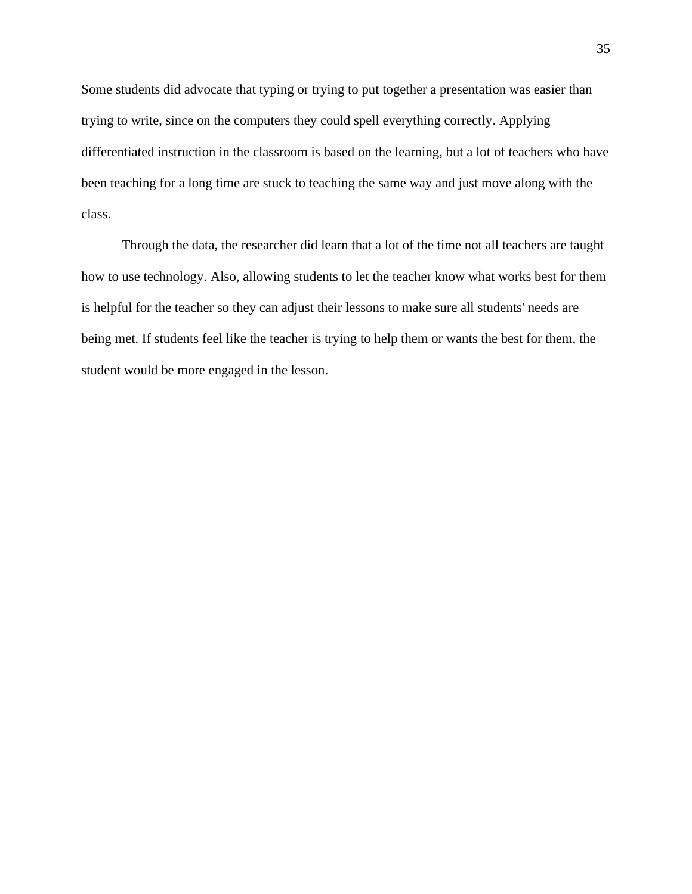Some students did advocate that typing or trying to put together a presentation was easier than trying to write, since on the computers they could spell everything correctly. Applying differentiated instruction in the classroom is based on the learning, but a lot of teachers who have been teaching for a long time are stuck to teaching the same way and just move along with the class.

Through the data, the researcher did learn that a lot of the time not all teachers are taught how to use technology. Also, allowing students to let the teacher know what works best for them is helpful for the teacher so they can adjust their lessons to make sure all students' needs are being met. If students feel like the teacher is trying to help them or wants the best for them, the student would be more engaged in the lesson.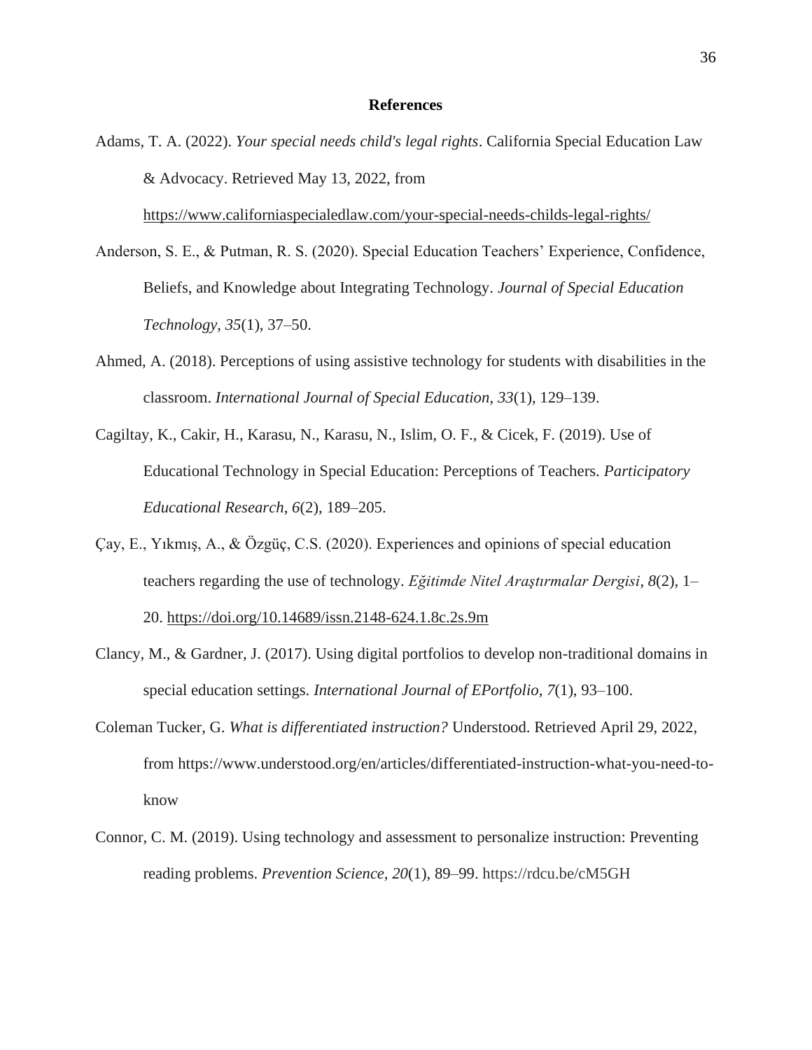# References

Adams, T. A. (2022). *Your special needs child's legal rights*. California Special Education Law & Advocacy. Retrieved May 13, 2022, from https://www.californiaspecialedlaw.com/your-special-needs-childs-legal-rights/

Anderson, S. E., & Putman, R. S. (2020). Special Education Teachers' Experience, Confidence, Beliefs, and Knowledge about Integrating Technology. *Journal of Special Education Technology*, *35*(1), 37–50.

Ahmed, A. (2018). Perceptions of using assistive technology for students with disabilities in the classroom. *International Journal of Special Education*, *33*(1), 129–139.

Cagiltay, K., Cakir, H., Karasu, N., Karasu, N., Islim, O. F., & Cicek, F. (2019). Use of Educational Technology in Special Education: Perceptions of Teachers. *Participatory Educational Research*, *6*(2), 189–205.

Çay, E., Yıkmış, A., & Özgüç, C.S. (2020). Experiences and opinions of special education teachers regarding the use of technology. *Eğitimde Nitel Araştırmalar Dergisi*, *8*(2), 1–20. https://doi.org/10.14689/issn.2148-624.1.8c.2s.9m

Clancy, M., & Gardner, J. (2017). Using digital portfolios to develop non-traditional domains in special education settings. *International Journal of EPortfolio*, *7*(1), 93–100.

Coleman Tucker, G. *What is differentiated instruction?* Understood. Retrieved April 29, 2022, from https://www.understood.org/en/articles/differentiated-instruction-what-you-need-to-know

Connor, C. M. (2019). Using technology and assessment to personalize instruction: Preventing reading problems. *Prevention Science*, *20*(1), 89–99. https://rdcu.be/cM5GH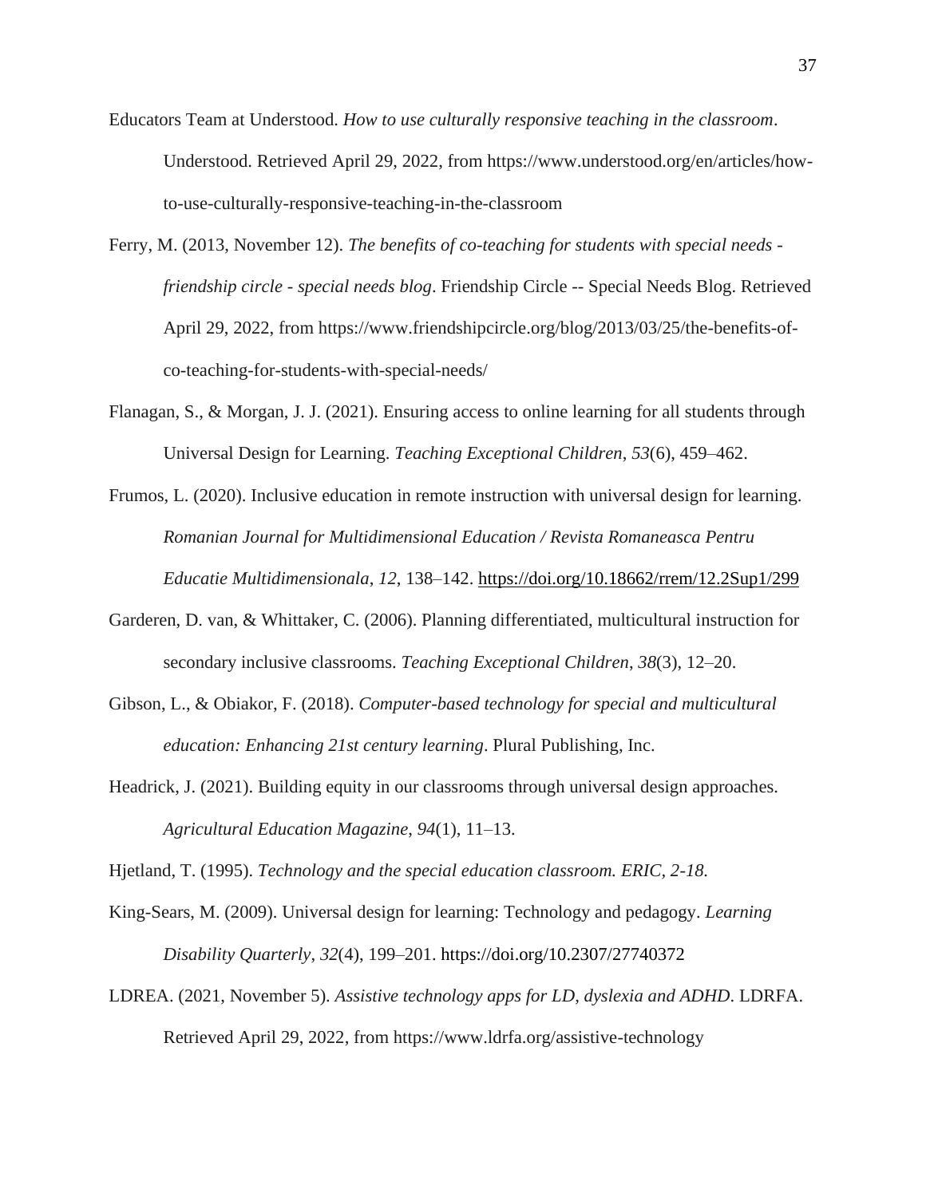Educators Team at Understood. *How to use culturally responsive teaching in the classroom*. Understood. Retrieved April 29, 2022, from https://www.understood.org/en/articles/how-to-use-culturally-responsive-teaching-in-the-classroom

Ferry, M. (2013, November 12). *The benefits of co-teaching for students with special needs - friendship circle - special needs blog*. Friendship Circle -- Special Needs Blog. Retrieved April 29, 2022, from https://www.friendshipcircle.org/blog/2013/03/25/the-benefits-of-co-teaching-for-students-with-special-needs/

Flanagan, S., & Morgan, J. J. (2021). Ensuring access to online learning for all students through Universal Design for Learning. *Teaching Exceptional Children*, *53*(6), 459–462.

Frumos, L. (2020). Inclusive education in remote instruction with universal design for learning. *Romanian Journal for Multidimensional Education / Revista Romaneasca Pentru Educatie Multidimensionala*, *12*, 138–142. https://doi.org/10.18662/rrem/12.2Sup1/299

Garderen, D. van, & Whittaker, C. (2006). Planning differentiated, multicultural instruction for secondary inclusive classrooms. *Teaching Exceptional Children*, *38*(3), 12–20.

Gibson, L., & Obiakor, F. (2018). *Computer-based technology for special and multicultural education: Enhancing 21st century learning*. Plural Publishing, Inc.

Headrick, J. (2021). Building equity in our classrooms through universal design approaches. *Agricultural Education Magazine*, *94*(1), 11–13.

Hjetland, T. (1995). *Technology and the special education classroom. ERIC, 2-18.*

King-Sears, M. (2009). Universal design for learning: Technology and pedagogy. *Learning Disability Quarterly*, *32*(4), 199–201. https://doi.org/10.2307/27740372

LDREA. (2021, November 5). *Assistive technology apps for LD, dyslexia and ADHD*. LDRFA. Retrieved April 29, 2022, from https://www.ldrfa.org/assistive-technology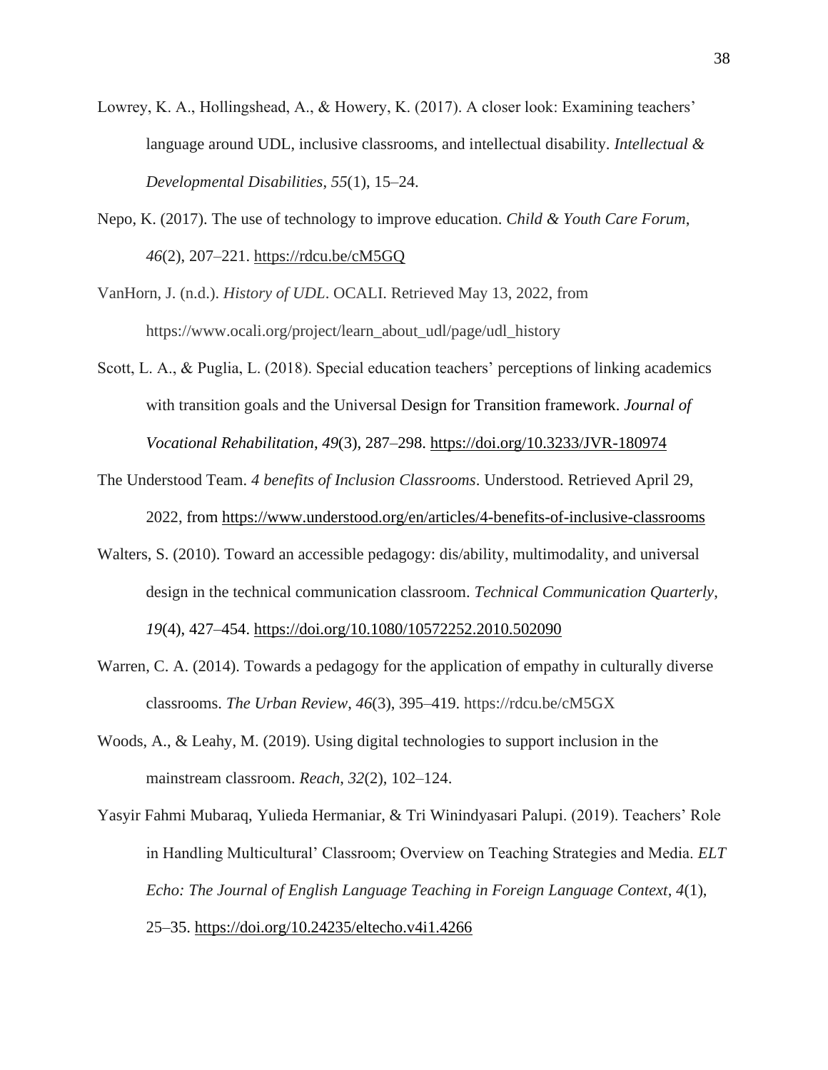Lowrey, K. A., Hollingshead, A., & Howery, K. (2017). A closer look: Examining teachers' language around UDL, inclusive classrooms, and intellectual disability. *Intellectual & Developmental Disabilities*, *55*(1), 15–24.

Nepo, K. (2017). The use of technology to improve education. *Child & Youth Care Forum*, *46*(2), 207–221. https://rdcu.be/cM5GQ

VanHorn, J. (n.d.). *History of UDL*. OCALI. Retrieved May 13, 2022, from https://www.ocali.org/project/learn_about_udl/page/udl_history

Scott, L. A., & Puglia, L. (2018). Special education teachers' perceptions of linking academics with transition goals and the Universal Design for Transition framework. *Journal of Vocational Rehabilitation*, *49*(3), 287–298. https://doi.org/10.3233/JVR-180974

The Understood Team. *4 benefits of Inclusion Classrooms*. Understood. Retrieved April 29, 2022, from https://www.understood.org/en/articles/4-benefits-of-inclusive-classrooms

Walters, S. (2010). Toward an accessible pedagogy: dis/ability, multimodality, and universal design in the technical communication classroom. *Technical Communication Quarterly*, *19*(4), 427–454. https://doi.org/10.1080/10572252.2010.502090

Warren, C. A. (2014). Towards a pedagogy for the application of empathy in culturally diverse classrooms. *The Urban Review*, *46*(3), 395–419. https://rdcu.be/cM5GX

Woods, A., & Leahy, M. (2019). Using digital technologies to support inclusion in the mainstream classroom. *Reach*, *32*(2), 102–124.

Yasyir Fahmi Mubaraq, Yulieda Hermaniar, & Tri Winindyasari Palupi. (2019). Teachers' Role in Handling Multicultural' Classroom; Overview on Teaching Strategies and Media. *ELT Echo: The Journal of English Language Teaching in Foreign Language Context*, *4*(1), 25–35. https://doi.org/10.24235/eltecho.v4i1.4266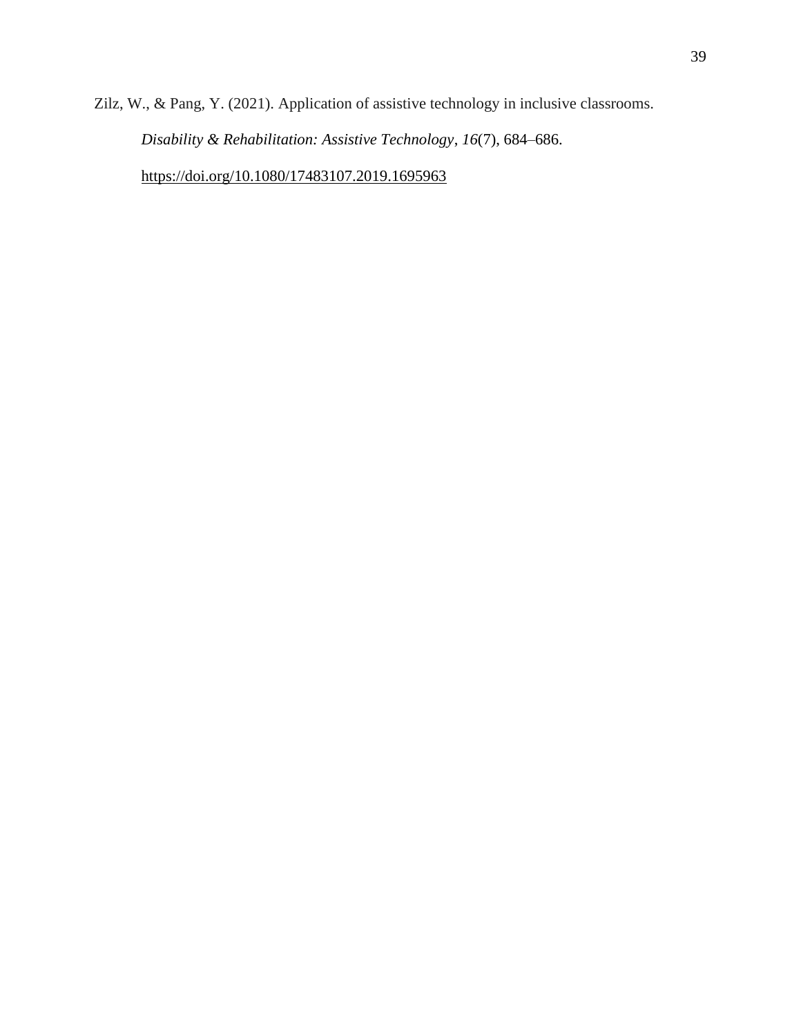Zilz, W., & Pang, Y. (2021). Application of assistive technology in inclusive classrooms. *Disability & Rehabilitation: Assistive Technology*, *16*(7), 684–686. https://doi.org/10.1080/17483107.2019.1695963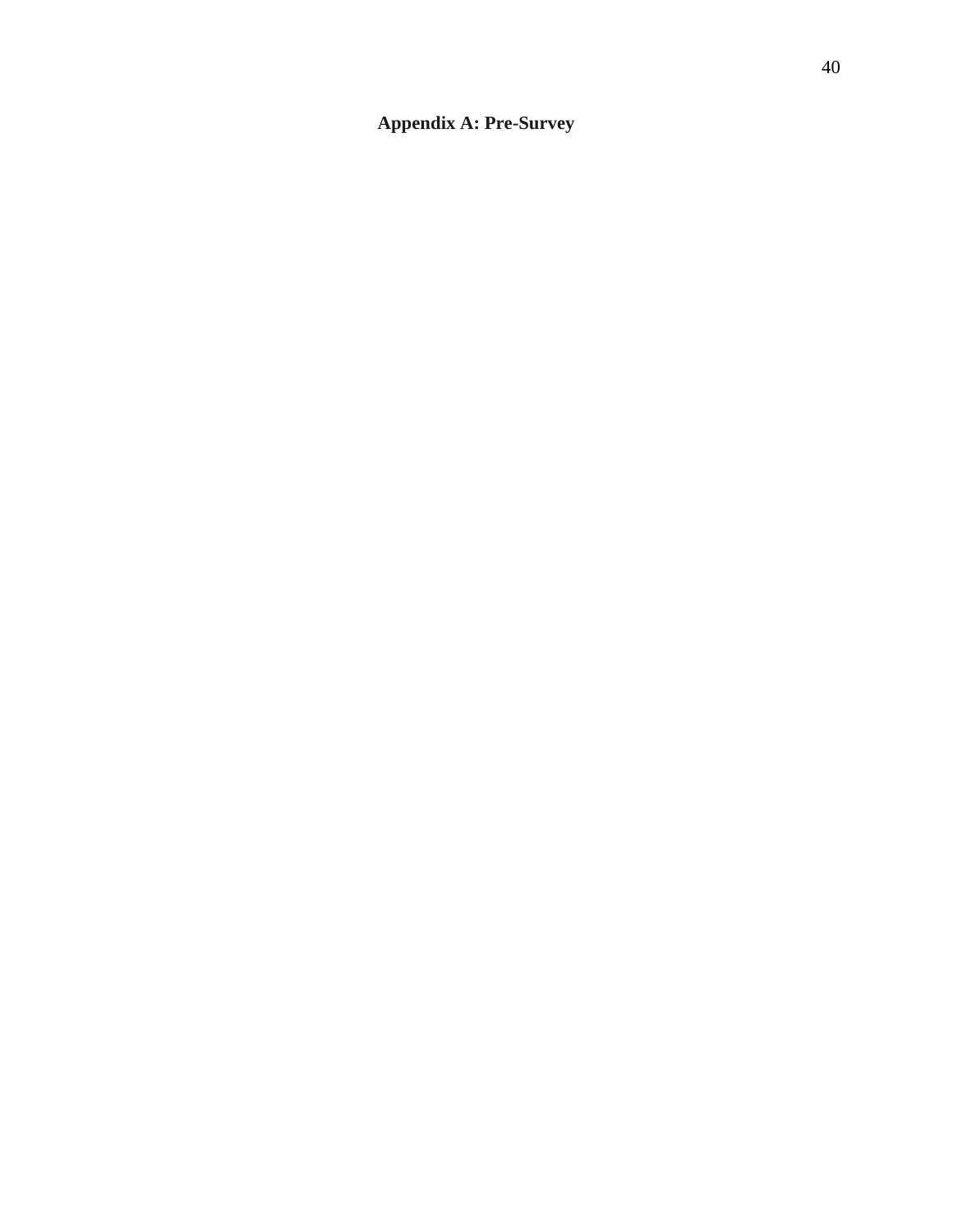# Appendix A: Pre-Survey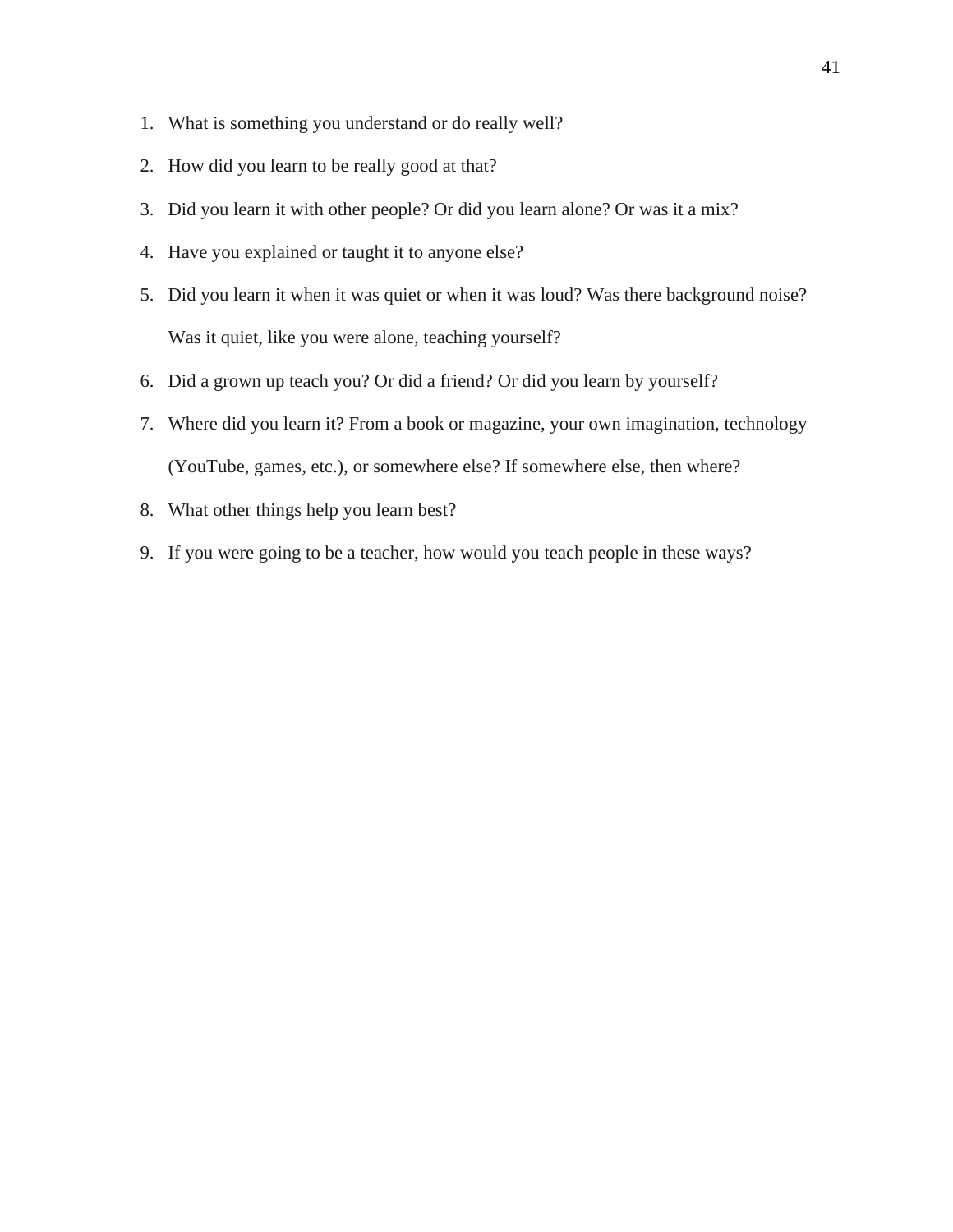1. What is something you understand or do really well?
2. How did you learn to be really good at that?
3. Did you learn it with other people? Or did you learn alone? Or was it a mix?
4. Have you explained or taught it to anyone else?
5. Did you learn it when it was quiet or when it was loud? Was there background noise? Was it quiet, like you were alone, teaching yourself?
6. Did a grown up teach you? Or did a friend? Or did you learn by yourself?
7. Where did you learn it? From a book or magazine, your own imagination, technology (YouTube, games, etc.), or somewhere else? If somewhere else, then where?
8. What other things help you learn best?
9. If you were going to be a teacher, how would you teach people in these ways?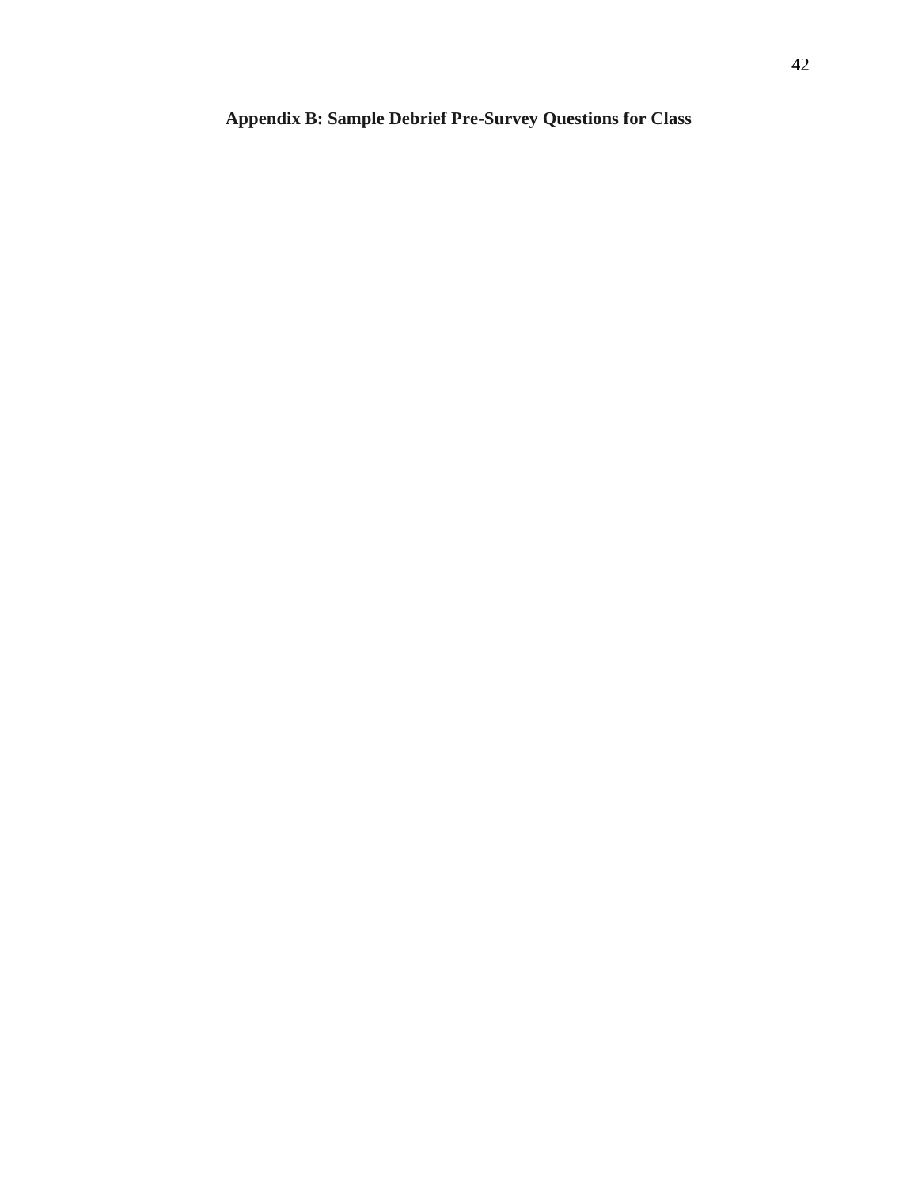# Appendix B: Sample Debrief Pre-Survey Questions for Class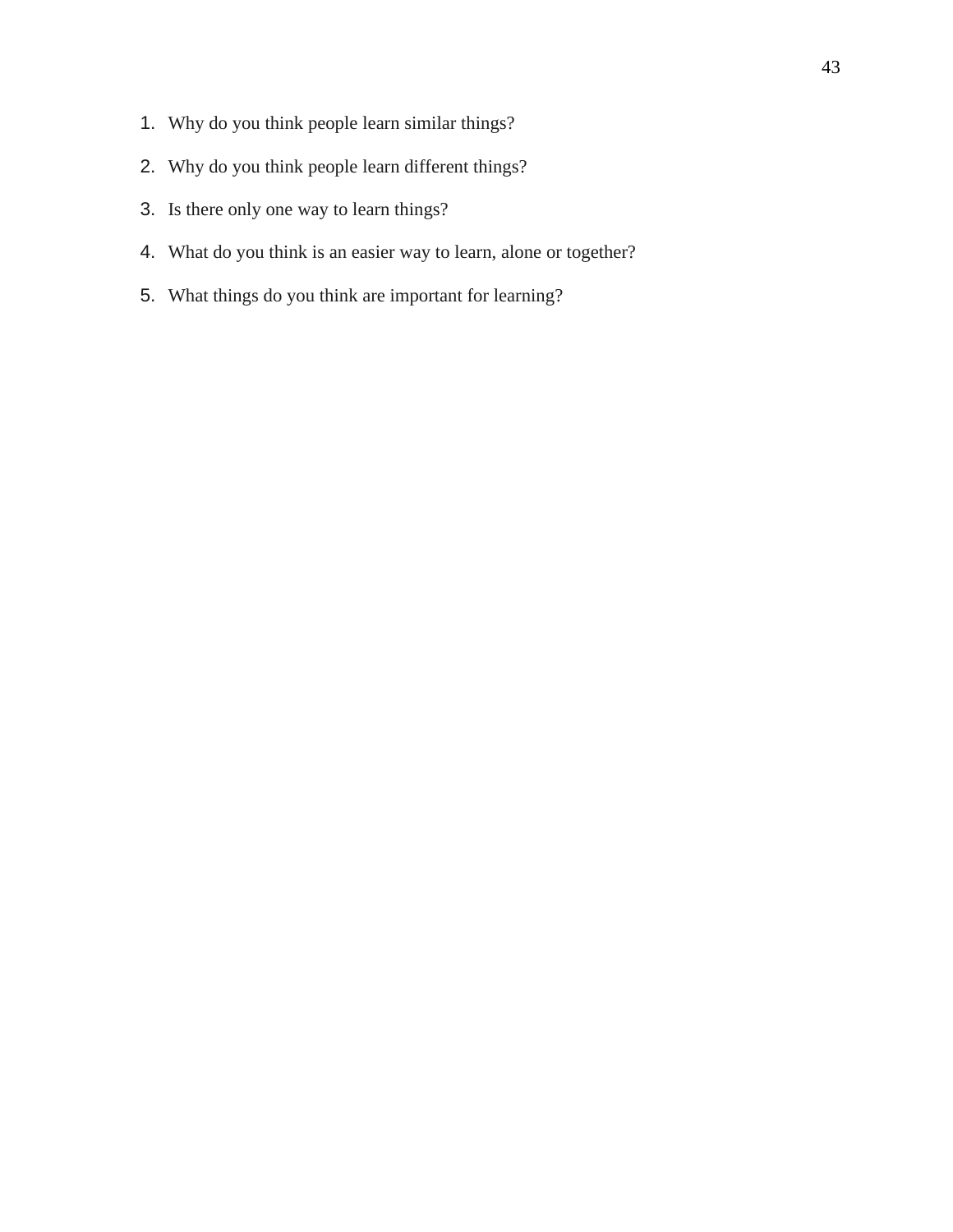1. Why do you think people learn similar things?
2. Why do you think people learn different things?
3. Is there only one way to learn things?
4. What do you think is an easier way to learn, alone or together?
5. What things do you think are important for learning?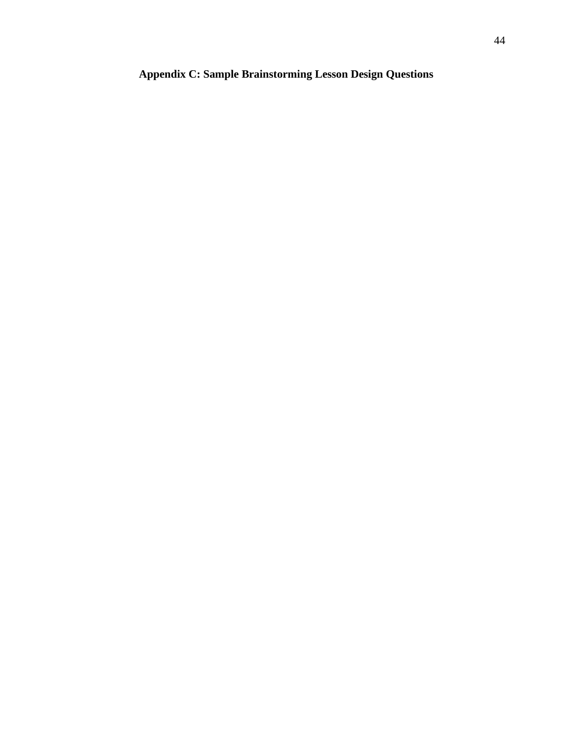# Appendix C: Sample Brainstorming Lesson Design Questions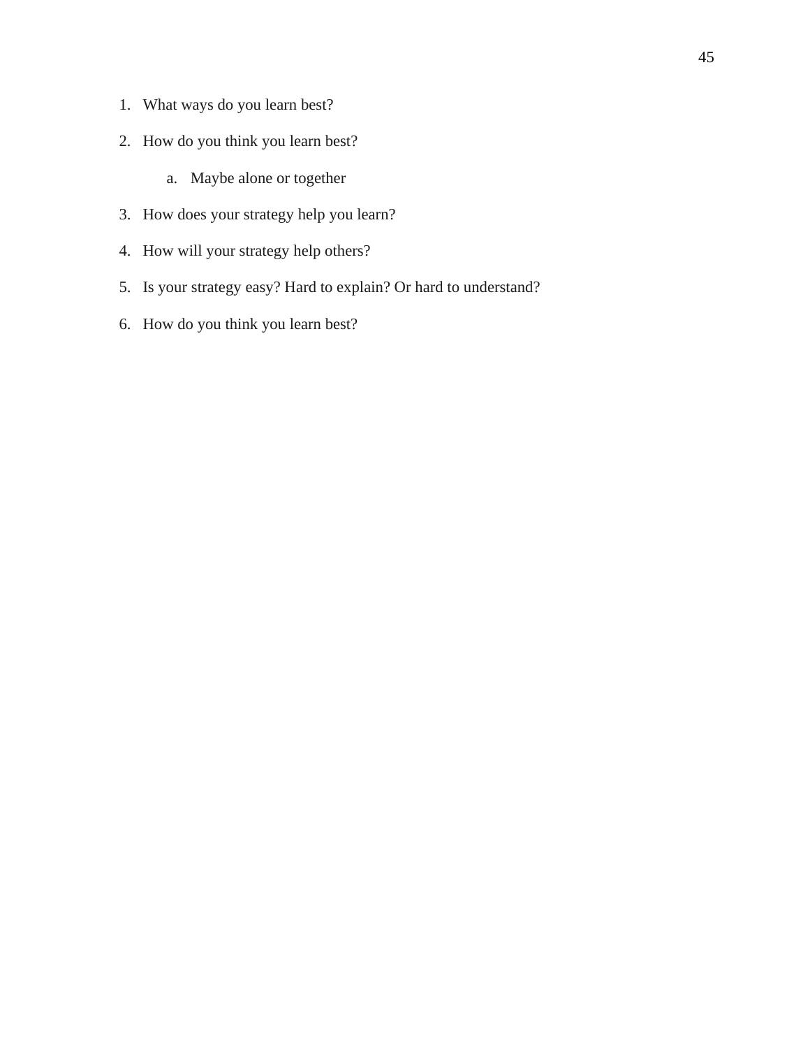1. What ways do you learn best?
2. How do you think you learn best?
    a. Maybe alone or together
3. How does your strategy help you learn?
4. How will your strategy help others?
5. Is your strategy easy? Hard to explain? Or hard to understand?
6. How do you think you learn best?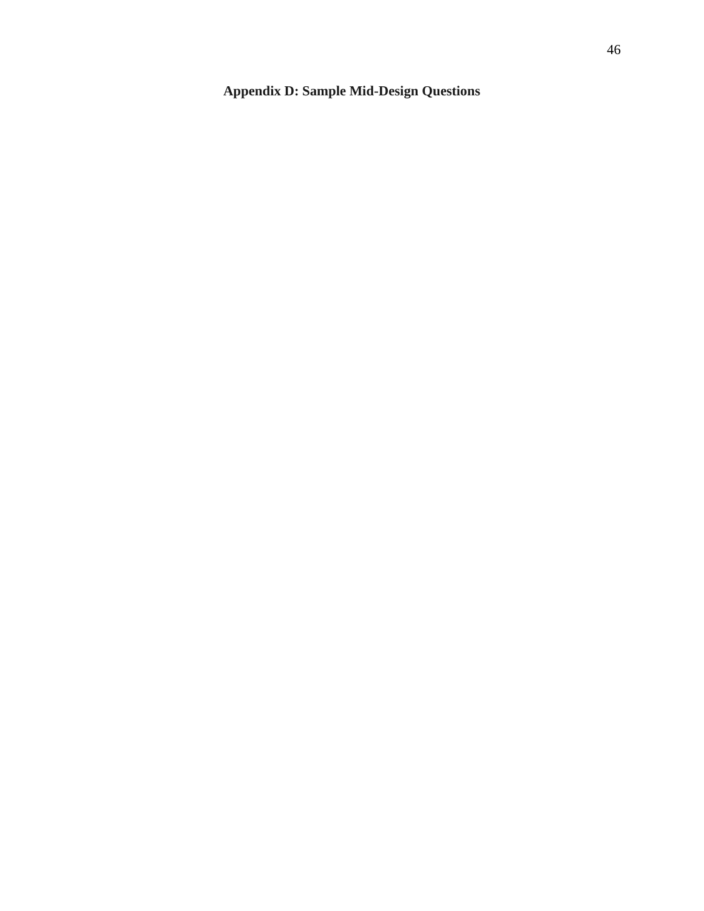## Appendix D: Sample Mid-Design Questions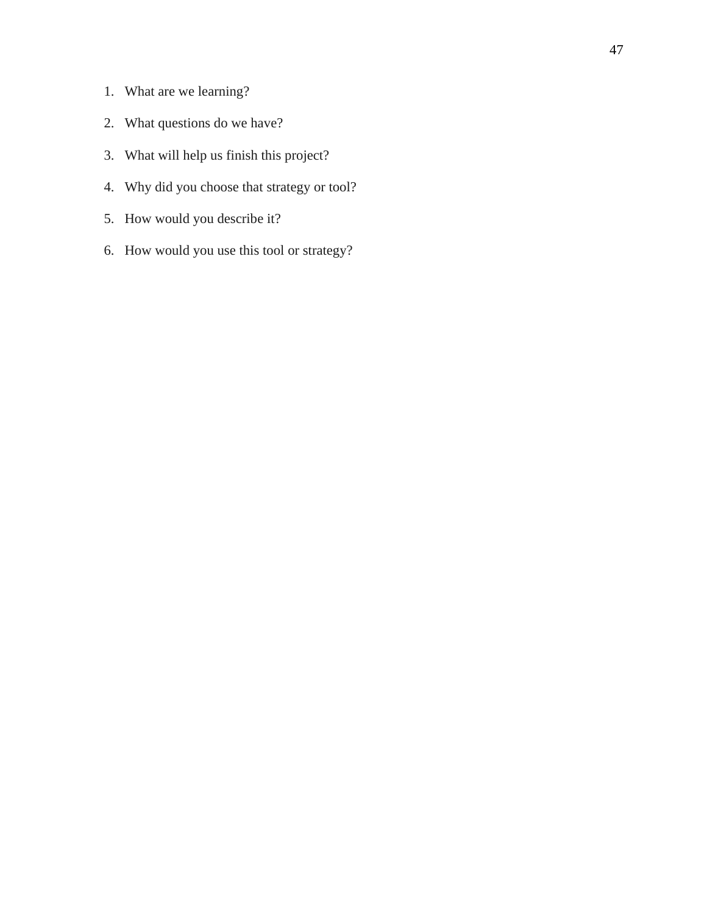1. What are we learning?
2. What questions do we have?
3. What will help us finish this project?
4. Why did you choose that strategy or tool?
5. How would you describe it?
6. How would you use this tool or strategy?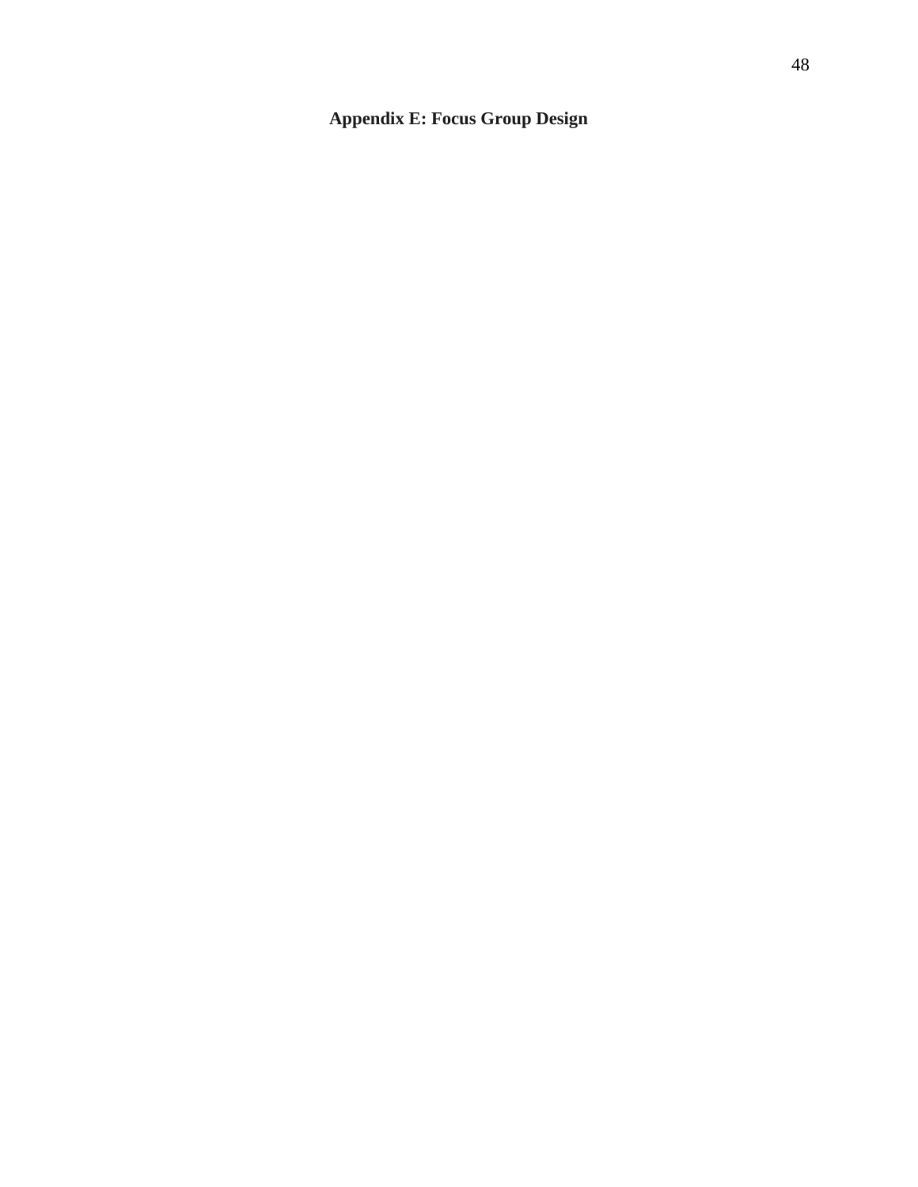# Appendix E: Focus Group Design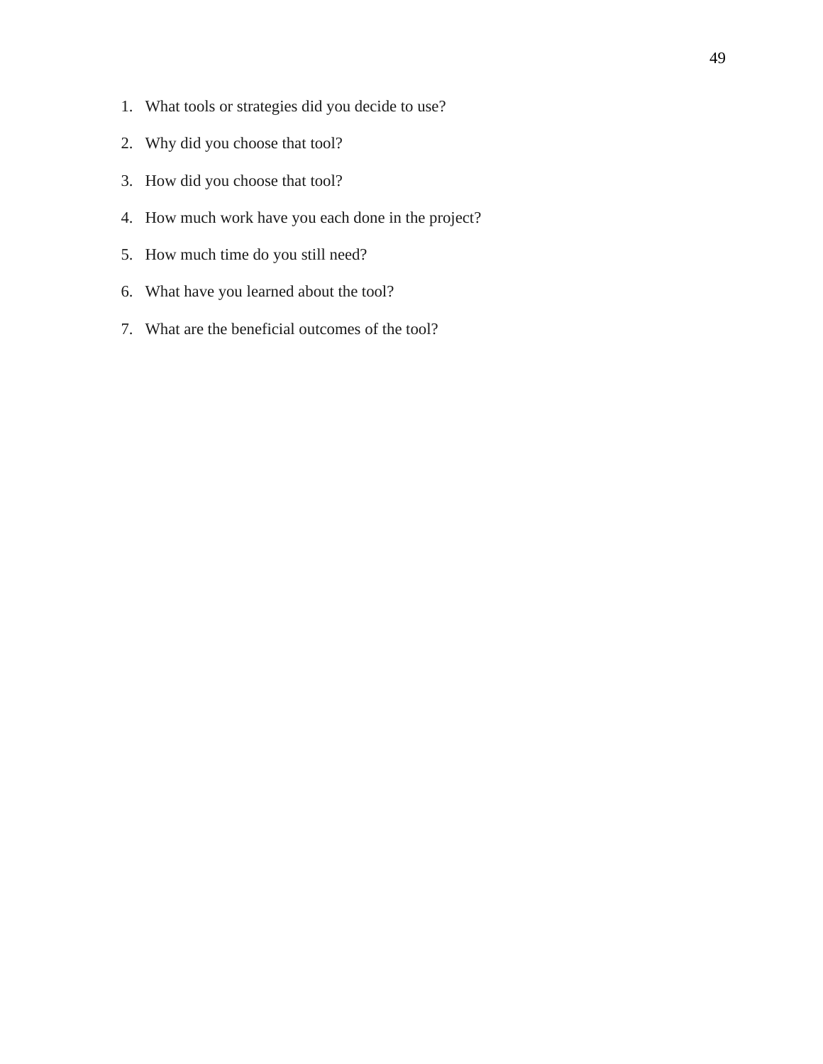1. What tools or strategies did you decide to use?
2. Why did you choose that tool?
3. How did you choose that tool?
4. How much work have you each done in the project?
5. How much time do you still need?
6. What have you learned about the tool?
7. What are the beneficial outcomes of the tool?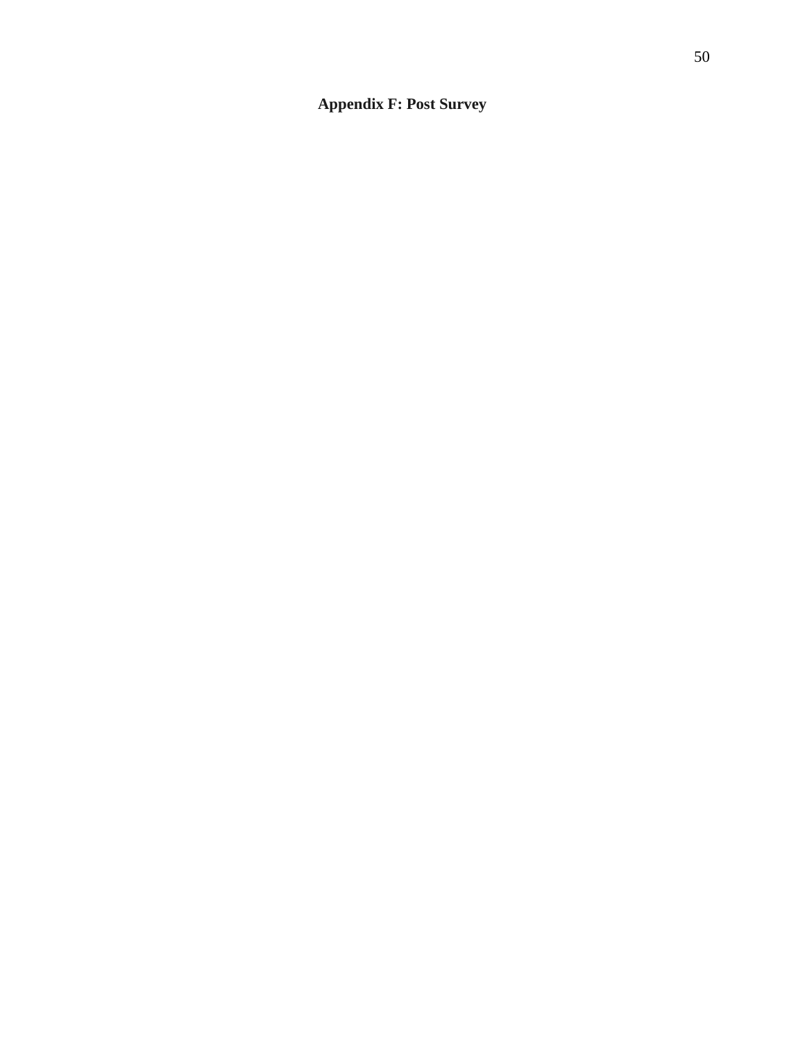# Appendix F: Post Survey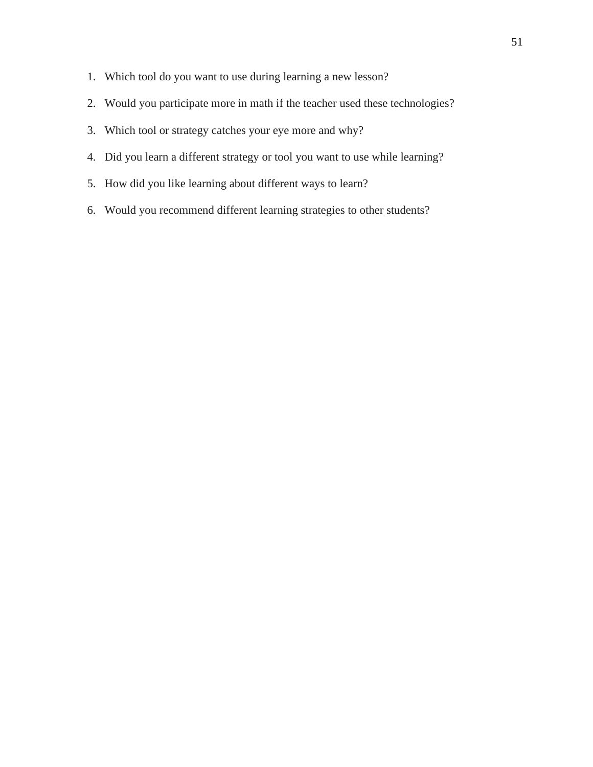1. Which tool do you want to use during learning a new lesson?
2. Would you participate more in math if the teacher used these technologies?
3. Which tool or strategy catches your eye more and why?
4. Did you learn a different strategy or tool you want to use while learning?
5. How did you like learning about different ways to learn?
6. Would you recommend different learning strategies to other students?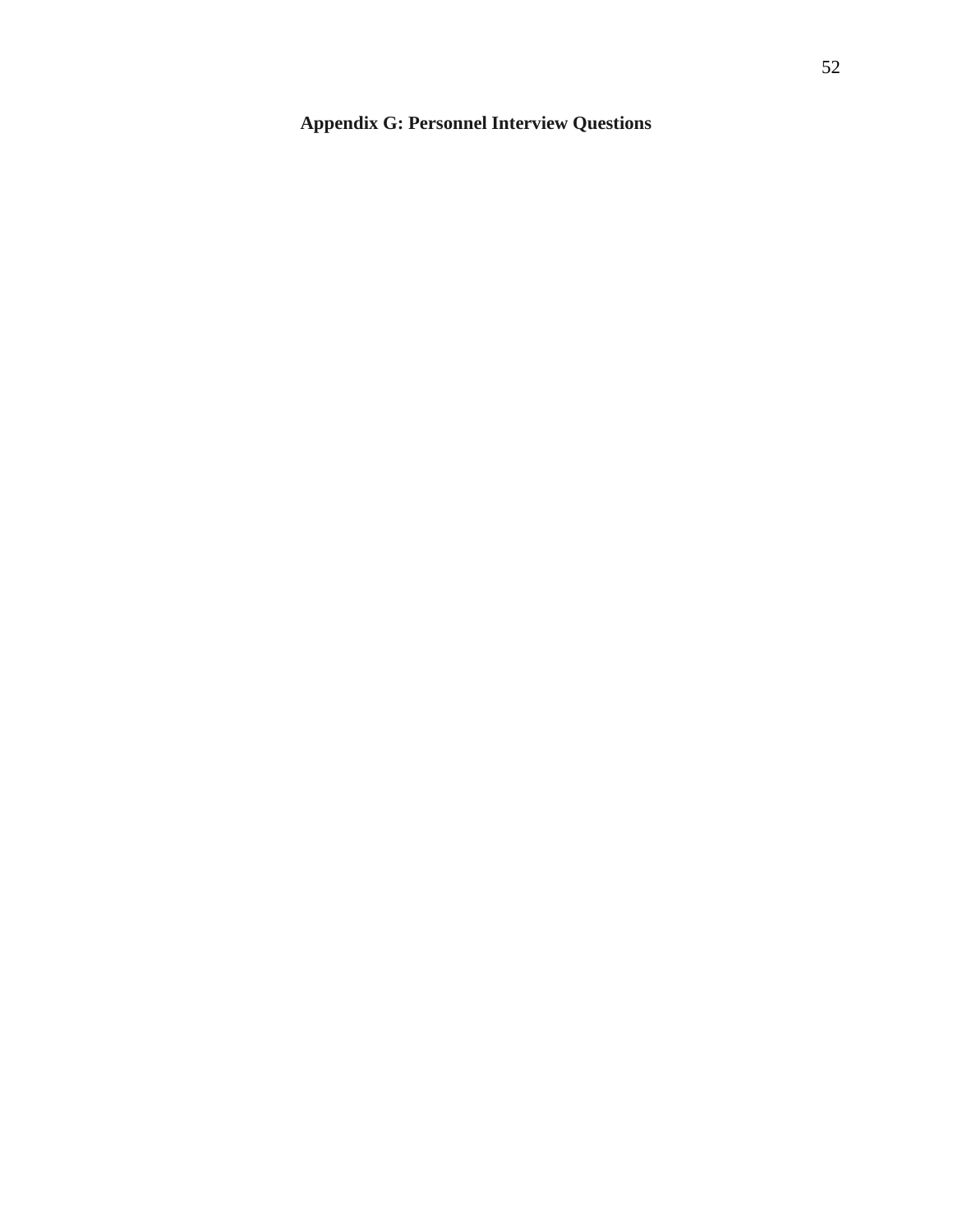# Appendix G: Personnel Interview Questions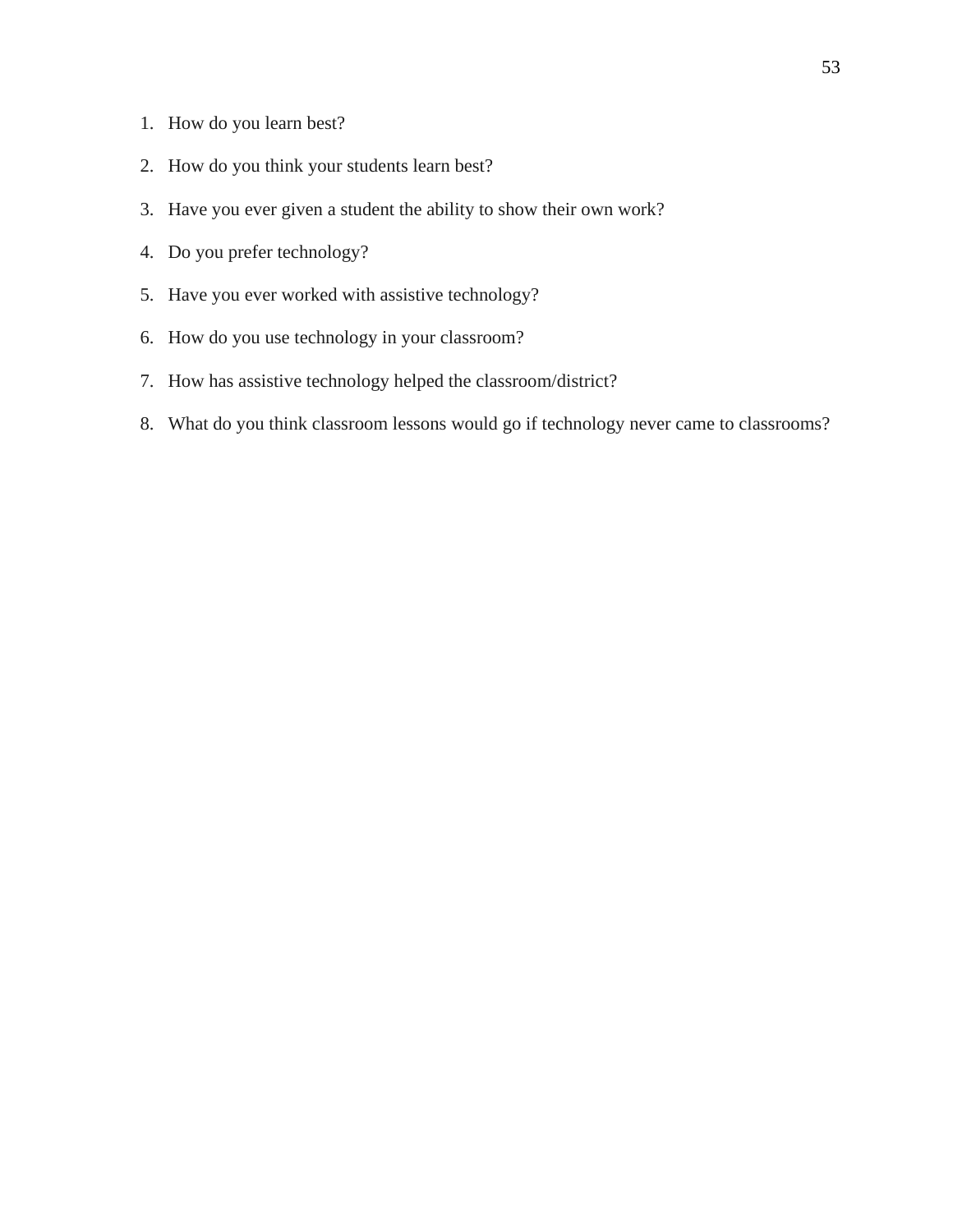1. How do you learn best?
2. How do you think your students learn best?
3. Have you ever given a student the ability to show their own work?
4. Do you prefer technology?
5. Have you ever worked with assistive technology?
6. How do you use technology in your classroom?
7. How has assistive technology helped the classroom/district?
8. What do you think classroom lessons would go if technology never came to classrooms?